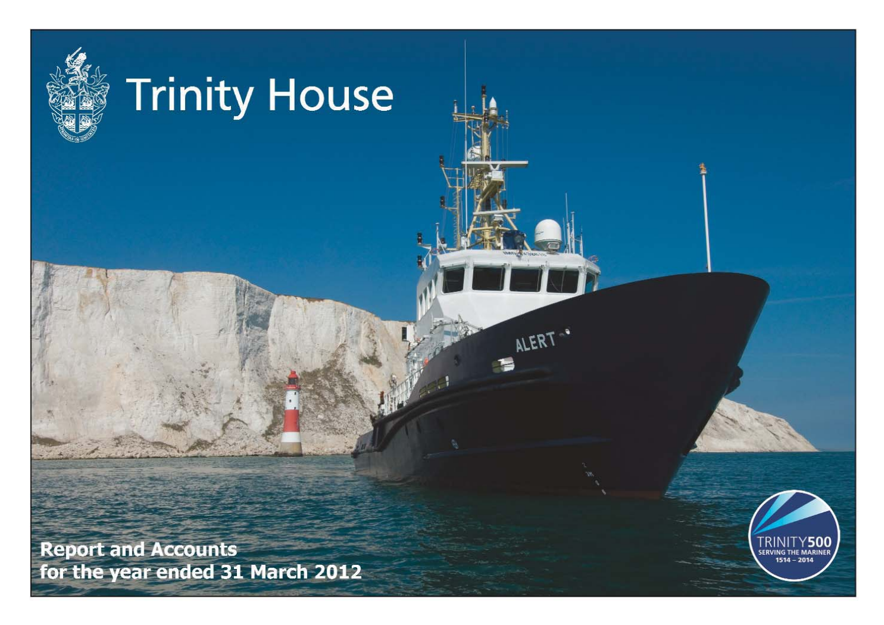# Trinity House

**Report and Accounts for the year ended 31 March 2012**

TRINITY500
SERVING THE MARINER
1514 – 2014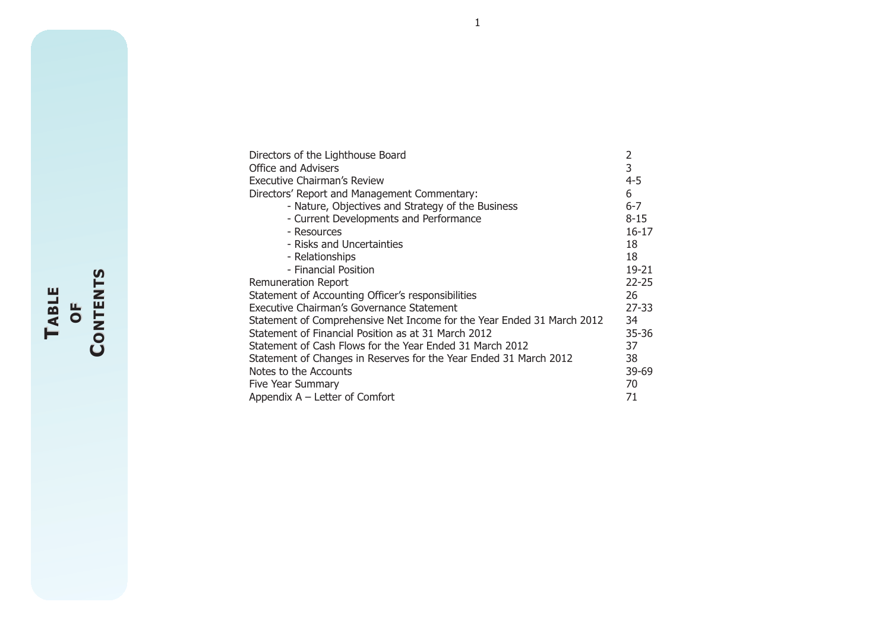# Table of Contents

| | |
|---|---|
| Directors of the Lighthouse Board | 2 |
| Office and Advisers | 3 |
| Executive Chairman's Review | 4-5 |
| Directors' Report and Management Commentary: | 6 |
| - Nature, Objectives and Strategy of the Business | 6-7 |
| - Current Developments and Performance | 8-15 |
| - Resources | 16-17 |
| - Risks and Uncertainties | 18 |
| - Relationships | 18 |
| - Financial Position | 19-21 |
| Remuneration Report | 22-25 |
| Statement of Accounting Officer's responsibilities | 26 |
| Executive Chairman's Governance Statement | 27-33 |
| Statement of Comprehensive Net Income for the Year Ended 31 March 2012 | 34 |
| Statement of Financial Position as at 31 March 2012 | 35-36 |
| Statement of Cash Flows for the Year Ended 31 March 2012 | 37 |
| Statement of Changes in Reserves for the Year Ended 31 March 2012 | 38 |
| Notes to the Accounts | 39-69 |
| Five Year Summary | 70 |
| Appendix A – Letter of Comfort | 71 |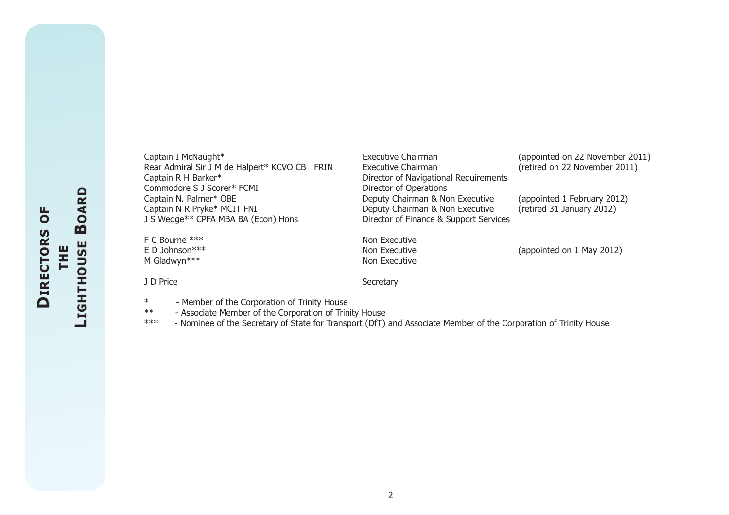# Directors of the Lighthouse Board

| Name | Position | Notes |
|---|---|---|
| Captain I McNaught* | Executive Chairman | (appointed on 22 November 2011) |
| Rear Admiral Sir J M de Halpert* KCVO CB FRIN | Executive Chairman | (retired on 22 November 2011) |
| Captain R H Barker* | Director of Navigational Requirements | |
| Commodore S J Scorer* FCMI | Director of Operations | |
| Captain N. Palmer* OBE | Deputy Chairman & Non Executive | (appointed 1 February 2012) |
| Captain N R Pryke* MCIT FNI | Deputy Chairman & Non Executive | (retired 31 January 2012) |
| J S Wedge** CPFA MBA BA (Econ) Hons | Director of Finance & Support Services | |
| F C Bourne *** | Non Executive | |
| E D Johnson*** | Non Executive | (appointed on 1 May 2012) |
| M Gladwyn*** | Non Executive | |
| J D Price | Secretary | |

\* - Member of the Corporation of Trinity House

** - Associate Member of the Corporation of Trinity House

*** - Nominee of the Secretary of State for Transport (DfT) and Associate Member of the Corporation of Trinity House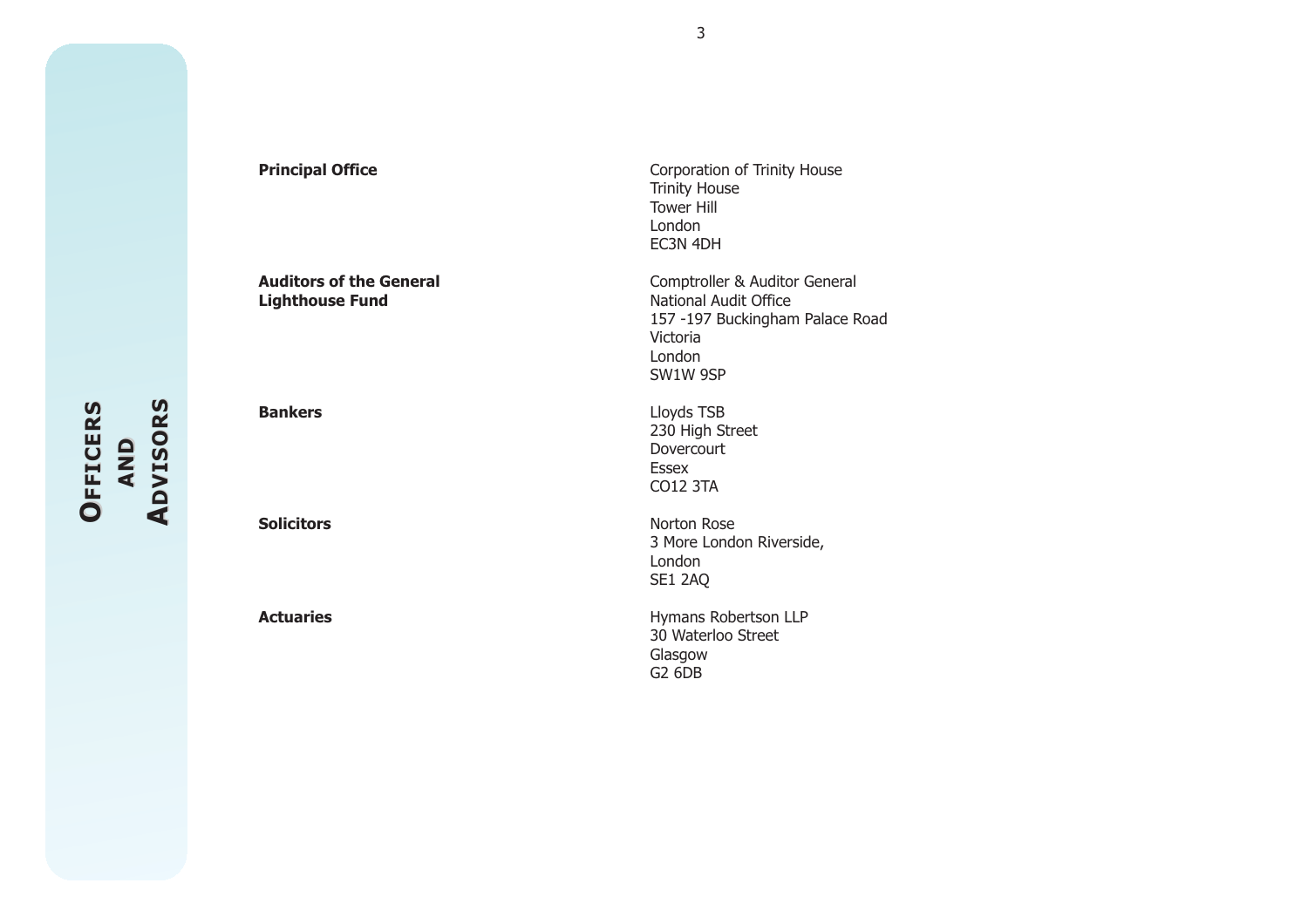# Officers and Advisors

| | |
|---|---|
| **Principal Office** | Corporation of Trinity House<br>Trinity House<br>Tower Hill<br>London<br>EC3N 4DH |
| **Auditors of the General Lighthouse Fund** | Comptroller & Auditor General<br>National Audit Office<br>157 -197 Buckingham Palace Road<br>Victoria<br>London<br>SW1W 9SP |
| **Bankers** | Lloyds TSB<br>230 High Street<br>Dovercourt<br>Essex<br>CO12 3TA |
| **Solicitors** | Norton Rose<br>3 More London Riverside,<br>London<br>SE1 2AQ |
| **Actuaries** | Hymans Robertson LLP<br>30 Waterloo Street<br>Glasgow<br>G2 6DB |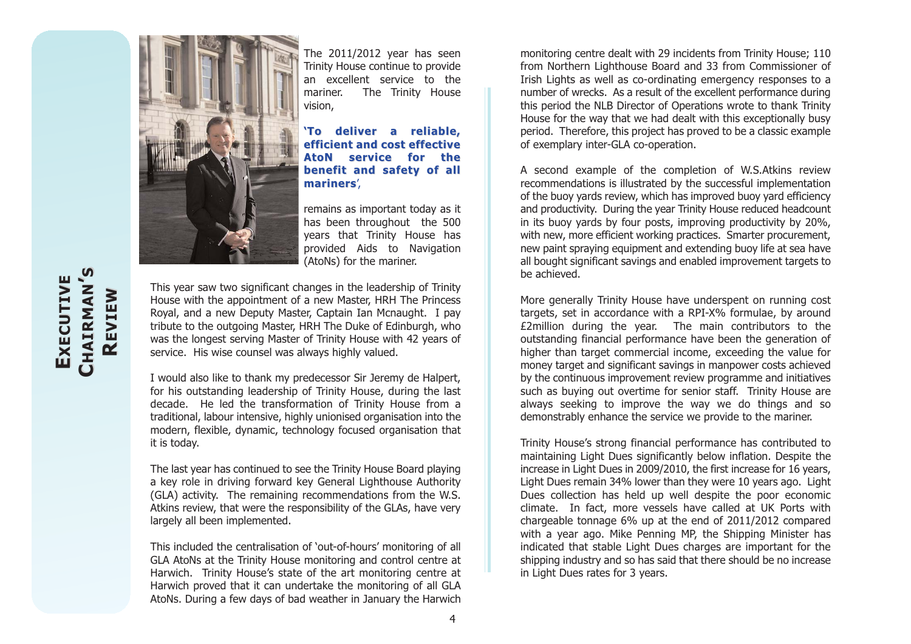# Executive Chairman's Review

The 2011/2012 year has seen Trinity House continue to provide an excellent service to the mariner. The Trinity House vision,

**'To deliver a reliable, efficient and cost effective AtoN service for the benefit and safety of all mariners'**,

remains as important today as it has been throughout the 500 years that Trinity House has provided Aids to Navigation (AtoNs) for the mariner.

This year saw two significant changes in the leadership of Trinity House with the appointment of a new Master, HRH The Princess Royal, and a new Deputy Master, Captain Ian Mcnaught. I pay tribute to the outgoing Master, HRH The Duke of Edinburgh, who was the longest serving Master of Trinity House with 42 years of service. His wise counsel was always highly valued.

I would also like to thank my predecessor Sir Jeremy de Halpert, for his outstanding leadership of Trinity House, during the last decade. He led the transformation of Trinity House from a traditional, labour intensive, highly unionised organisation into the modern, flexible, dynamic, technology focused organisation that it is today.

The last year has continued to see the Trinity House Board playing a key role in driving forward key General Lighthouse Authority (GLA) activity. The remaining recommendations from the W.S. Atkins review, that were the responsibility of the GLAs, have very largely all been implemented.

This included the centralisation of 'out-of-hours' monitoring of all GLA AtoNs at the Trinity House monitoring and control centre at Harwich. Trinity House's state of the art monitoring centre at Harwich proved that it can undertake the monitoring of all GLA AtoNs. During a few days of bad weather in January the Harwich monitoring centre dealt with 29 incidents from Trinity House; 110 from Northern Lighthouse Board and 33 from Commissioner of Irish Lights as well as co-ordinating emergency responses to a number of wrecks. As a result of the excellent performance during this period the NLB Director of Operations wrote to thank Trinity House for the way that we had dealt with this exceptionally busy period. Therefore, this project has proved to be a classic example of exemplary inter-GLA co-operation.

A second example of the completion of W.S.Atkins review recommendations is illustrated by the successful implementation of the buoy yards review, which has improved buoy yard efficiency and productivity. During the year Trinity House reduced headcount in its buoy yards by four posts, improving productivity by 20%, with new, more efficient working practices. Smarter procurement, new paint spraying equipment and extending buoy life at sea have all bought significant savings and enabled improvement targets to be achieved.

More generally Trinity House have underspent on running cost targets, set in accordance with a RPI-X% formulae, by around £2million during the year. The main contributors to the outstanding financial performance have been the generation of higher than target commercial income, exceeding the value for money target and significant savings in manpower costs achieved by the continuous improvement review programme and initiatives such as buying out overtime for senior staff. Trinity House are always seeking to improve the way we do things and so demonstrably enhance the service we provide to the mariner.

Trinity House's strong financial performance has contributed to maintaining Light Dues significantly below inflation. Despite the increase in Light Dues in 2009/2010, the first increase for 16 years, Light Dues remain 34% lower than they were 10 years ago. Light Dues collection has held up well despite the poor economic climate. In fact, more vessels have called at UK Ports with chargeable tonnage 6% up at the end of 2011/2012 compared with a year ago. Mike Penning MP, the Shipping Minister has indicated that stable Light Dues charges are important for the shipping industry and so has said that there should be no increase in Light Dues rates for 3 years.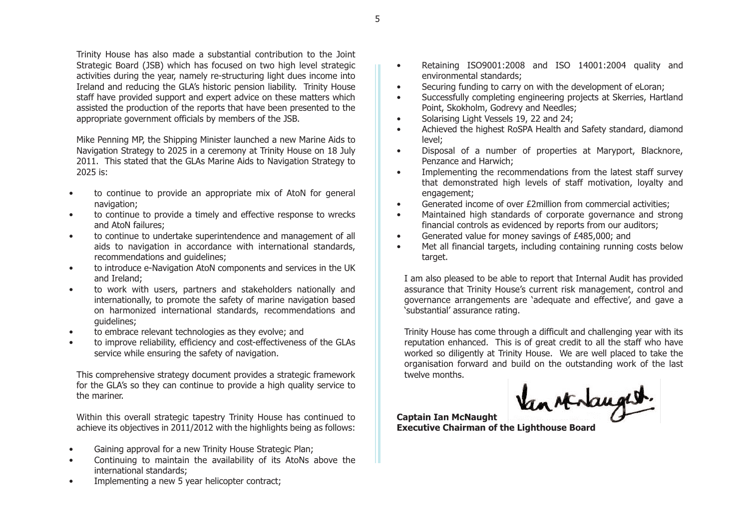Trinity House has also made a substantial contribution to the Joint Strategic Board (JSB) which has focused on two high level strategic activities during the year, namely re-structuring light dues income into Ireland and reducing the GLA's historic pension liability. Trinity House staff have provided support and expert advice on these matters which assisted the production of the reports that have been presented to the appropriate government officials by members of the JSB.

Mike Penning MP, the Shipping Minister launched a new Marine Aids to Navigation Strategy to 2025 in a ceremony at Trinity House on 18 July 2011. This stated that the GLAs Marine Aids to Navigation Strategy to 2025 is:

- to continue to provide an appropriate mix of AtoN for general navigation;
- to continue to provide a timely and effective response to wrecks and AtoN failures;
- to continue to undertake superintendence and management of all aids to navigation in accordance with international standards, recommendations and guidelines;
- to introduce e-Navigation AtoN components and services in the UK and Ireland;
- to work with users, partners and stakeholders nationally and internationally, to promote the safety of marine navigation based on harmonized international standards, recommendations and guidelines;
- to embrace relevant technologies as they evolve; and
- to improve reliability, efficiency and cost-effectiveness of the GLAs service while ensuring the safety of navigation.

This comprehensive strategy document provides a strategic framework for the GLA's so they can continue to provide a high quality service to the mariner.

Within this overall strategic tapestry Trinity House has continued to achieve its objectives in 2011/2012 with the highlights being as follows:

- Gaining approval for a new Trinity House Strategic Plan;
- Continuing to maintain the availability of its AtoNs above the international standards;
- Implementing a new 5 year helicopter contract;
- Retaining ISO9001:2008 and ISO 14001:2004 quality and environmental standards;
- Securing funding to carry on with the development of eLoran;
- Successfully completing engineering projects at Skerries, Hartland Point, Skokholm, Godrevy and Needles;
- Solarising Light Vessels 19, 22 and 24;
- Achieved the highest RoSPA Health and Safety standard, diamond level;
- Disposal of a number of properties at Maryport, Blacknore, Penzance and Harwich;
- Implementing the recommendations from the latest staff survey that demonstrated high levels of staff motivation, loyalty and engagement;
- Generated income of over £2million from commercial activities;
- Maintained high standards of corporate governance and strong financial controls as evidenced by reports from our auditors;
- Generated value for money savings of £485,000; and
- Met all financial targets, including containing running costs below target.

I am also pleased to be able to report that Internal Audit has provided assurance that Trinity House's current risk management, control and governance arrangements are 'adequate and effective', and gave a 'substantial' assurance rating.

Trinity House has come through a difficult and challenging year with its reputation enhanced. This is of great credit to all the staff who have worked so diligently at Trinity House. We are well placed to take the organisation forward and build on the outstanding work of the last twelve months.

**Captain Ian McNaught**
**Executive Chairman of the Lighthouse Board**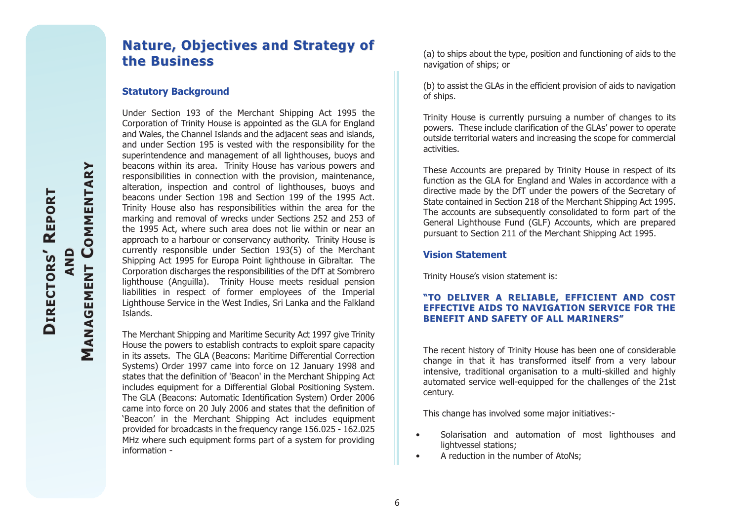## Nature, Objectives and Strategy of the Business

### Statutory Background

Under Section 193 of the Merchant Shipping Act 1995 the Corporation of Trinity House is appointed as the GLA for England and Wales, the Channel Islands and the adjacent seas and islands, and under Section 195 is vested with the responsibility for the superintendence and management of all lighthouses, buoys and beacons within its area. Trinity House has various powers and responsibilities in connection with the provision, maintenance, alteration, inspection and control of lighthouses, buoys and beacons under Section 198 and Section 199 of the 1995 Act. Trinity House also has responsibilities within the area for the marking and removal of wrecks under Sections 252 and 253 of the 1995 Act, where such area does not lie within or near an approach to a harbour or conservancy authority. Trinity House is currently responsible under Section 193(5) of the Merchant Shipping Act 1995 for Europa Point lighthouse in Gibraltar. The Corporation discharges the responsibilities of the DfT at Sombrero lighthouse (Anguilla). Trinity House meets residual pension liabilities in respect of former employees of the Imperial Lighthouse Service in the West Indies, Sri Lanka and the Falkland Islands.

The Merchant Shipping and Maritime Security Act 1997 give Trinity House the powers to establish contracts to exploit spare capacity in its assets. The GLA (Beacons: Maritime Differential Correction Systems) Order 1997 came into force on 12 January 1998 and states that the definition of 'Beacon' in the Merchant Shipping Act includes equipment for a Differential Global Positioning System. The GLA (Beacons: Automatic Identification System) Order 2006 came into force on 20 July 2006 and states that the definition of 'Beacon' in the Merchant Shipping Act includes equipment provided for broadcasts in the frequency range 156.025 - 162.025 MHz where such equipment forms part of a system for providing information -

(a) to ships about the type, position and functioning of aids to the navigation of ships; or

(b) to assist the GLAs in the efficient provision of aids to navigation of ships.

Trinity House is currently pursuing a number of changes to its powers. These include clarification of the GLAs' power to operate outside territorial waters and increasing the scope for commercial activities.

These Accounts are prepared by Trinity House in respect of its function as the GLA for England and Wales in accordance with a directive made by the DfT under the powers of the Secretary of State contained in Section 218 of the Merchant Shipping Act 1995. The accounts are subsequently consolidated to form part of the General Lighthouse Fund (GLF) Accounts, which are prepared pursuant to Section 211 of the Merchant Shipping Act 1995.

### Vision Statement

Trinity House's vision statement is:

**"TO DELIVER A RELIABLE, EFFICIENT AND COST EFFECTIVE AIDS TO NAVIGATION SERVICE FOR THE BENEFIT AND SAFETY OF ALL MARINERS"**

The recent history of Trinity House has been one of considerable change in that it has transformed itself from a very labour intensive, traditional organisation to a multi-skilled and highly automated service well-equipped for the challenges of the 21st century.

This change has involved some major initiatives:-

- Solarisation and automation of most lighthouses and lightvessel stations;
- A reduction in the number of AtoNs;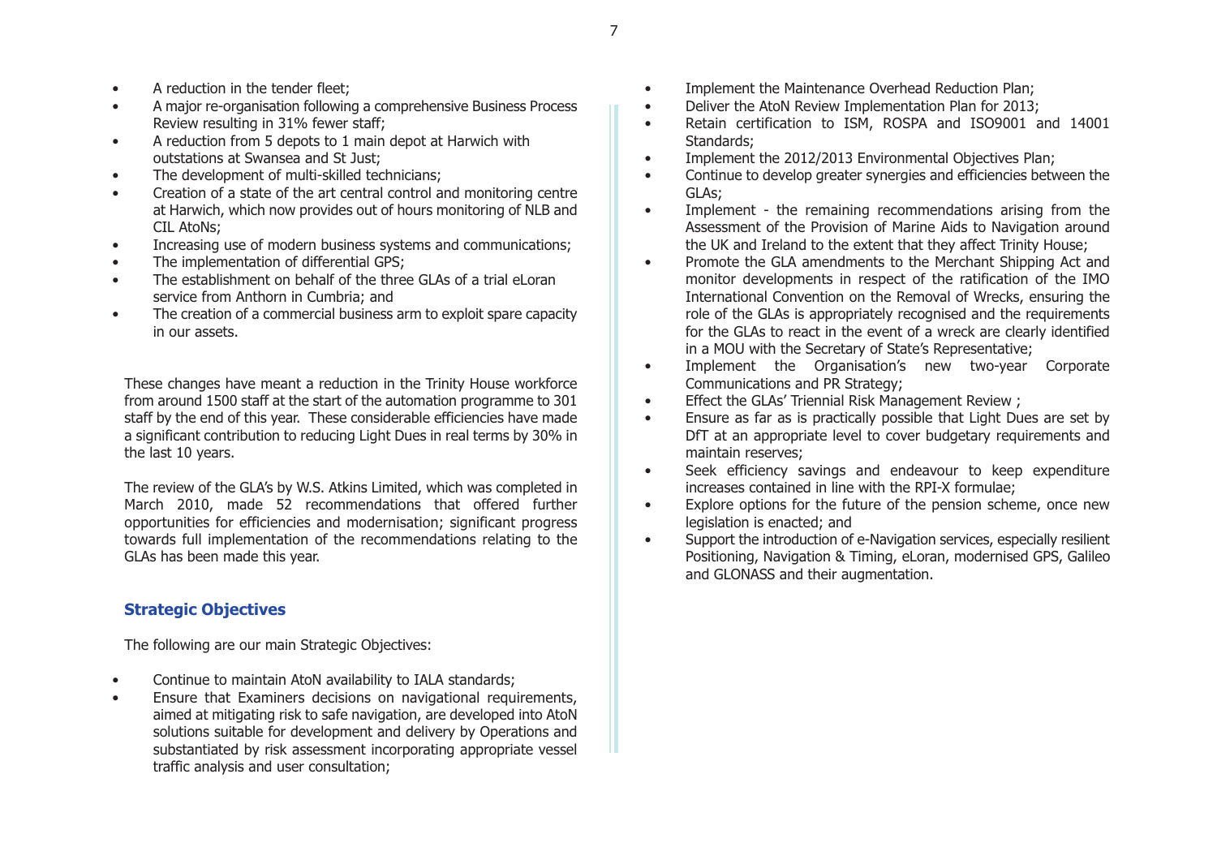- A reduction in the tender fleet;
- A major re-organisation following a comprehensive Business Process Review resulting in 31% fewer staff;
- A reduction from 5 depots to 1 main depot at Harwich with outstations at Swansea and St Just;
- The development of multi-skilled technicians;
- Creation of a state of the art central control and monitoring centre at Harwich, which now provides out of hours monitoring of NLB and CIL AtoNs;
- Increasing use of modern business systems and communications;
- The implementation of differential GPS;
- The establishment on behalf of the three GLAs of a trial eLoran service from Anthorn in Cumbria; and
- The creation of a commercial business arm to exploit spare capacity in our assets.

These changes have meant a reduction in the Trinity House workforce from around 1500 staff at the start of the automation programme to 301 staff by the end of this year. These considerable efficiencies have made a significant contribution to reducing Light Dues in real terms by 30% in the last 10 years.

The review of the GLA's by W.S. Atkins Limited, which was completed in March 2010, made 52 recommendations that offered further opportunities for efficiencies and modernisation; significant progress towards full implementation of the recommendations relating to the GLAs has been made this year.

## Strategic Objectives

The following are our main Strategic Objectives:

- Continue to maintain AtoN availability to IALA standards;
- Ensure that Examiners decisions on navigational requirements, aimed at mitigating risk to safe navigation, are developed into AtoN solutions suitable for development and delivery by Operations and substantiated by risk assessment incorporating appropriate vessel traffic analysis and user consultation;
- Implement the Maintenance Overhead Reduction Plan;
- Deliver the AtoN Review Implementation Plan for 2013;
- Retain certification to ISM, ROSPA and ISO9001 and 14001 Standards;
- Implement the 2012/2013 Environmental Objectives Plan;
- Continue to develop greater synergies and efficiencies between the GLAs;
- Implement - the remaining recommendations arising from the Assessment of the Provision of Marine Aids to Navigation around the UK and Ireland to the extent that they affect Trinity House;
- Promote the GLA amendments to the Merchant Shipping Act and monitor developments in respect of the ratification of the IMO International Convention on the Removal of Wrecks, ensuring the role of the GLAs is appropriately recognised and the requirements for the GLAs to react in the event of a wreck are clearly identified in a MOU with the Secretary of State's Representative;
- Implement the Organisation's new two-year Corporate Communications and PR Strategy;
- Effect the GLAs' Triennial Risk Management Review ;
- Ensure as far as is practically possible that Light Dues are set by DfT at an appropriate level to cover budgetary requirements and maintain reserves;
- Seek efficiency savings and endeavour to keep expenditure increases contained in line with the RPI-X formulae;
- Explore options for the future of the pension scheme, once new legislation is enacted; and
- Support the introduction of e-Navigation services, especially resilient Positioning, Navigation & Timing, eLoran, modernised GPS, Galileo and GLONASS and their augmentation.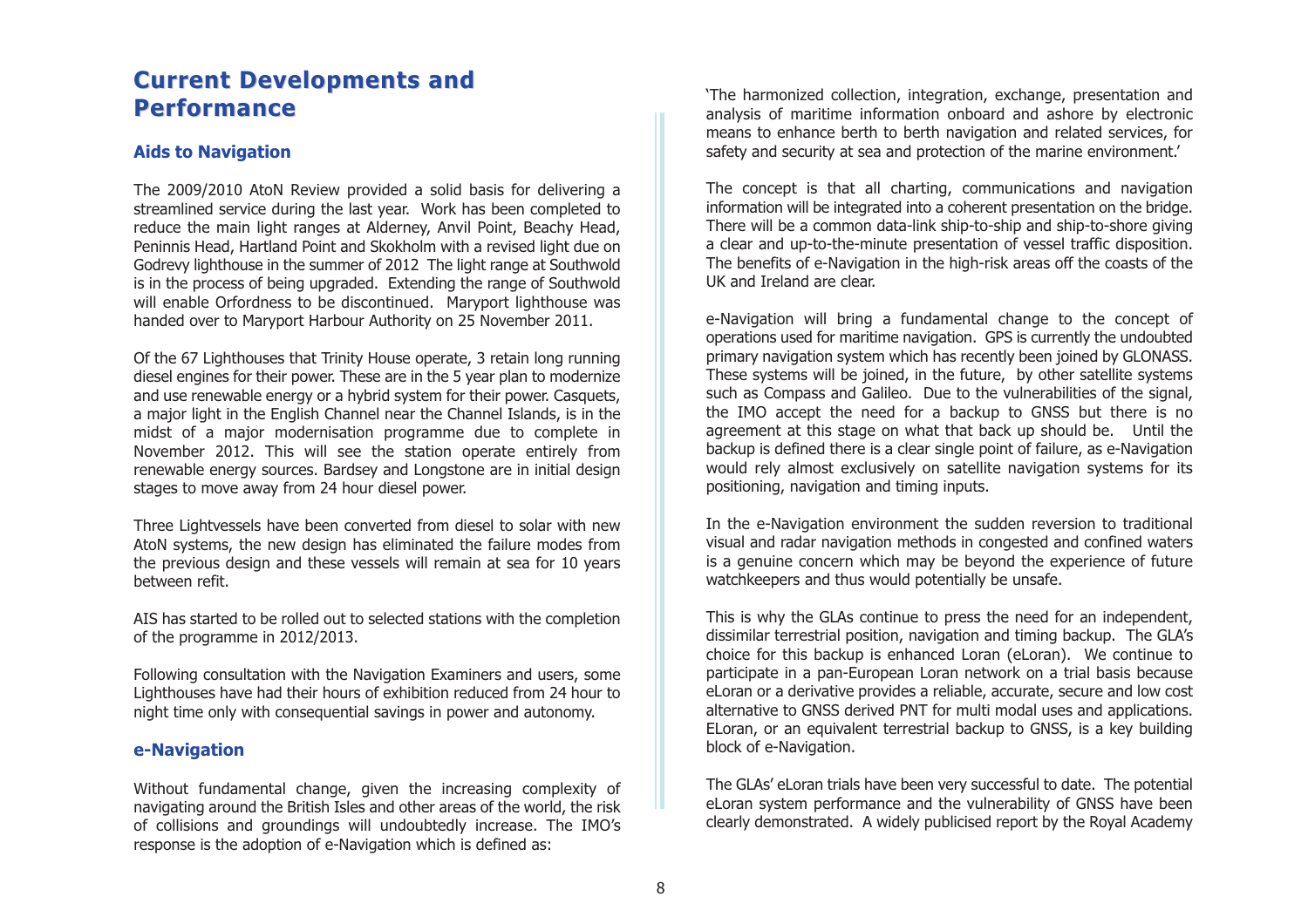# Current Developments and Performance

## Aids to Navigation

The 2009/2010 AtoN Review provided a solid basis for delivering a streamlined service during the last year. Work has been completed to reduce the main light ranges at Alderney, Anvil Point, Beachy Head, Peninnis Head, Hartland Point and Skokholm with a revised light due on Godrevy lighthouse in the summer of 2012 The light range at Southwold is in the process of being upgraded. Extending the range of Southwold will enable Orfordness to be discontinued. Maryport lighthouse was handed over to Maryport Harbour Authority on 25 November 2011.

Of the 67 Lighthouses that Trinity House operate, 3 retain long running diesel engines for their power. These are in the 5 year plan to modernize and use renewable energy or a hybrid system for their power. Casquets, a major light in the English Channel near the Channel Islands, is in the midst of a major modernisation programme due to complete in November 2012. This will see the station operate entirely from renewable energy sources. Bardsey and Longstone are in initial design stages to move away from 24 hour diesel power.

Three Lightvessels have been converted from diesel to solar with new AtoN systems, the new design has eliminated the failure modes from the previous design and these vessels will remain at sea for 10 years between refit.

AIS has started to be rolled out to selected stations with the completion of the programme in 2012/2013.

Following consultation with the Navigation Examiners and users, some Lighthouses have had their hours of exhibition reduced from 24 hour to night time only with consequential savings in power and autonomy.

## e-Navigation

Without fundamental change, given the increasing complexity of navigating around the British Isles and other areas of the world, the risk of collisions and groundings will undoubtedly increase. The IMO's response is the adoption of e-Navigation which is defined as:

'The harmonized collection, integration, exchange, presentation and analysis of maritime information onboard and ashore by electronic means to enhance berth to berth navigation and related services, for safety and security at sea and protection of the marine environment.'

The concept is that all charting, communications and navigation information will be integrated into a coherent presentation on the bridge. There will be a common data-link ship-to-ship and ship-to-shore giving a clear and up-to-the-minute presentation of vessel traffic disposition. The benefits of e-Navigation in the high-risk areas off the coasts of the UK and Ireland are clear.

e-Navigation will bring a fundamental change to the concept of operations used for maritime navigation. GPS is currently the undoubted primary navigation system which has recently been joined by GLONASS. These systems will be joined, in the future, by other satellite systems such as Compass and Galileo. Due to the vulnerabilities of the signal, the IMO accept the need for a backup to GNSS but there is no agreement at this stage on what that back up should be. Until the backup is defined there is a clear single point of failure, as e-Navigation would rely almost exclusively on satellite navigation systems for its positioning, navigation and timing inputs.

In the e-Navigation environment the sudden reversion to traditional visual and radar navigation methods in congested and confined waters is a genuine concern which may be beyond the experience of future watchkeepers and thus would potentially be unsafe.

This is why the GLAs continue to press the need for an independent, dissimilar terrestrial position, navigation and timing backup. The GLA's choice for this backup is enhanced Loran (eLoran). We continue to participate in a pan-European Loran network on a trial basis because eLoran or a derivative provides a reliable, accurate, secure and low cost alternative to GNSS derived PNT for multi modal uses and applications. ELoran, or an equivalent terrestrial backup to GNSS, is a key building block of e-Navigation.

The GLAs' eLoran trials have been very successful to date. The potential eLoran system performance and the vulnerability of GNSS have been clearly demonstrated. A widely publicised report by the Royal Academy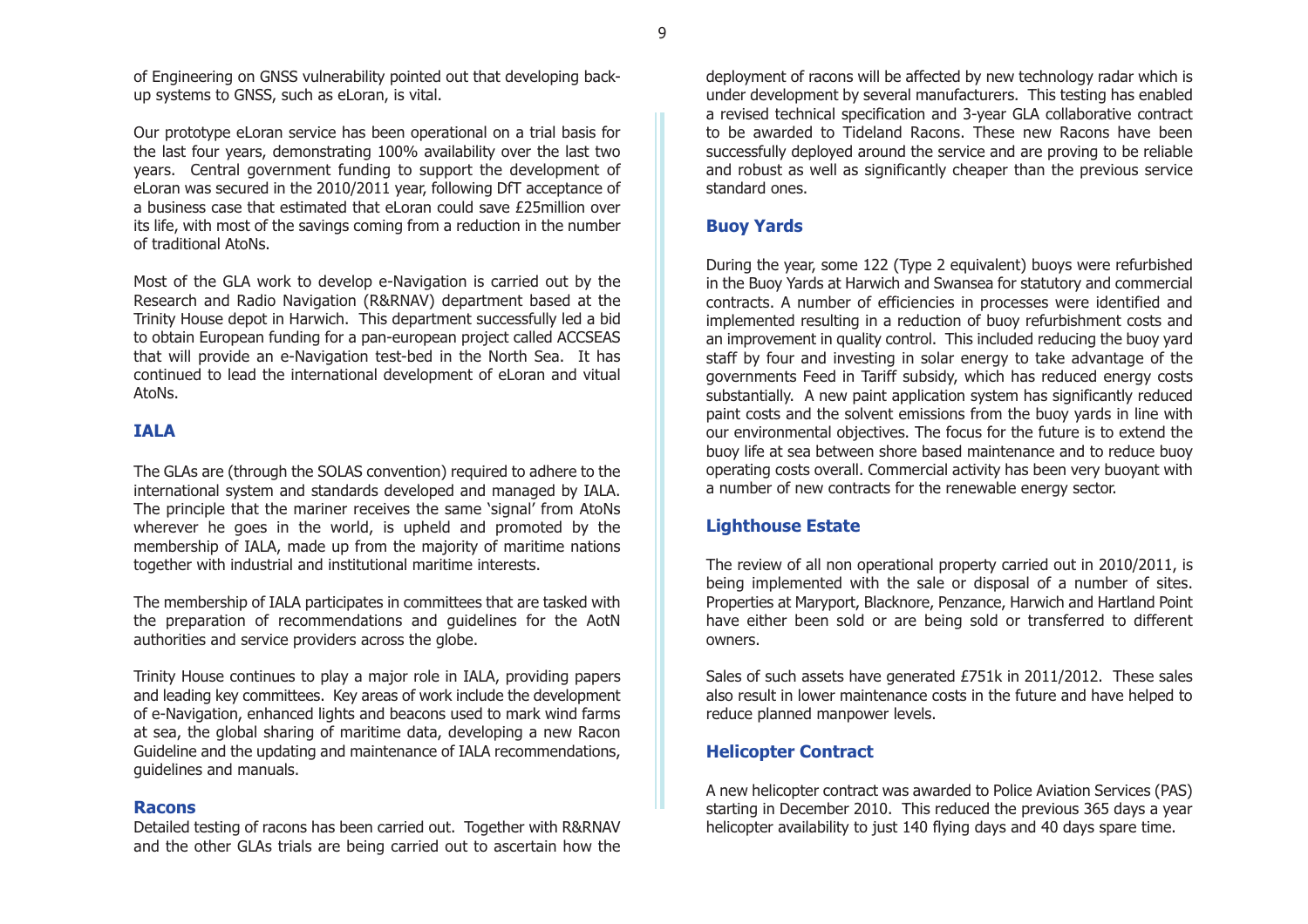of Engineering on GNSS vulnerability pointed out that developing back-up systems to GNSS, such as eLoran, is vital.

Our prototype eLoran service has been operational on a trial basis for the last four years, demonstrating 100% availability over the last two years. Central government funding to support the development of eLoran was secured in the 2010/2011 year, following DfT acceptance of a business case that estimated that eLoran could save £25million over its life, with most of the savings coming from a reduction in the number of traditional AtoNs.

Most of the GLA work to develop e-Navigation is carried out by the Research and Radio Navigation (R&RNAV) department based at the Trinity House depot in Harwich. This department successfully led a bid to obtain European funding for a pan-european project called ACCSEAS that will provide an e-Navigation test-bed in the North Sea. It has continued to lead the international development of eLoran and vitual AtoNs.

## IALA

The GLAs are (through the SOLAS convention) required to adhere to the international system and standards developed and managed by IALA. The principle that the mariner receives the same 'signal' from AtoNs wherever he goes in the world, is upheld and promoted by the membership of IALA, made up from the majority of maritime nations together with industrial and institutional maritime interests.

The membership of IALA participates in committees that are tasked with the preparation of recommendations and guidelines for the AotN authorities and service providers across the globe.

Trinity House continues to play a major role in IALA, providing papers and leading key committees. Key areas of work include the development of e-Navigation, enhanced lights and beacons used to mark wind farms at sea, the global sharing of maritime data, developing a new Racon Guideline and the updating and maintenance of IALA recommendations, guidelines and manuals.

## Racons

Detailed testing of racons has been carried out. Together with R&RNAV and the other GLAs trials are being carried out to ascertain how the deployment of racons will be affected by new technology radar which is under development by several manufacturers. This testing has enabled a revised technical specification and 3-year GLA collaborative contract to be awarded to Tideland Racons. These new Racons have been successfully deployed around the service and are proving to be reliable and robust as well as significantly cheaper than the previous service standard ones.

## Buoy Yards

During the year, some 122 (Type 2 equivalent) buoys were refurbished in the Buoy Yards at Harwich and Swansea for statutory and commercial contracts. A number of efficiencies in processes were identified and implemented resulting in a reduction of buoy refurbishment costs and an improvement in quality control. This included reducing the buoy yard staff by four and investing in solar energy to take advantage of the governments Feed in Tariff subsidy, which has reduced energy costs substantially. A new paint application system has significantly reduced paint costs and the solvent emissions from the buoy yards in line with our environmental objectives. The focus for the future is to extend the buoy life at sea between shore based maintenance and to reduce buoy operating costs overall. Commercial activity has been very buoyant with a number of new contracts for the renewable energy sector.

## Lighthouse Estate

The review of all non operational property carried out in 2010/2011, is being implemented with the sale or disposal of a number of sites. Properties at Maryport, Blacknore, Penzance, Harwich and Hartland Point have either been sold or are being sold or transferred to different owners.

Sales of such assets have generated £751k in 2011/2012. These sales also result in lower maintenance costs in the future and have helped to reduce planned manpower levels.

## Helicopter Contract

A new helicopter contract was awarded to Police Aviation Services (PAS) starting in December 2010. This reduced the previous 365 days a year helicopter availability to just 140 flying days and 40 days spare time.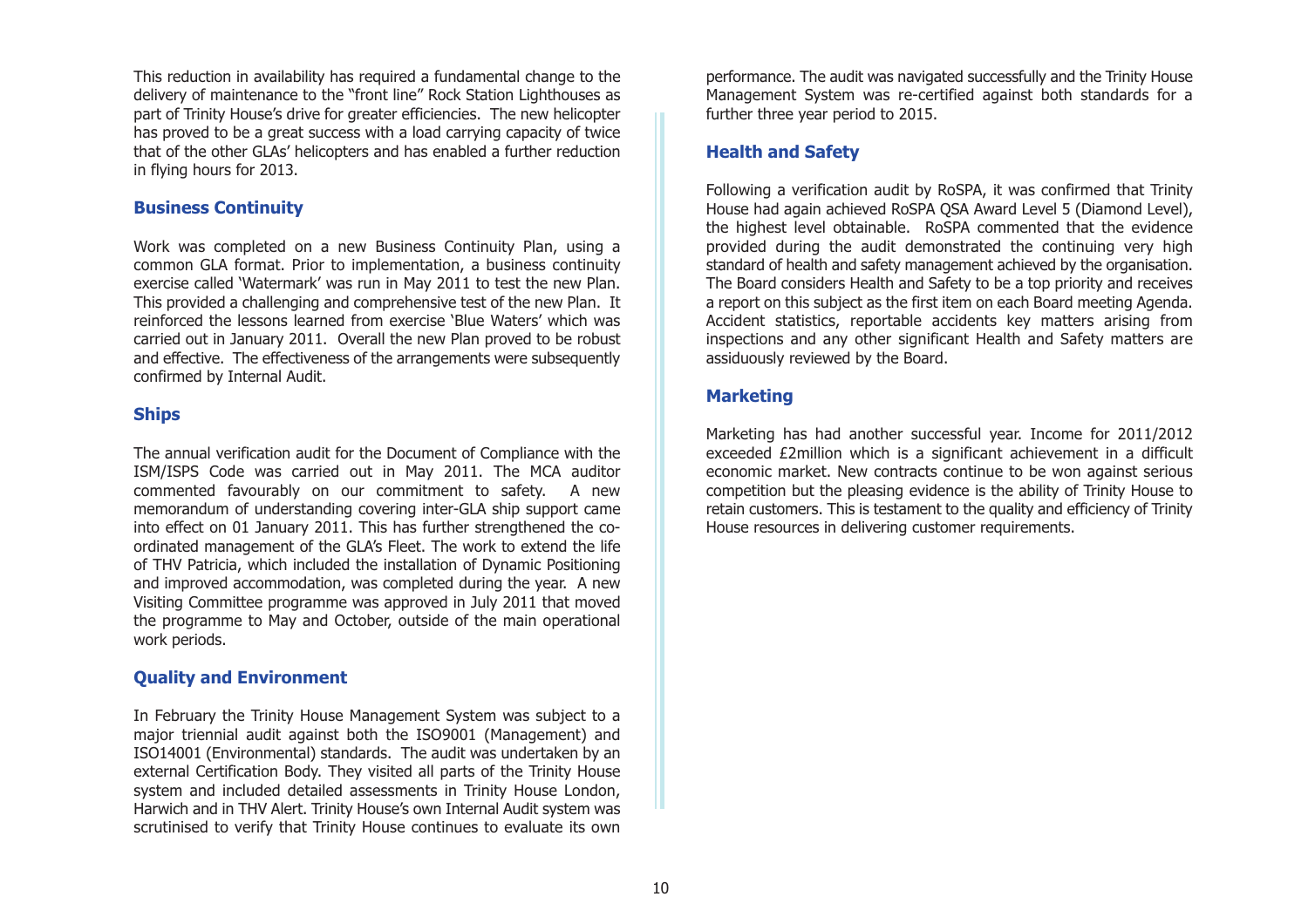This reduction in availability has required a fundamental change to the delivery of maintenance to the "front line" Rock Station Lighthouses as part of Trinity House's drive for greater efficiencies. The new helicopter has proved to be a great success with a load carrying capacity of twice that of the other GLAs' helicopters and has enabled a further reduction in flying hours for 2013.

## Business Continuity

Work was completed on a new Business Continuity Plan, using a common GLA format. Prior to implementation, a business continuity exercise called 'Watermark' was run in May 2011 to test the new Plan. This provided a challenging and comprehensive test of the new Plan. It reinforced the lessons learned from exercise 'Blue Waters' which was carried out in January 2011. Overall the new Plan proved to be robust and effective. The effectiveness of the arrangements were subsequently confirmed by Internal Audit.

## Ships

The annual verification audit for the Document of Compliance with the ISM/ISPS Code was carried out in May 2011. The MCA auditor commented favourably on our commitment to safety. A new memorandum of understanding covering inter-GLA ship support came into effect on 01 January 2011. This has further strengthened the co-ordinated management of the GLA's Fleet. The work to extend the life of THV Patricia, which included the installation of Dynamic Positioning and improved accommodation, was completed during the year. A new Visiting Committee programme was approved in July 2011 that moved the programme to May and October, outside of the main operational work periods.

## Quality and Environment

In February the Trinity House Management System was subject to a major triennial audit against both the ISO9001 (Management) and ISO14001 (Environmental) standards. The audit was undertaken by an external Certification Body. They visited all parts of the Trinity House system and included detailed assessments in Trinity House London, Harwich and in THV Alert. Trinity House's own Internal Audit system was scrutinised to verify that Trinity House continues to evaluate its own performance. The audit was navigated successfully and the Trinity House Management System was re-certified against both standards for a further three year period to 2015.

## Health and Safety

Following a verification audit by RoSPA, it was confirmed that Trinity House had again achieved RoSPA QSA Award Level 5 (Diamond Level), the highest level obtainable. RoSPA commented that the evidence provided during the audit demonstrated the continuing very high standard of health and safety management achieved by the organisation. The Board considers Health and Safety to be a top priority and receives a report on this subject as the first item on each Board meeting Agenda. Accident statistics, reportable accidents key matters arising from inspections and any other significant Health and Safety matters are assiduously reviewed by the Board.

## Marketing

Marketing has had another successful year. Income for 2011/2012 exceeded £2million which is a significant achievement in a difficult economic market. New contracts continue to be won against serious competition but the pleasing evidence is the ability of Trinity House to retain customers. This is testament to the quality and efficiency of Trinity House resources in delivering customer requirements.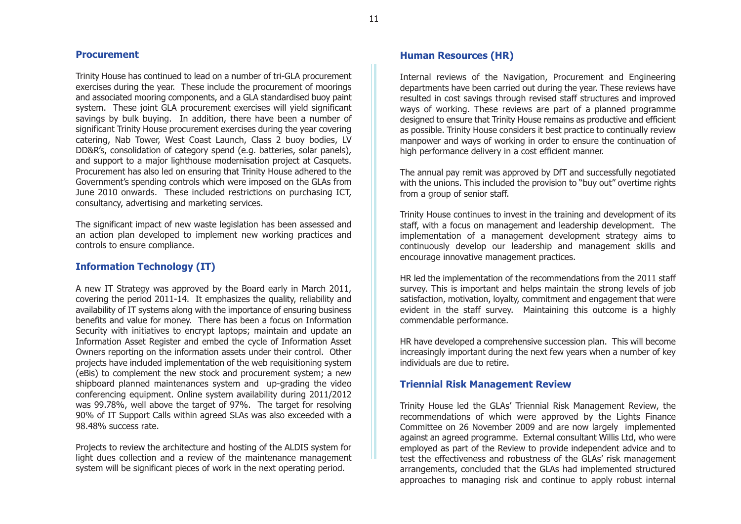## Procurement

Trinity House has continued to lead on a number of tri-GLA procurement exercises during the year. These include the procurement of moorings and associated mooring components, and a GLA standardised buoy paint system. These joint GLA procurement exercises will yield significant savings by bulk buying. In addition, there have been a number of significant Trinity House procurement exercises during the year covering catering, Nab Tower, West Coast Launch, Class 2 buoy bodies, LV DD&R's, consolidation of category spend (e.g. batteries, solar panels), and support to a major lighthouse modernisation project at Casquets. Procurement has also led on ensuring that Trinity House adhered to the Government's spending controls which were imposed on the GLAs from June 2010 onwards. These included restrictions on purchasing ICT, consultancy, advertising and marketing services.

The significant impact of new waste legislation has been assessed and an action plan developed to implement new working practices and controls to ensure compliance.

## Information Technology (IT)

A new IT Strategy was approved by the Board early in March 2011, covering the period 2011-14. It emphasizes the quality, reliability and availability of IT systems along with the importance of ensuring business benefits and value for money. There has been a focus on Information Security with initiatives to encrypt laptops; maintain and update an Information Asset Register and embed the cycle of Information Asset Owners reporting on the information assets under their control. Other projects have included implementation of the web requisitioning system (eBis) to complement the new stock and procurement system; a new shipboard planned maintenances system and up-grading the video conferencing equipment. Online system availability during 2011/2012 was 99.78%, well above the target of 97%. The target for resolving 90% of IT Support Calls within agreed SLAs was also exceeded with a 98.48% success rate.

Projects to review the architecture and hosting of the ALDIS system for light dues collection and a review of the maintenance management system will be significant pieces of work in the next operating period.

## Human Resources (HR)

Internal reviews of the Navigation, Procurement and Engineering departments have been carried out during the year. These reviews have resulted in cost savings through revised staff structures and improved ways of working. These reviews are part of a planned programme designed to ensure that Trinity House remains as productive and efficient as possible. Trinity House considers it best practice to continually review manpower and ways of working in order to ensure the continuation of high performance delivery in a cost efficient manner.

The annual pay remit was approved by DfT and successfully negotiated with the unions. This included the provision to "buy out" overtime rights from a group of senior staff.

Trinity House continues to invest in the training and development of its staff, with a focus on management and leadership development. The implementation of a management development strategy aims to continuously develop our leadership and management skills and encourage innovative management practices.

HR led the implementation of the recommendations from the 2011 staff survey. This is important and helps maintain the strong levels of job satisfaction, motivation, loyalty, commitment and engagement that were evident in the staff survey. Maintaining this outcome is a highly commendable performance.

HR have developed a comprehensive succession plan. This will become increasingly important during the next few years when a number of key individuals are due to retire.

## Triennial Risk Management Review

Trinity House led the GLAs' Triennial Risk Management Review, the recommendations of which were approved by the Lights Finance Committee on 26 November 2009 and are now largely implemented against an agreed programme. External consultant Willis Ltd, who were employed as part of the Review to provide independent advice and to test the effectiveness and robustness of the GLAs' risk management arrangements, concluded that the GLAs had implemented structured approaches to managing risk and continue to apply robust internal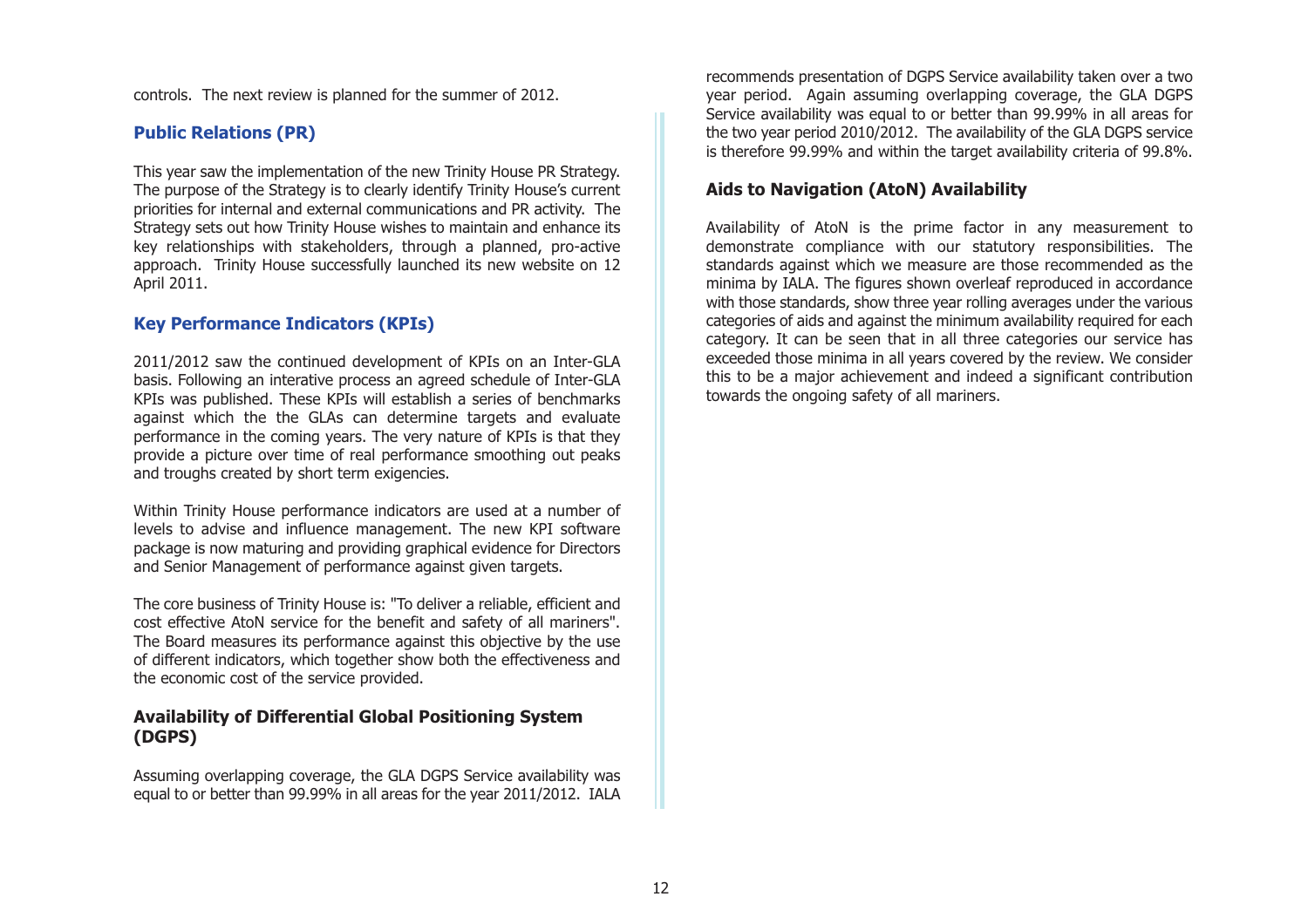controls. The next review is planned for the summer of 2012.

## Public Relations (PR)

This year saw the implementation of the new Trinity House PR Strategy. The purpose of the Strategy is to clearly identify Trinity House's current priorities for internal and external communications and PR activity. The Strategy sets out how Trinity House wishes to maintain and enhance its key relationships with stakeholders, through a planned, pro-active approach. Trinity House successfully launched its new website on 12 April 2011.

## Key Performance Indicators (KPIs)

2011/2012 saw the continued development of KPIs on an Inter-GLA basis. Following an interative process an agreed schedule of Inter-GLA KPIs was published. These KPIs will establish a series of benchmarks against which the the GLAs can determine targets and evaluate performance in the coming years. The very nature of KPIs is that they provide a picture over time of real performance smoothing out peaks and troughs created by short term exigencies.

Within Trinity House performance indicators are used at a number of levels to advise and influence management. The new KPI software package is now maturing and providing graphical evidence for Directors and Senior Management of performance against given targets.

The core business of Trinity House is: "To deliver a reliable, efficient and cost effective AtoN service for the benefit and safety of all mariners". The Board measures its performance against this objective by the use of different indicators, which together show both the effectiveness and the economic cost of the service provided.

## Availability of Differential Global Positioning System (DGPS)

Assuming overlapping coverage, the GLA DGPS Service availability was equal to or better than 99.99% in all areas for the year 2011/2012. IALA recommends presentation of DGPS Service availability taken over a two year period. Again assuming overlapping coverage, the GLA DGPS Service availability was equal to or better than 99.99% in all areas for the two year period 2010/2012. The availability of the GLA DGPS service is therefore 99.99% and within the target availability criteria of 99.8%.

## Aids to Navigation (AtoN) Availability

Availability of AtoN is the prime factor in any measurement to demonstrate compliance with our statutory responsibilities. The standards against which we measure are those recommended as the minima by IALA. The figures shown overleaf reproduced in accordance with those standards, show three year rolling averages under the various categories of aids and against the minimum availability required for each category. It can be seen that in all three categories our service has exceeded those minima in all years covered by the review. We consider this to be a major achievement and indeed a significant contribution towards the ongoing safety of all mariners.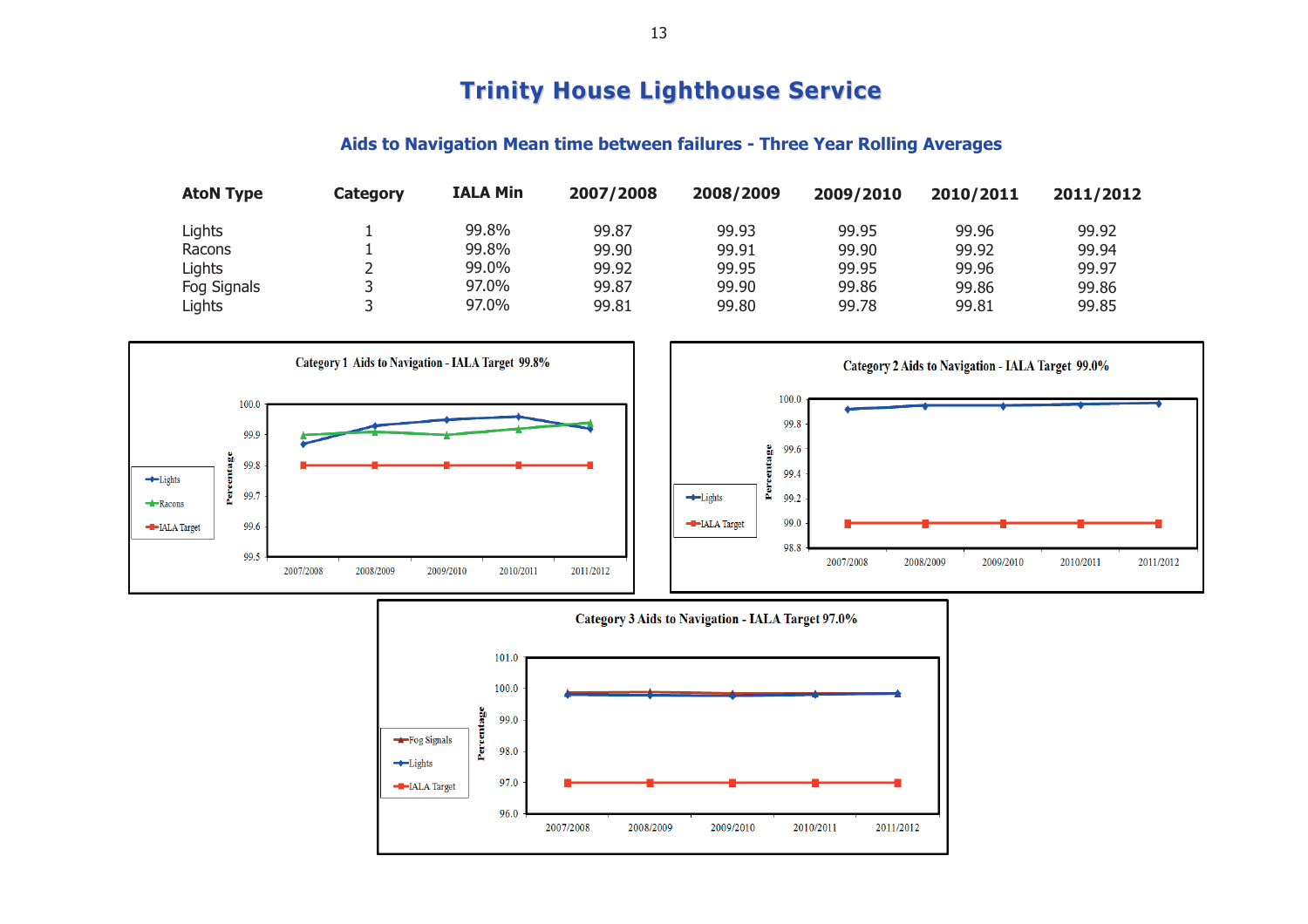# Trinity House Lighthouse Service

## Aids to Navigation Mean time between failures - Three Year Rolling Averages

| AtoN Type | Category | IALA Min | 2007/2008 | 2008/2009 | 2009/2010 | 2010/2011 | 2011/2012 |
|---|---|---|---|---|---|---|---|
| Lights | 1 | 99.8% | 99.87 | 99.93 | 99.95 | 99.96 | 99.92 |
| Racons | 1 | 99.8% | 99.90 | 99.91 | 99.90 | 99.92 | 99.94 |
| Lights | 2 | 99.0% | 99.92 | 99.95 | 99.95 | 99.96 | 99.97 |
| Fog Signals | 3 | 97.0% | 99.87 | 99.90 | 99.86 | 99.86 | 99.86 |
| Lights | 3 | 97.0% | 99.81 | 99.80 | 99.78 | 99.81 | 99.85 |

Category 1 Aids to Navigation - IALA Target 99.8%

Category 2 Aids to Navigation - IALA Target 99.0%

Category 3 Aids to Navigation - IALA Target 97.0%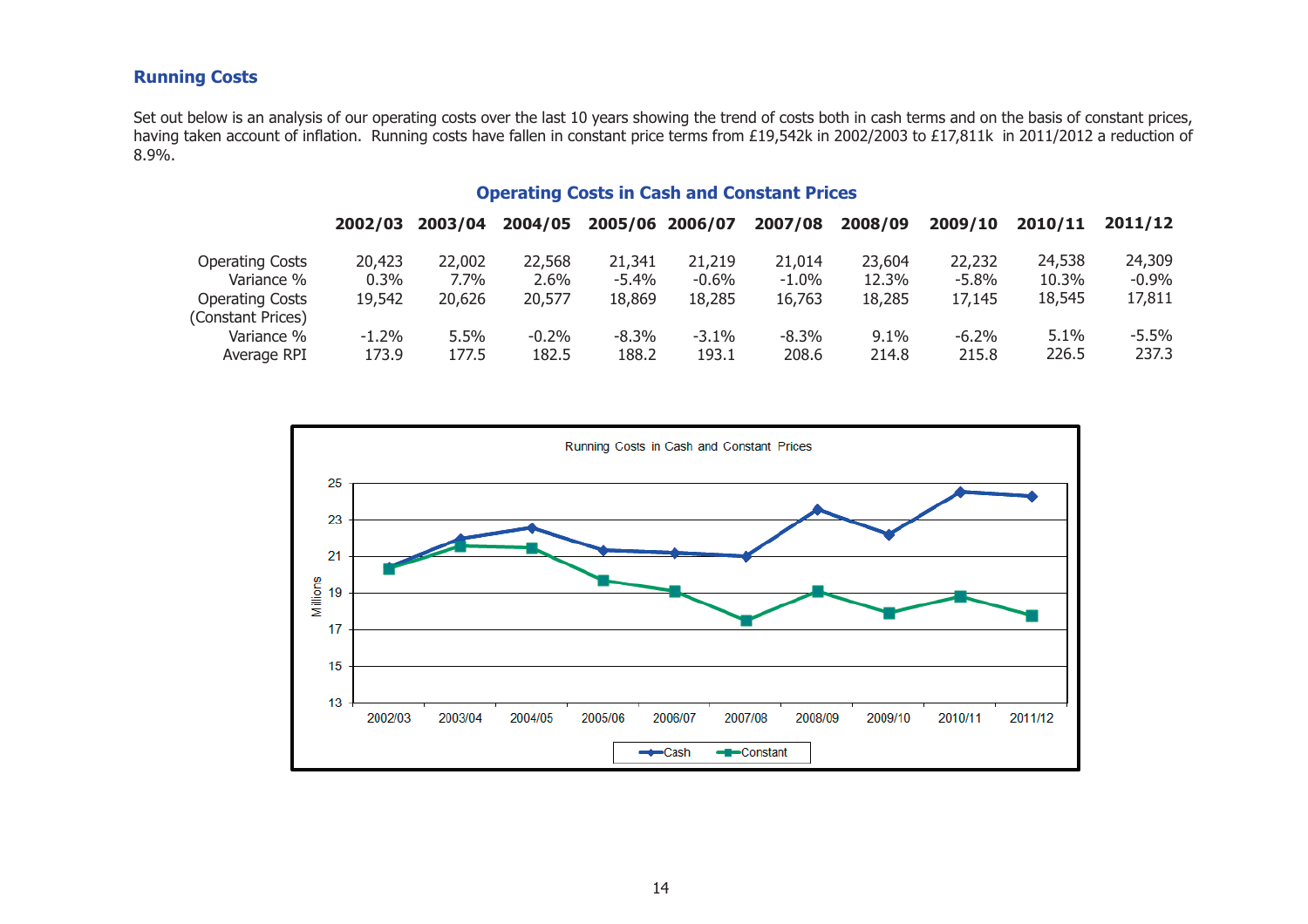## Running Costs

Set out below is an analysis of our operating costs over the last 10 years showing the trend of costs both in cash terms and on the basis of constant prices, having taken account of inflation. Running costs have fallen in constant price terms from £19,542k in 2002/2003 to £17,811k in 2011/2012 a reduction of 8.9%.

### Operating Costs in Cash and Constant Prices

| | 2002/03 | 2003/04 | 2004/05 | 2005/06 | 2006/07 | 2007/08 | 2008/09 | 2009/10 | 2010/11 | 2011/12 |
|---|---|---|---|---|---|---|---|---|---|---|
| Operating Costs | 20,423 | 22,002 | 22,568 | 21,341 | 21,219 | 21,014 | 23,604 | 22,232 | 24,538 | 24,309 |
| Variance % | 0.3% | 7.7% | 2.6% | -5.4% | -0.6% | -1.0% | 12.3% | -5.8% | 10.3% | -0.9% |
| Operating Costs (Constant Prices) | 19,542 | 20,626 | 20,577 | 18,869 | 18,285 | 16,763 | 18,285 | 17,145 | 18,545 | 17,811 |
| Variance % | -1.2% | 5.5% | -0.2% | -8.3% | -3.1% | -8.3% | 9.1% | -6.2% | 5.1% | -5.5% |
| Average RPI | 173.9 | 177.5 | 182.5 | 188.2 | 193.1 | 208.6 | 214.8 | 215.8 | 226.5 | 237.3 |

Running Costs in Cash and Constant Prices

| | 2002/03 | 2003/04 | 2004/05 | 2005/06 | 2006/07 | 2007/08 | 2008/09 | 2009/10 | 2010/11 | 2011/12 |
|---|---|---|---|---|---|---|---|---|---|---|
| Cash (Millions) | 20.4 | 22.0 | 22.6 | 21.3 | 21.2 | 21.0 | 23.6 | 22.2 | 24.5 | 24.3 |
| Constant (Millions) | 20.4 | 21.6 | 21.5 | 19.7 | 19.1 | 17.5 | 19.1 | 17.9 | 18.8 | 17.8 |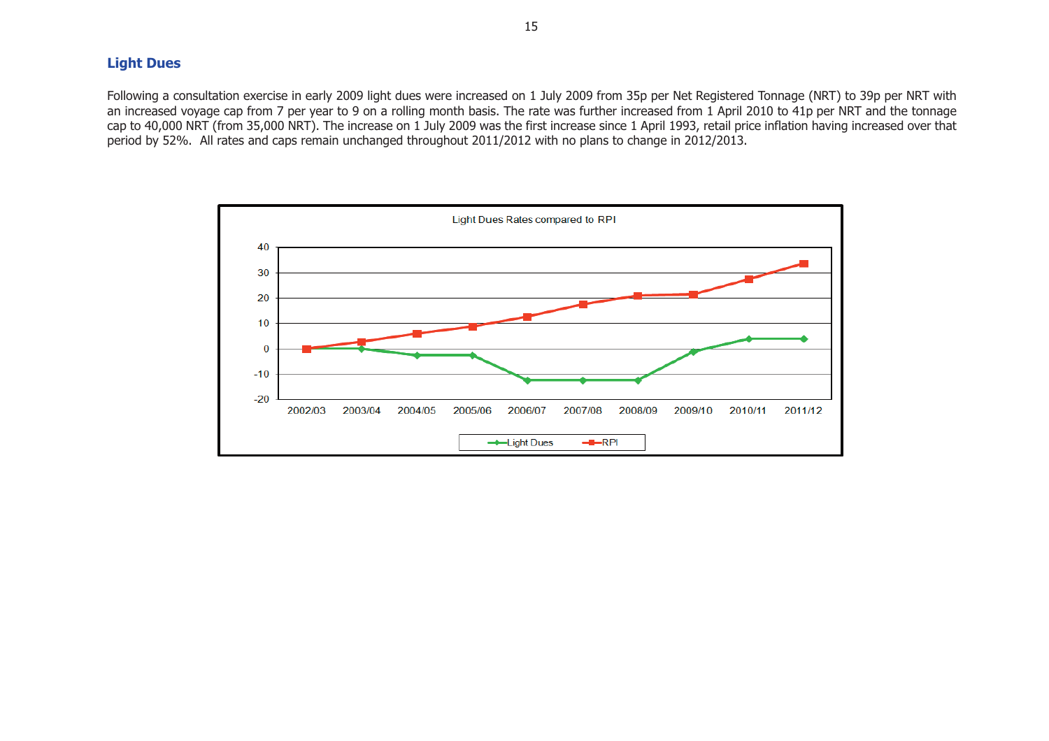## Light Dues

Following a consultation exercise in early 2009 light dues were increased on 1 July 2009 from 35p per Net Registered Tonnage (NRT) to 39p per NRT with an increased voyage cap from 7 per year to 9 on a rolling month basis. The rate was further increased from 1 April 2010 to 41p per NRT and the tonnage cap to 40,000 NRT (from 35,000 NRT). The increase on 1 July 2009 was the first increase since 1 April 1993, retail price inflation having increased over that period by 52%. All rates and caps remain unchanged throughout 2011/2012 with no plans to change in 2012/2013.

Light Dues Rates compared to RPI

| | 2002/03 | 2003/04 | 2004/05 | 2005/06 | 2006/07 | 2007/08 | 2008/09 | 2009/10 | 2010/11 | 2011/12 |
|---|---|---|---|---|---|---|---|---|---|---|
| Light Dues | 0 | 0 | -2.5 | -2.5 | -12.5 | -12.5 | -12.5 | -1 | 4 | 4 |
| RPI | 0 | 2.8 | 6 | 9 | 12.8 | 17.6 | 21 | 21.5 | 27.6 | 33.5 |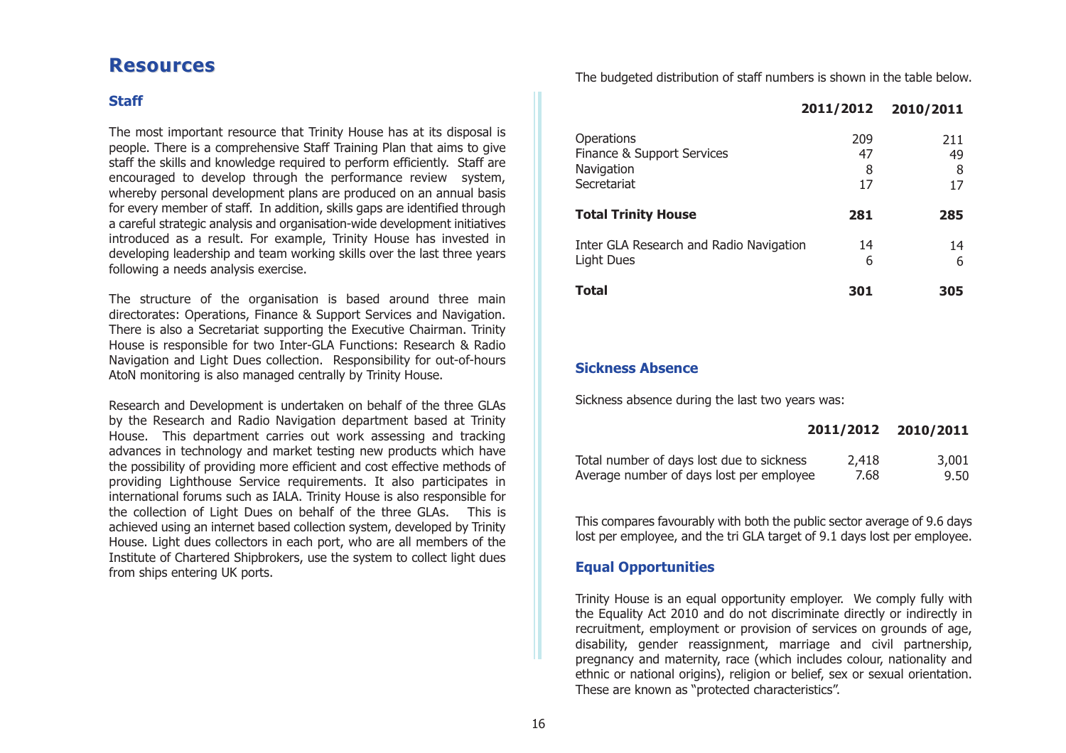# Resources

## Staff

The most important resource that Trinity House has at its disposal is people. There is a comprehensive Staff Training Plan that aims to give staff the skills and knowledge required to perform efficiently. Staff are encouraged to develop through the performance review system, whereby personal development plans are produced on an annual basis for every member of staff. In addition, skills gaps are identified through a careful strategic analysis and organisation-wide development initiatives introduced as a result. For example, Trinity House has invested in developing leadership and team working skills over the last three years following a needs analysis exercise.

The structure of the organisation is based around three main directorates: Operations, Finance & Support Services and Navigation. There is also a Secretariat supporting the Executive Chairman. Trinity House is responsible for two Inter-GLA Functions: Research & Radio Navigation and Light Dues collection. Responsibility for out-of-hours AtoN monitoring is also managed centrally by Trinity House.

Research and Development is undertaken on behalf of the three GLAs by the Research and Radio Navigation department based at Trinity House. This department carries out work assessing and tracking advances in technology and market testing new products which have the possibility of providing more efficient and cost effective methods of providing Lighthouse Service requirements. It also participates in international forums such as IALA. Trinity House is also responsible for the collection of Light Dues on behalf of the three GLAs. This is achieved using an internet based collection system, developed by Trinity House. Light dues collectors in each port, who are all members of the Institute of Chartered Shipbrokers, use the system to collect light dues from ships entering UK ports.

The budgeted distribution of staff numbers is shown in the table below.

| | 2011/2012 | 2010/2011 |
|---|---|---|
| Operations | 209 | 211 |
| Finance & Support Services | 47 | 49 |
| Navigation | 8 | 8 |
| Secretariat | 17 | 17 |
| **Total Trinity House** | **281** | **285** |
| Inter GLA Research and Radio Navigation | 14 | 14 |
| Light Dues | 6 | 6 |
| **Total** | **301** | **305** |

## Sickness Absence

Sickness absence during the last two years was:

| | 2011/2012 | 2010/2011 |
|---|---|---|
| Total number of days lost due to sickness | 2,418 | 3,001 |
| Average number of days lost per employee | 7.68 | 9.50 |

This compares favourably with both the public sector average of 9.6 days lost per employee, and the tri GLA target of 9.1 days lost per employee.

## Equal Opportunities

Trinity House is an equal opportunity employer. We comply fully with the Equality Act 2010 and do not discriminate directly or indirectly in recruitment, employment or provision of services on grounds of age, disability, gender reassignment, marriage and civil partnership, pregnancy and maternity, race (which includes colour, nationality and ethnic or national origins), religion or belief, sex or sexual orientation. These are known as "protected characteristics".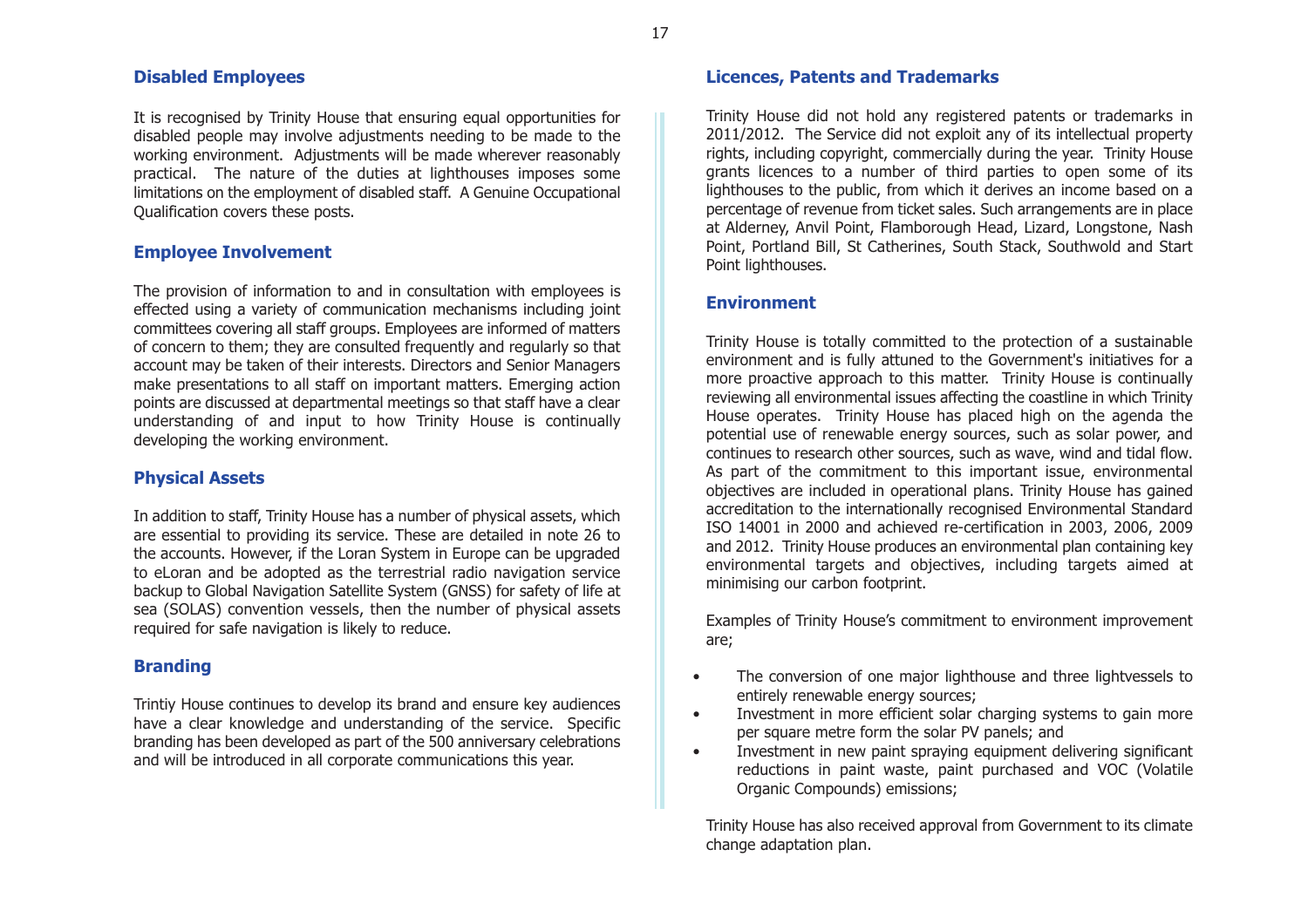## Disabled Employees

It is recognised by Trinity House that ensuring equal opportunities for disabled people may involve adjustments needing to be made to the working environment. Adjustments will be made wherever reasonably practical. The nature of the duties at lighthouses imposes some limitations on the employment of disabled staff. A Genuine Occupational Qualification covers these posts.

## Employee Involvement

The provision of information to and in consultation with employees is effected using a variety of communication mechanisms including joint committees covering all staff groups. Employees are informed of matters of concern to them; they are consulted frequently and regularly so that account may be taken of their interests. Directors and Senior Managers make presentations to all staff on important matters. Emerging action points are discussed at departmental meetings so that staff have a clear understanding of and input to how Trinity House is continually developing the working environment.

## Physical Assets

In addition to staff, Trinity House has a number of physical assets, which are essential to providing its service. These are detailed in note 26 to the accounts. However, if the Loran System in Europe can be upgraded to eLoran and be adopted as the terrestrial radio navigation service backup to Global Navigation Satellite System (GNSS) for safety of life at sea (SOLAS) convention vessels, then the number of physical assets required for safe navigation is likely to reduce.

## Branding

Trintiy House continues to develop its brand and ensure key audiences have a clear knowledge and understanding of the service. Specific branding has been developed as part of the 500 anniversary celebrations and will be introduced in all corporate communications this year.

## Licences, Patents and Trademarks

Trinity House did not hold any registered patents or trademarks in 2011/2012. The Service did not exploit any of its intellectual property rights, including copyright, commercially during the year. Trinity House grants licences to a number of third parties to open some of its lighthouses to the public, from which it derives an income based on a percentage of revenue from ticket sales. Such arrangements are in place at Alderney, Anvil Point, Flamborough Head, Lizard, Longstone, Nash Point, Portland Bill, St Catherines, South Stack, Southwold and Start Point lighthouses.

## Environment

Trinity House is totally committed to the protection of a sustainable environment and is fully attuned to the Government's initiatives for a more proactive approach to this matter. Trinity House is continually reviewing all environmental issues affecting the coastline in which Trinity House operates. Trinity House has placed high on the agenda the potential use of renewable energy sources, such as solar power, and continues to research other sources, such as wave, wind and tidal flow. As part of the commitment to this important issue, environmental objectives are included in operational plans. Trinity House has gained accreditation to the internationally recognised Environmental Standard ISO 14001 in 2000 and achieved re-certification in 2003, 2006, 2009 and 2012. Trinity House produces an environmental plan containing key environmental targets and objectives, including targets aimed at minimising our carbon footprint.

Examples of Trinity House's commitment to environment improvement are;

- The conversion of one major lighthouse and three lightvessels to entirely renewable energy sources;
- Investment in more efficient solar charging systems to gain more per square metre form the solar PV panels; and
- Investment in new paint spraying equipment delivering significant reductions in paint waste, paint purchased and VOC (Volatile Organic Compounds) emissions;

Trinity House has also received approval from Government to its climate change adaptation plan.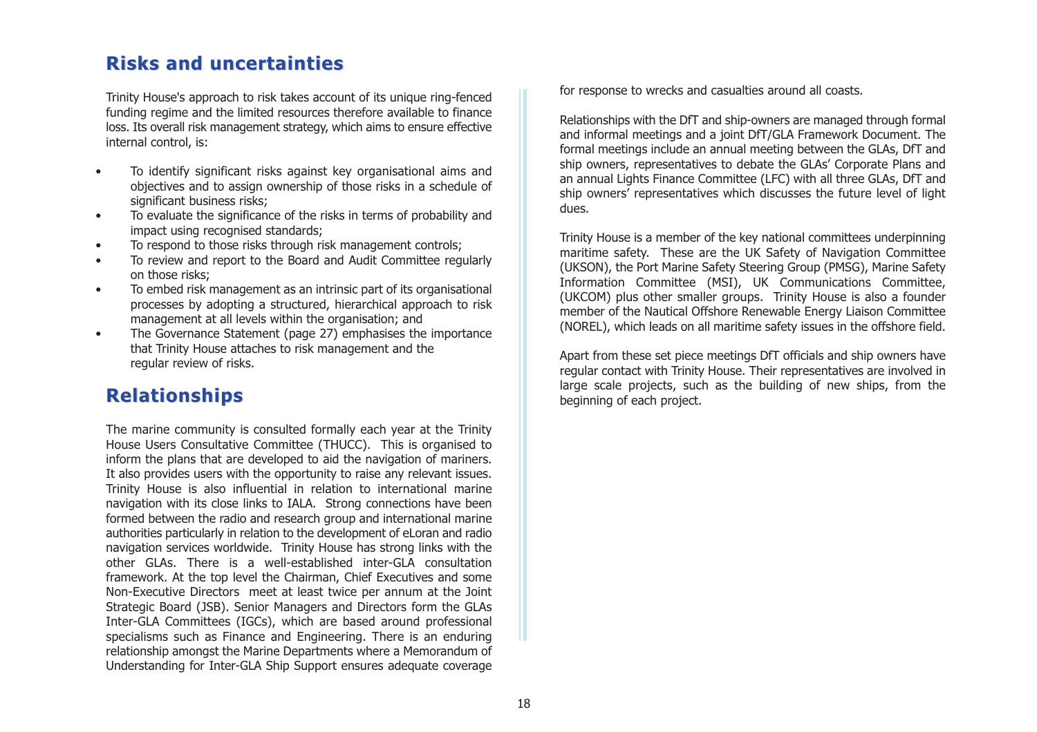## Risks and uncertainties

Trinity House's approach to risk takes account of its unique ring-fenced funding regime and the limited resources therefore available to finance loss. Its overall risk management strategy, which aims to ensure effective internal control, is:

- To identify significant risks against key organisational aims and objectives and to assign ownership of those risks in a schedule of significant business risks;
- To evaluate the significance of the risks in terms of probability and impact using recognised standards;
- To respond to those risks through risk management controls;
- To review and report to the Board and Audit Committee regularly on those risks;
- To embed risk management as an intrinsic part of its organisational processes by adopting a structured, hierarchical approach to risk management at all levels within the organisation; and
- The Governance Statement (page 27) emphasises the importance that Trinity House attaches to risk management and the regular review of risks.

## Relationships

The marine community is consulted formally each year at the Trinity House Users Consultative Committee (THUCC). This is organised to inform the plans that are developed to aid the navigation of mariners. It also provides users with the opportunity to raise any relevant issues. Trinity House is also influential in relation to international marine navigation with its close links to IALA. Strong connections have been formed between the radio and research group and international marine authorities particularly in relation to the development of eLoran and radio navigation services worldwide. Trinity House has strong links with the other GLAs. There is a well-established inter-GLA consultation framework. At the top level the Chairman, Chief Executives and some Non-Executive Directors meet at least twice per annum at the Joint Strategic Board (JSB). Senior Managers and Directors form the GLAs Inter-GLA Committees (IGCs), which are based around professional specialisms such as Finance and Engineering. There is an enduring relationship amongst the Marine Departments where a Memorandum of Understanding for Inter-GLA Ship Support ensures adequate coverage for response to wrecks and casualties around all coasts.

Relationships with the DfT and ship-owners are managed through formal and informal meetings and a joint DfT/GLA Framework Document. The formal meetings include an annual meeting between the GLAs, DfT and ship owners, representatives to debate the GLAs' Corporate Plans and an annual Lights Finance Committee (LFC) with all three GLAs, DfT and ship owners' representatives which discusses the future level of light dues.

Trinity House is a member of the key national committees underpinning maritime safety. These are the UK Safety of Navigation Committee (UKSON), the Port Marine Safety Steering Group (PMSG), Marine Safety Information Committee (MSI), UK Communications Committee, (UKCOM) plus other smaller groups. Trinity House is also a founder member of the Nautical Offshore Renewable Energy Liaison Committee (NOREL), which leads on all maritime safety issues in the offshore field.

Apart from these set piece meetings DfT officials and ship owners have regular contact with Trinity House. Their representatives are involved in large scale projects, such as the building of new ships, from the beginning of each project.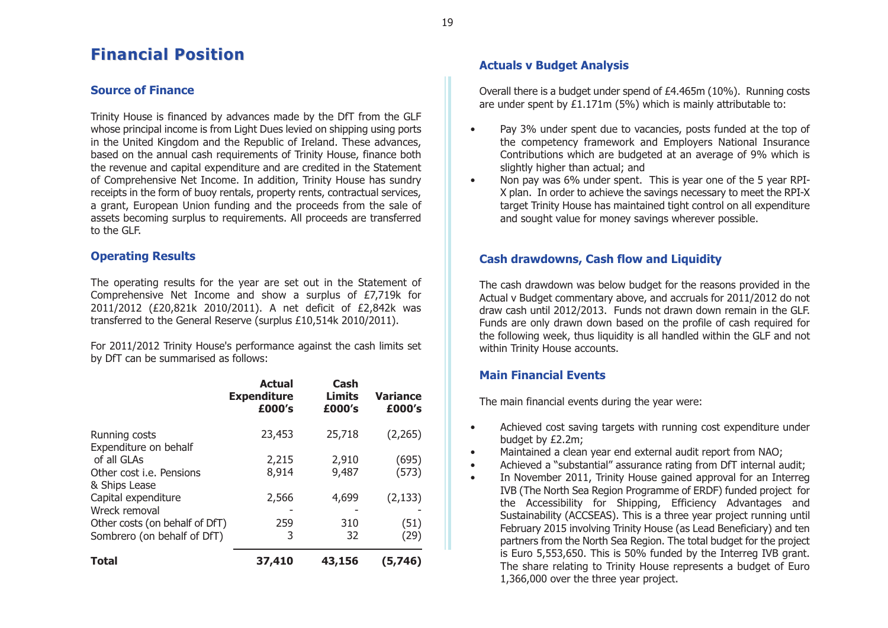# Financial Position

## Source of Finance

Trinity House is financed by advances made by the DfT from the GLF whose principal income is from Light Dues levied on shipping using ports in the United Kingdom and the Republic of Ireland. These advances, based on the annual cash requirements of Trinity House, finance both the revenue and capital expenditure and are credited in the Statement of Comprehensive Net Income. In addition, Trinity House has sundry receipts in the form of buoy rentals, property rents, contractual services, a grant, European Union funding and the proceeds from the sale of assets becoming surplus to requirements. All proceeds are transferred to the GLF.

## Operating Results

The operating results for the year are set out in the Statement of Comprehensive Net Income and show a surplus of £7,719k for 2011/2012 (£20,821k 2010/2011). A net deficit of £2,842k was transferred to the General Reserve (surplus £10,514k 2010/2011).

For 2011/2012 Trinity House's performance against the cash limits set by DfT can be summarised as follows:

| | Actual Expenditure £000's | Cash Limits £000's | Variance £000's |
|---|---|---|---|
| Running costs | 23,453 | 25,718 | (2,265) |
| Expenditure on behalf of all GLAs | 2,215 | 2,910 | (695) |
| Other cost i.e. Pensions & Ships Lease | 8,914 | 9,487 | (573) |
| Capital expenditure | 2,566 | 4,699 | (2,133) |
| Wreck removal | - | - | - |
| Other costs (on behalf of DfT) | 259 | 310 | (51) |
| Sombrero (on behalf of DfT) | 3 | 32 | (29) |
| **Total** | **37,410** | **43,156** | **(5,746)** |

## Actuals v Budget Analysis

Overall there is a budget under spend of £4.465m (10%). Running costs are under spent by £1.171m (5%) which is mainly attributable to:

- Pay 3% under spent due to vacancies, posts funded at the top of the competency framework and Employers National Insurance Contributions which are budgeted at an average of 9% which is slightly higher than actual; and
- Non pay was 6% under spent. This is year one of the 5 year RPI-X plan. In order to achieve the savings necessary to meet the RPI-X target Trinity House has maintained tight control on all expenditure and sought value for money savings wherever possible.

## Cash drawdowns, Cash flow and Liquidity

The cash drawdown was below budget for the reasons provided in the Actual v Budget commentary above, and accruals for 2011/2012 do not draw cash until 2012/2013. Funds not drawn down remain in the GLF. Funds are only drawn down based on the profile of cash required for the following week, thus liquidity is all handled within the GLF and not within Trinity House accounts.

## Main Financial Events

The main financial events during the year were:

- Achieved cost saving targets with running cost expenditure under budget by £2.2m;
- Maintained a clean year end external audit report from NAO;
- Achieved a "substantial" assurance rating from DfT internal audit;
- In November 2011, Trinity House gained approval for an Interreg IVB (The North Sea Region Programme of ERDF) funded project for the Accessibility for Shipping, Efficiency Advantages and Sustainability (ACCSEAS). This is a three year project running until February 2015 involving Trinity House (as Lead Beneficiary) and ten partners from the North Sea Region. The total budget for the project is Euro 5,553,650. This is 50% funded by the Interreg IVB grant. The share relating to Trinity House represents a budget of Euro 1,366,000 over the three year project.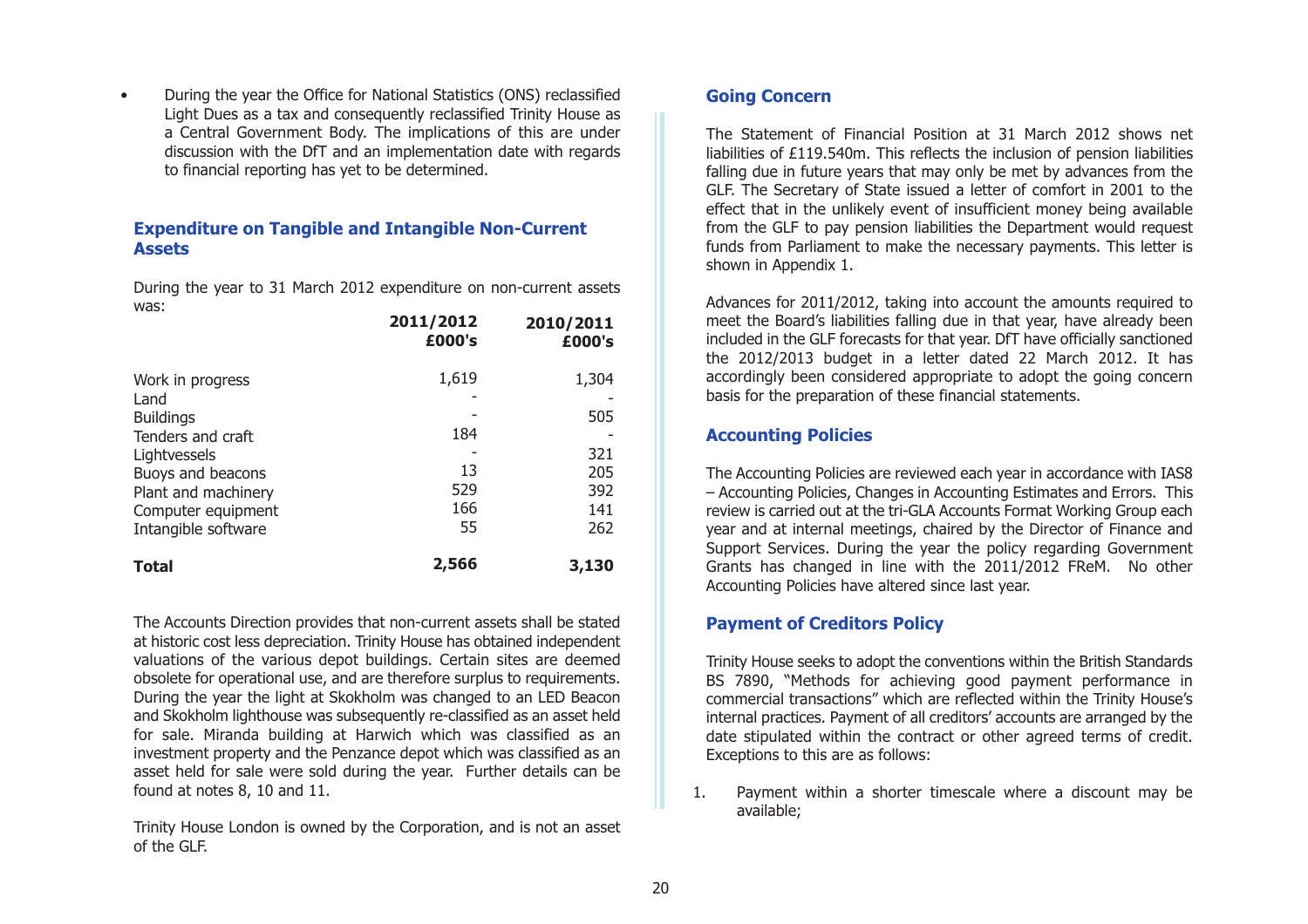- During the year the Office for National Statistics (ONS) reclassified Light Dues as a tax and consequently reclassified Trinity House as a Central Government Body. The implications of this are under discussion with the DfT and an implementation date with regards to financial reporting has yet to be determined.

## Expenditure on Tangible and Intangible Non-Current Assets

During the year to 31 March 2012 expenditure on non-current assets was:

| | 2011/2012 £000's | 2010/2011 £000's |
|---|---|---|
| Work in progress | 1,619 | 1,304 |
| Land | - | - |
| Buildings | - | 505 |
| Tenders and craft | 184 | - |
| Lightvessels | - | 321 |
| Buoys and beacons | 13 | 205 |
| Plant and machinery | 529 | 392 |
| Computer equipment | 166 | 141 |
| Intangible software | 55 | 262 |
| **Total** | **2,566** | **3,130** |

The Accounts Direction provides that non-current assets shall be stated at historic cost less depreciation. Trinity House has obtained independent valuations of the various depot buildings. Certain sites are deemed obsolete for operational use, and are therefore surplus to requirements. During the year the light at Skokholm was changed to an LED Beacon and Skokholm lighthouse was subsequently re-classified as an asset held for sale. Miranda building at Harwich which was classified as an investment property and the Penzance depot which was classified as an asset held for sale were sold during the year. Further details can be found at notes 8, 10 and 11.

Trinity House London is owned by the Corporation, and is not an asset of the GLF.

## Going Concern

The Statement of Financial Position at 31 March 2012 shows net liabilities of £119.540m. This reflects the inclusion of pension liabilities falling due in future years that may only be met by advances from the GLF. The Secretary of State issued a letter of comfort in 2001 to the effect that in the unlikely event of insufficient money being available from the GLF to pay pension liabilities the Department would request funds from Parliament to make the necessary payments. This letter is shown in Appendix 1.

Advances for 2011/2012, taking into account the amounts required to meet the Board's liabilities falling due in that year, have already been included in the GLF forecasts for that year. DfT have officially sanctioned the 2012/2013 budget in a letter dated 22 March 2012. It has accordingly been considered appropriate to adopt the going concern basis for the preparation of these financial statements.

## Accounting Policies

The Accounting Policies are reviewed each year in accordance with IAS8 – Accounting Policies, Changes in Accounting Estimates and Errors. This review is carried out at the tri-GLA Accounts Format Working Group each year and at internal meetings, chaired by the Director of Finance and Support Services. During the year the policy regarding Government Grants has changed in line with the 2011/2012 FReM. No other Accounting Policies have altered since last year.

## Payment of Creditors Policy

Trinity House seeks to adopt the conventions within the British Standards BS 7890, "Methods for achieving good payment performance in commercial transactions" which are reflected within the Trinity House's internal practices. Payment of all creditors' accounts are arranged by the date stipulated within the contract or other agreed terms of credit. Exceptions to this are as follows:

1. Payment within a shorter timescale where a discount may be available;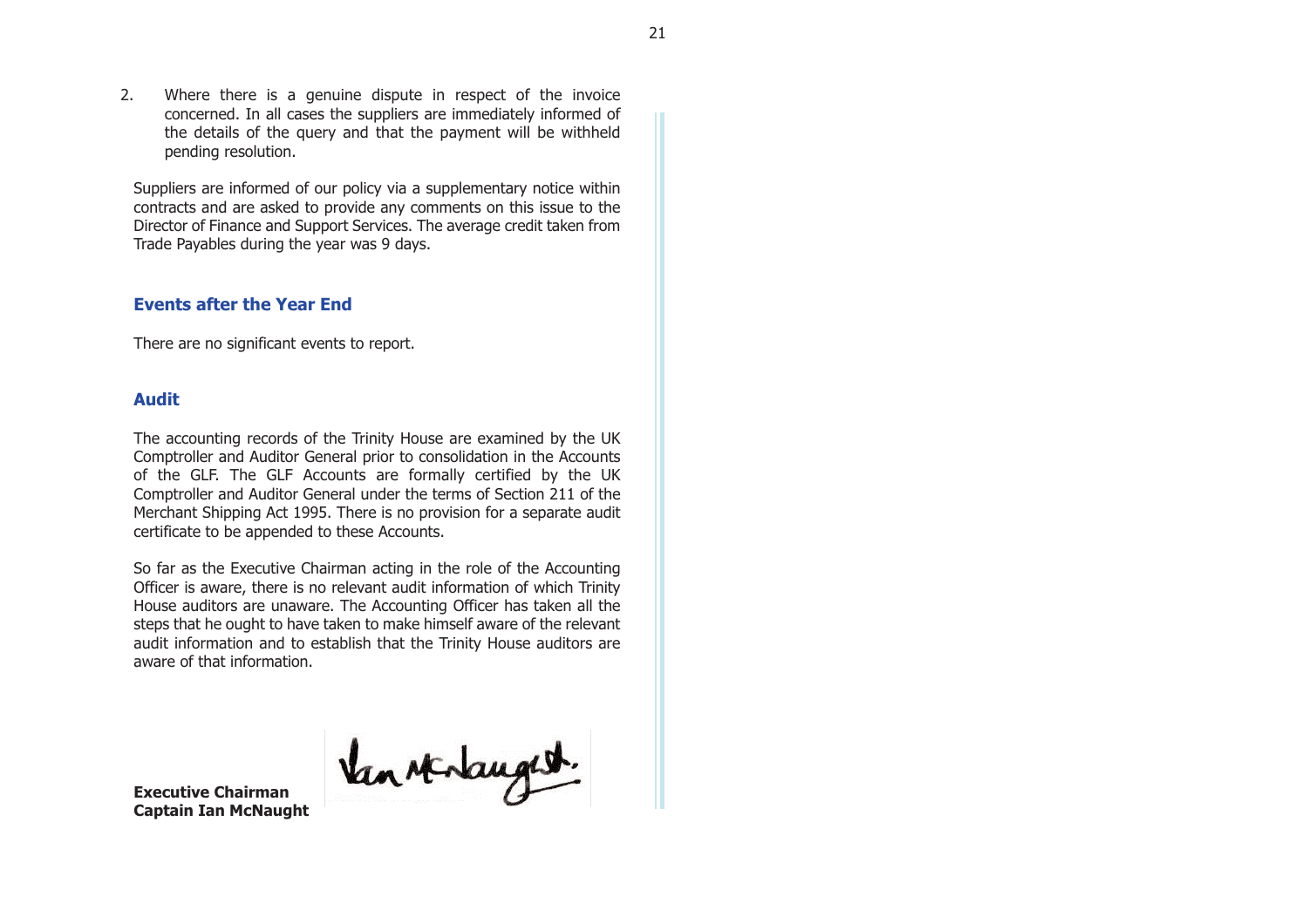2. Where there is a genuine dispute in respect of the invoice concerned. In all cases the suppliers are immediately informed of the details of the query and that the payment will be withheld pending resolution.

Suppliers are informed of our policy via a supplementary notice within contracts and are asked to provide any comments on this issue to the Director of Finance and Support Services. The average credit taken from Trade Payables during the year was 9 days.

## Events after the Year End

There are no significant events to report.

## Audit

The accounting records of the Trinity House are examined by the UK Comptroller and Auditor General prior to consolidation in the Accounts of the GLF. The GLF Accounts are formally certified by the UK Comptroller and Auditor General under the terms of Section 211 of the Merchant Shipping Act 1995. There is no provision for a separate audit certificate to be appended to these Accounts.

So far as the Executive Chairman acting in the role of the Accounting Officer is aware, there is no relevant audit information of which Trinity House auditors are unaware. The Accounting Officer has taken all the steps that he ought to have taken to make himself aware of the relevant audit information and to establish that the Trinity House auditors are aware of that information.

**Executive Chairman**
**Captain Ian McNaught**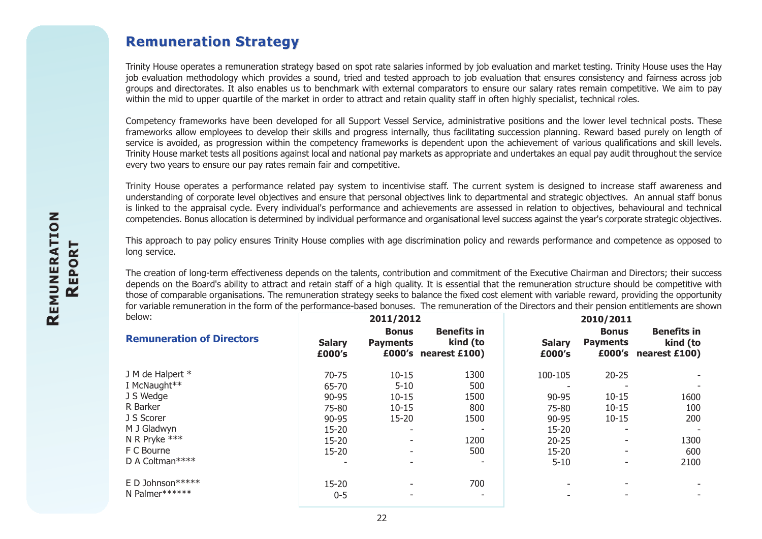## Remuneration Strategy

Trinity House operates a remuneration strategy based on spot rate salaries informed by job evaluation and market testing. Trinity House uses the Hay job evaluation methodology which provides a sound, tried and tested approach to job evaluation that ensures consistency and fairness across job groups and directorates. It also enables us to benchmark with external comparators to ensure our salary rates remain competitive. We aim to pay within the mid to upper quartile of the market in order to attract and retain quality staff in often highly specialist, technical roles.

Competency frameworks have been developed for all Support Vessel Service, administrative positions and the lower level technical posts. These frameworks allow employees to develop their skills and progress internally, thus facilitating succession planning. Reward based purely on length of service is avoided, as progression within the competency frameworks is dependent upon the achievement of various qualifications and skill levels. Trinity House market tests all positions against local and national pay markets as appropriate and undertakes an equal pay audit throughout the service every two years to ensure our pay rates remain fair and competitive.

Trinity House operates a performance related pay system to incentivise staff. The current system is designed to increase staff awareness and understanding of corporate level objectives and ensure that personal objectives link to departmental and strategic objectives. An annual staff bonus is linked to the appraisal cycle. Every individual's performance and achievements are assessed in relation to objectives, behavioural and technical competencies. Bonus allocation is determined by individual performance and organisational level success against the year's corporate strategic objectives.

This approach to pay policy ensures Trinity House complies with age discrimination policy and rewards performance and competence as opposed to long service.

The creation of long-term effectiveness depends on the talents, contribution and commitment of the Executive Chairman and Directors; their success depends on the Board's ability to attract and retain staff of a high quality. It is essential that the remuneration structure should be competitive with those of comparable organisations. The remuneration strategy seeks to balance the fixed cost element with variable reward, providing the opportunity for variable remuneration in the form of the performance-based bonuses. The remuneration of the Directors and their pension entitlements are shown below:

### Remuneration of Directors

| | 2011/2012 | | | 2010/2011 | | |
|---|---|---|---|---|---|---|
| | Salary £000's | Bonus Payments £000's | Benefits in kind (to nearest £100) | Salary £000's | Bonus Payments £000's | Benefits in kind (to nearest £100) |
| J M de Halpert * | 70-75 | 10-15 | 1300 | 100-105 | 20-25 | - |
| I McNaught** | 65-70 | 5-10 | 500 | - | - | - |
| J S Wedge | 90-95 | 10-15 | 1500 | 90-95 | 10-15 | 1600 |
| R Barker | 75-80 | 10-15 | 800 | 75-80 | 10-15 | 100 |
| J S Scorer | 90-95 | 15-20 | 1500 | 90-95 | 10-15 | 200 |
| M J Gladwyn | 15-20 | - | - | 15-20 | - | - |
| N R Pryke *** | 15-20 | - | 1200 | 20-25 | - | 1300 |
| F C Bourne | 15-20 | - | 500 | 15-20 | - | 600 |
| D A Coltman**** | - | - | - | 5-10 | - | 2100 |
| E D Johnson***** | 15-20 | - | 700 | - | - | - |
| N Palmer****** | 0-5 | - | - | - | - | - |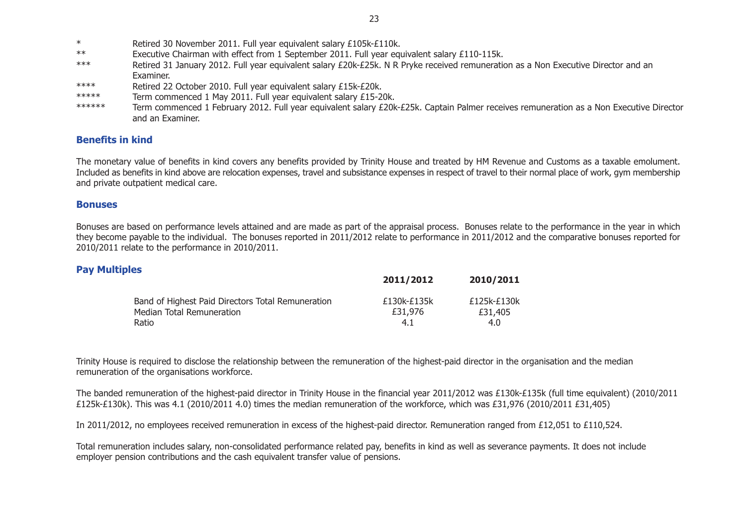| | |
|---|---|
| * | Retired 30 November 2011. Full year equivalent salary £105k-£110k. |
| ** | Executive Chairman with effect from 1 September 2011. Full year equivalent salary £110-115k. |
| *** | Retired 31 January 2012. Full year equivalent salary £20k-£25k. N R Pryke received remuneration as a Non Executive Director and an Examiner. |
| **** | Retired 22 October 2010. Full year equivalent salary £15k-£20k. |
| ***** | Term commenced 1 May 2011. Full year equivalent salary £15-20k. |
| ****** | Term commenced 1 February 2012. Full year equivalent salary £20k-£25k. Captain Palmer receives remuneration as a Non Executive Director and an Examiner. |

## Benefits in kind

The monetary value of benefits in kind covers any benefits provided by Trinity House and treated by HM Revenue and Customs as a taxable emolument. Included as benefits in kind above are relocation expenses, travel and subsistance expenses in respect of travel to their normal place of work, gym membership and private outpatient medical care.

## Bonuses

Bonuses are based on performance levels attained and are made as part of the appraisal process. Bonuses relate to the performance in the year in which they become payable to the individual. The bonuses reported in 2011/2012 relate to performance in 2011/2012 and the comparative bonuses reported for 2010/2011 relate to the performance in 2010/2011.

## Pay Multiples

| | **2011/2012** | **2010/2011** |
|---|---|---|
| Band of Highest Paid Directors Total Remuneration | £130k-£135k | £125k-£130k |
| Median Total Remuneration | £31,976 | £31,405 |
| Ratio | 4.1 | 4.0 |

Trinity House is required to disclose the relationship between the remuneration of the highest-paid director in the organisation and the median remuneration of the organisations workforce.

The banded remuneration of the highest-paid director in Trinity House in the financial year 2011/2012 was £130k-£135k (full time equivalent) (2010/2011 £125k-£130k). This was 4.1 (2010/2011 4.0) times the median remuneration of the workforce, which was £31,976 (2010/2011 £31,405)

In 2011/2012, no employees received remuneration in excess of the highest-paid director. Remuneration ranged from £12,051 to £110,524.

Total remuneration includes salary, non-consolidated performance related pay, benefits in kind as well as severance payments. It does not include employer pension contributions and the cash equivalent transfer value of pensions.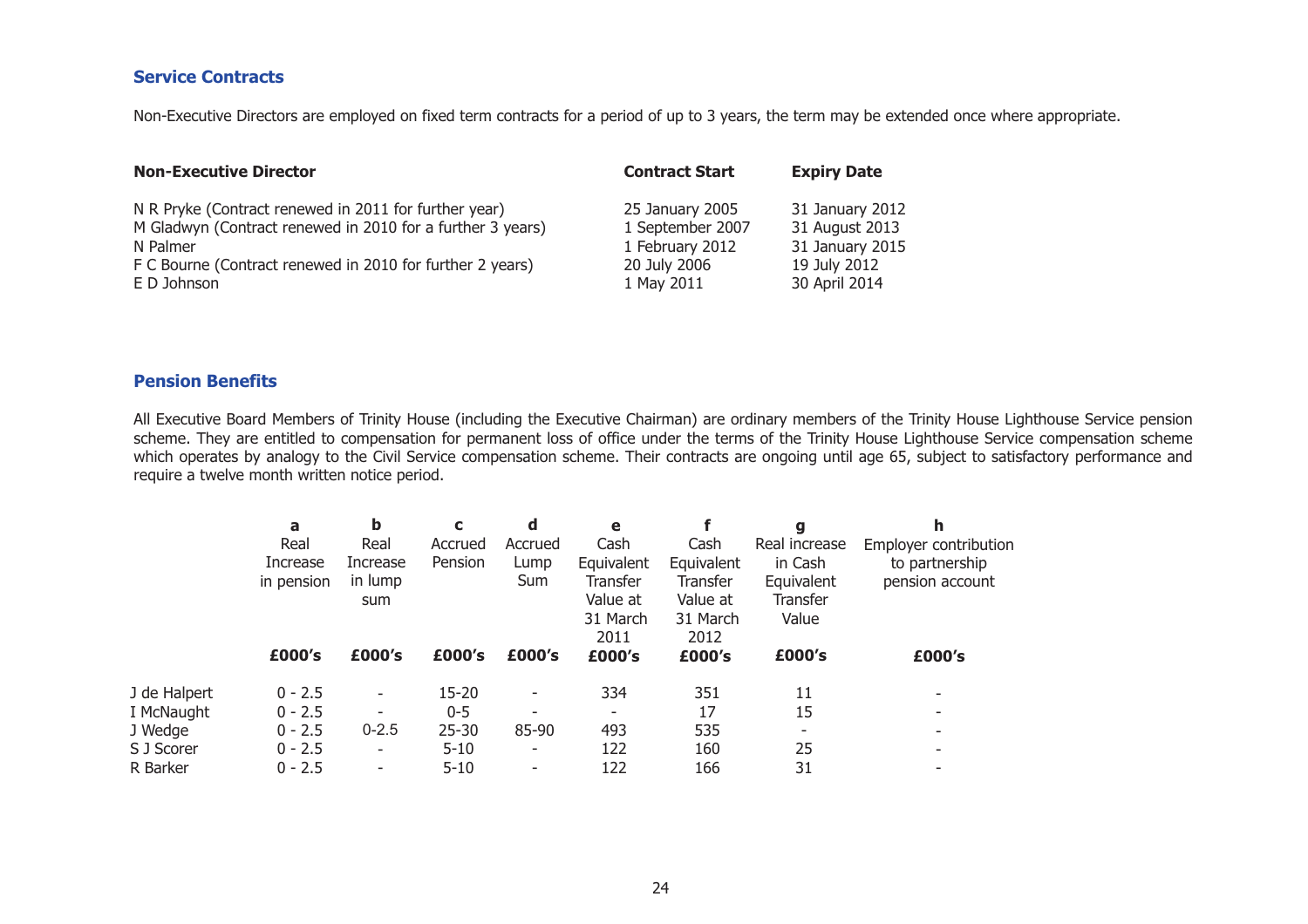## Service Contracts

Non-Executive Directors are employed on fixed term contracts for a period of up to 3 years, the term may be extended once where appropriate.

| Non-Executive Director | Contract Start | Expiry Date |
|---|---|---|
| N R Pryke (Contract renewed in 2011 for further year) | 25 January 2005 | 31 January 2012 |
| M Gladwyn (Contract renewed in 2010 for a further 3 years) | 1 September 2007 | 31 August 2013 |
| N Palmer | 1 February 2012 | 31 January 2015 |
| F C Bourne (Contract renewed in 2010 for further 2 years) | 20 July 2006 | 19 July 2012 |
| E D Johnson | 1 May 2011 | 30 April 2014 |

## Pension Benefits

All Executive Board Members of Trinity House (including the Executive Chairman) are ordinary members of the Trinity House Lighthouse Service pension scheme. They are entitled to compensation for permanent loss of office under the terms of the Trinity House Lighthouse Service compensation scheme which operates by analogy to the Civil Service compensation scheme. Their contracts are ongoing until age 65, subject to satisfactory performance and require a twelve month written notice period.

| | a | b | c | d | e | f | g | h |
|---|---|---|---|---|---|---|---|---|
| | Real Increase in pension | Real Increase in lump sum | Accrued Pension | Accrued Lump Sum | Cash Equivalent Transfer Value at 31 March 2011 | Cash Equivalent Transfer Value at 31 March 2012 | Real increase in Cash Equivalent Transfer Value | Employer contribution to partnership pension account |
| | **£000's** | **£000's** | **£000's** | **£000's** | **£000's** | **£000's** | **£000's** | **£000's** |
| J de Halpert | 0 - 2.5 | - | 15-20 | - | 334 | 351 | 11 | - |
| I McNaught | 0 - 2.5 | - | 0-5 | - | - | 17 | 15 | - |
| J Wedge | 0 - 2.5 | 0-2.5 | 25-30 | 85-90 | 493 | 535 | - | - |
| S J Scorer | 0 - 2.5 | - | 5-10 | - | 122 | 160 | 25 | - |
| R Barker | 0 - 2.5 | - | 5-10 | - | 122 | 166 | 31 | - |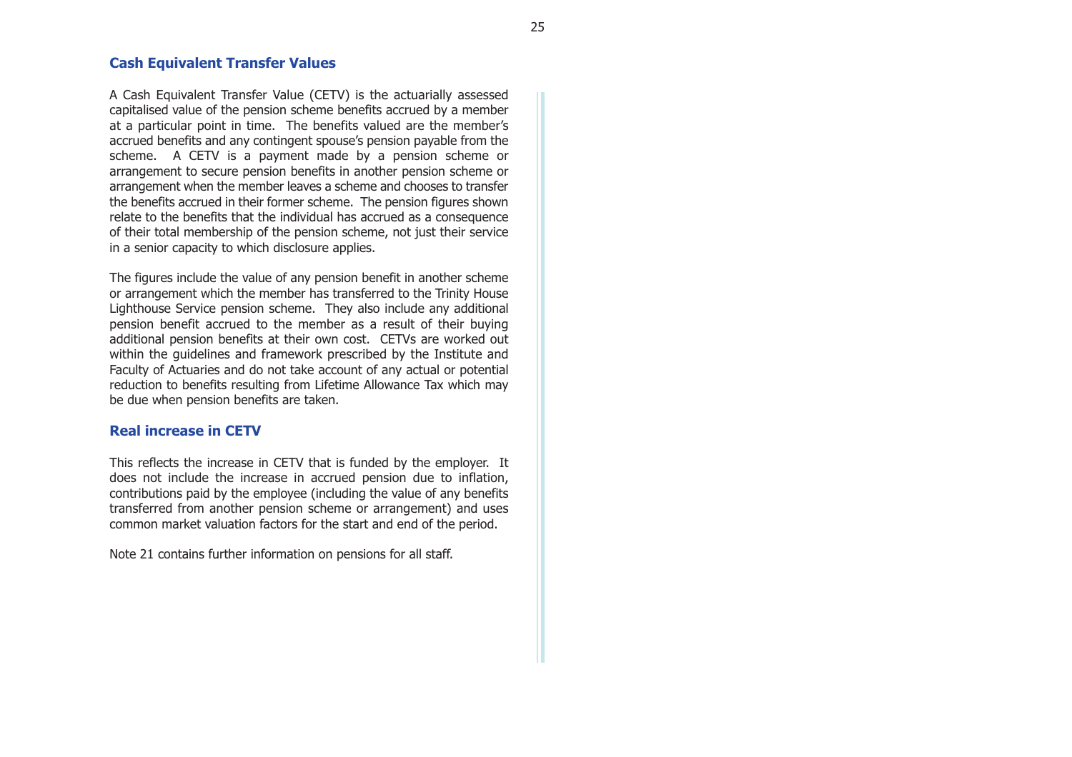## Cash Equivalent Transfer Values

A Cash Equivalent Transfer Value (CETV) is the actuarially assessed capitalised value of the pension scheme benefits accrued by a member at a particular point in time. The benefits valued are the member's accrued benefits and any contingent spouse's pension payable from the scheme. A CETV is a payment made by a pension scheme or arrangement to secure pension benefits in another pension scheme or arrangement when the member leaves a scheme and chooses to transfer the benefits accrued in their former scheme. The pension figures shown relate to the benefits that the individual has accrued as a consequence of their total membership of the pension scheme, not just their service in a senior capacity to which disclosure applies.

The figures include the value of any pension benefit in another scheme or arrangement which the member has transferred to the Trinity House Lighthouse Service pension scheme. They also include any additional pension benefit accrued to the member as a result of their buying additional pension benefits at their own cost. CETVs are worked out within the guidelines and framework prescribed by the Institute and Faculty of Actuaries and do not take account of any actual or potential reduction to benefits resulting from Lifetime Allowance Tax which may be due when pension benefits are taken.

## Real increase in CETV

This reflects the increase in CETV that is funded by the employer. It does not include the increase in accrued pension due to inflation, contributions paid by the employee (including the value of any benefits transferred from another pension scheme or arrangement) and uses common market valuation factors for the start and end of the period.

Note 21 contains further information on pensions for all staff.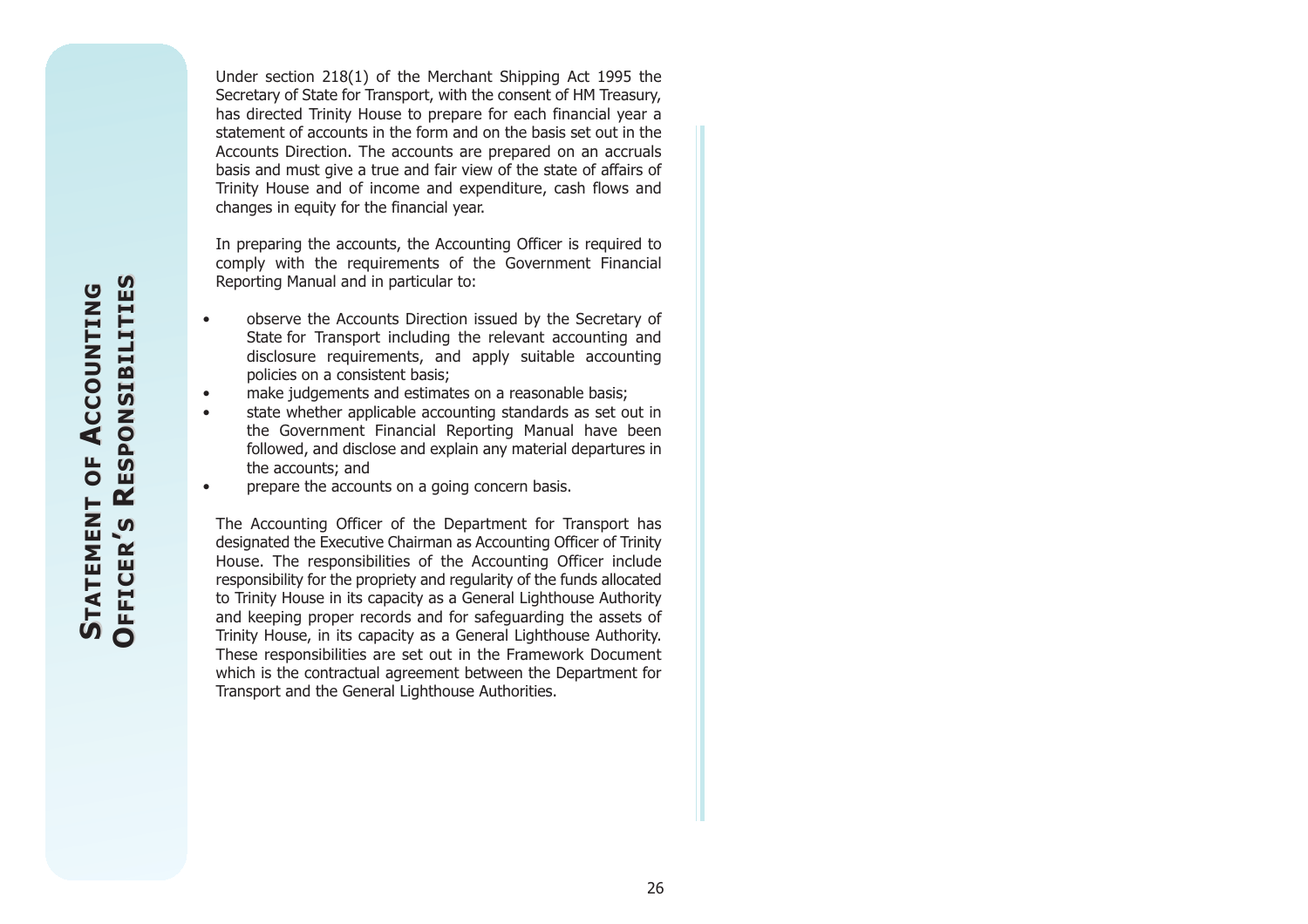# Statement of Accounting Officer's Responsibilities

Under section 218(1) of the Merchant Shipping Act 1995 the Secretary of State for Transport, with the consent of HM Treasury, has directed Trinity House to prepare for each financial year a statement of accounts in the form and on the basis set out in the Accounts Direction. The accounts are prepared on an accruals basis and must give a true and fair view of the state of affairs of Trinity House and of income and expenditure, cash flows and changes in equity for the financial year.

In preparing the accounts, the Accounting Officer is required to comply with the requirements of the Government Financial Reporting Manual and in particular to:

- observe the Accounts Direction issued by the Secretary of State for Transport including the relevant accounting and disclosure requirements, and apply suitable accounting policies on a consistent basis;
- make judgements and estimates on a reasonable basis;
- state whether applicable accounting standards as set out in the Government Financial Reporting Manual have been followed, and disclose and explain any material departures in the accounts; and
- prepare the accounts on a going concern basis.

The Accounting Officer of the Department for Transport has designated the Executive Chairman as Accounting Officer of Trinity House. The responsibilities of the Accounting Officer include responsibility for the propriety and regularity of the funds allocated to Trinity House in its capacity as a General Lighthouse Authority and keeping proper records and for safeguarding the assets of Trinity House, in its capacity as a General Lighthouse Authority. These responsibilities are set out in the Framework Document which is the contractual agreement between the Department for Transport and the General Lighthouse Authorities.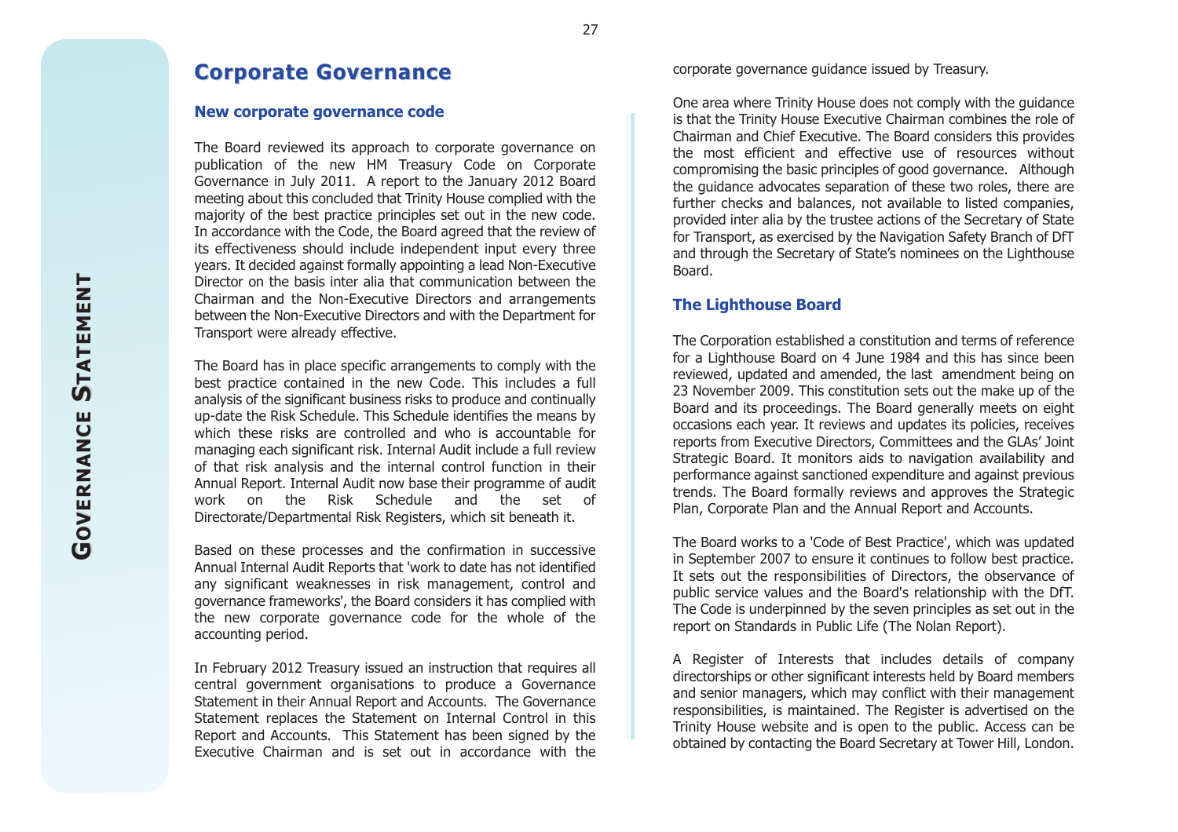# Corporate Governance

## New corporate governance code

The Board reviewed its approach to corporate governance on publication of the new HM Treasury Code on Corporate Governance in July 2011. A report to the January 2012 Board meeting about this concluded that Trinity House complied with the majority of the best practice principles set out in the new code. In accordance with the Code, the Board agreed that the review of its effectiveness should include independent input every three years. It decided against formally appointing a lead Non-Executive Director on the basis inter alia that communication between the Chairman and the Non-Executive Directors and arrangements between the Non-Executive Directors and with the Department for Transport were already effective.

The Board has in place specific arrangements to comply with the best practice contained in the new Code. This includes a full analysis of the significant business risks to produce and continually up-date the Risk Schedule. This Schedule identifies the means by which these risks are controlled and who is accountable for managing each significant risk. Internal Audit include a full review of that risk analysis and the internal control function in their Annual Report. Internal Audit now base their programme of audit work on the Risk Schedule and the set of Directorate/Departmental Risk Registers, which sit beneath it.

Based on these processes and the confirmation in successive Annual Internal Audit Reports that 'work to date has not identified any significant weaknesses in risk management, control and governance frameworks', the Board considers it has complied with the new corporate governance code for the whole of the accounting period.

In February 2012 Treasury issued an instruction that requires all central government organisations to produce a Governance Statement in their Annual Report and Accounts. The Governance Statement replaces the Statement on Internal Control in this Report and Accounts. This Statement has been signed by the Executive Chairman and is set out in accordance with the corporate governance guidance issued by Treasury.

One area where Trinity House does not comply with the guidance is that the Trinity House Executive Chairman combines the role of Chairman and Chief Executive. The Board considers this provides the most efficient and effective use of resources without compromising the basic principles of good governance. Although the guidance advocates separation of these two roles, there are further checks and balances, not available to listed companies, provided inter alia by the trustee actions of the Secretary of State for Transport, as exercised by the Navigation Safety Branch of DfT and through the Secretary of State's nominees on the Lighthouse Board.

## The Lighthouse Board

The Corporation established a constitution and terms of reference for a Lighthouse Board on 4 June 1984 and this has since been reviewed, updated and amended, the last amendment being on 23 November 2009. This constitution sets out the make up of the Board and its proceedings. The Board generally meets on eight occasions each year. It reviews and updates its policies, receives reports from Executive Directors, Committees and the GLAs' Joint Strategic Board. It monitors aids to navigation availability and performance against sanctioned expenditure and against previous trends. The Board formally reviews and approves the Strategic Plan, Corporate Plan and the Annual Report and Accounts.

The Board works to a 'Code of Best Practice', which was updated in September 2007 to ensure it continues to follow best practice. It sets out the responsibilities of Directors, the observance of public service values and the Board's relationship with the DfT. The Code is underpinned by the seven principles as set out in the report on Standards in Public Life (The Nolan Report).

A Register of Interests that includes details of company directorships or other significant interests held by Board members and senior managers, which may conflict with their management responsibilities, is maintained. The Register is advertised on the Trinity House website and is open to the public. Access can be obtained by contacting the Board Secretary at Tower Hill, London.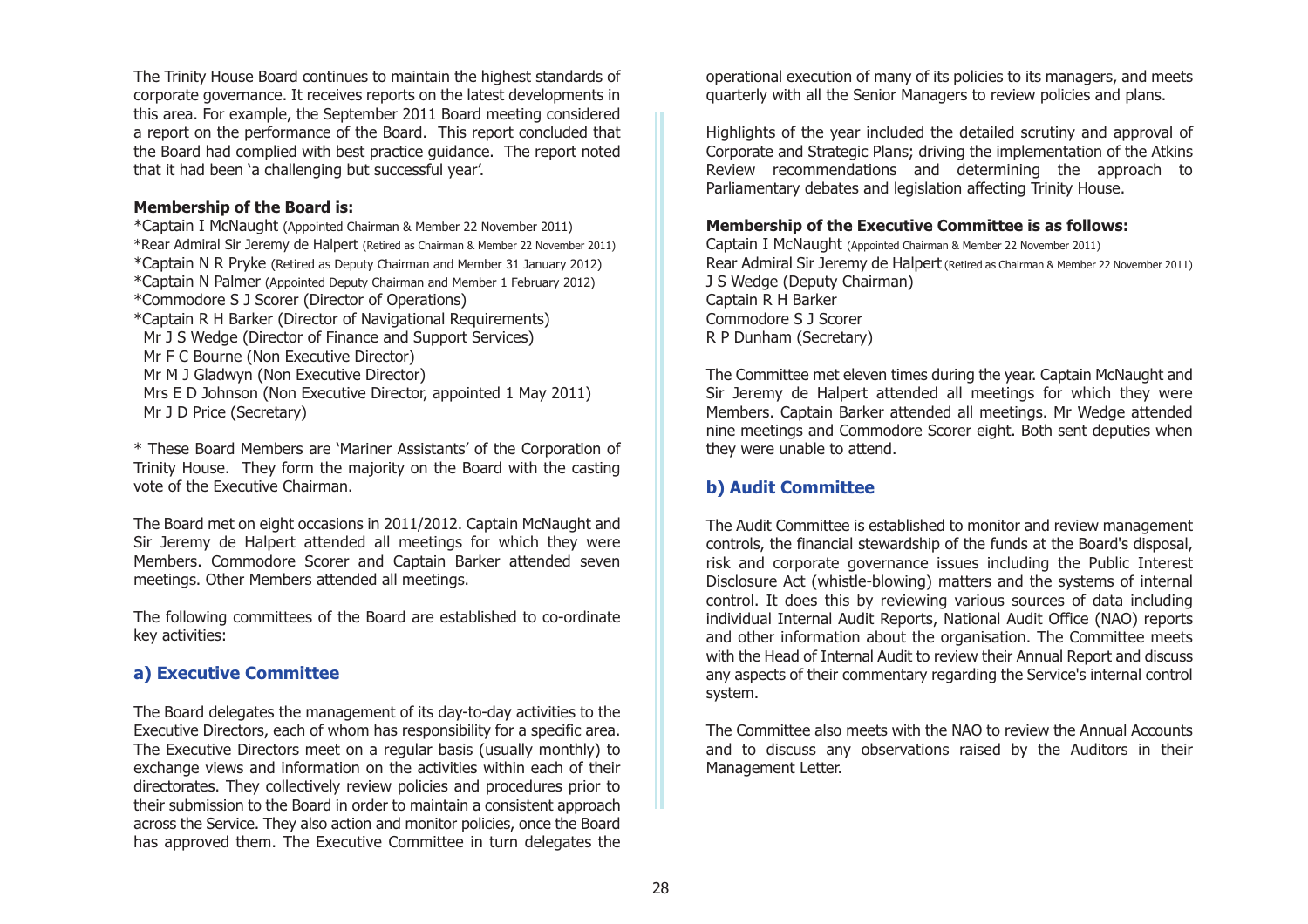The Trinity House Board continues to maintain the highest standards of corporate governance. It receives reports on the latest developments in this area. For example, the September 2011 Board meeting considered a report on the performance of the Board. This report concluded that the Board had complied with best practice guidance. The report noted that it had been 'a challenging but successful year'.

**Membership of the Board is:**

*Captain I McNaught (Appointed Chairman & Member 22 November 2011)
*Rear Admiral Sir Jeremy de Halpert (Retired as Chairman & Member 22 November 2011)
*Captain N R Pryke (Retired as Deputy Chairman and Member 31 January 2012)
*Captain N Palmer (Appointed Deputy Chairman and Member 1 February 2012)
*Commodore S J Scorer (Director of Operations)
*Captain R H Barker (Director of Navigational Requirements)
Mr J S Wedge (Director of Finance and Support Services)
Mr F C Bourne (Non Executive Director)
Mr M J Gladwyn (Non Executive Director)
Mrs E D Johnson (Non Executive Director, appointed 1 May 2011)
Mr J D Price (Secretary)

* These Board Members are 'Mariner Assistants' of the Corporation of Trinity House. They form the majority on the Board with the casting vote of the Executive Chairman.

The Board met on eight occasions in 2011/2012. Captain McNaught and Sir Jeremy de Halpert attended all meetings for which they were Members. Commodore Scorer and Captain Barker attended seven meetings. Other Members attended all meetings.

The following committees of the Board are established to co-ordinate key activities:

## a) Executive Committee

The Board delegates the management of its day-to-day activities to the Executive Directors, each of whom has responsibility for a specific area. The Executive Directors meet on a regular basis (usually monthly) to exchange views and information on the activities within each of their directorates. They collectively review policies and procedures prior to their submission to the Board in order to maintain a consistent approach across the Service. They also action and monitor policies, once the Board has approved them. The Executive Committee in turn delegates the operational execution of many of its policies to its managers, and meets quarterly with all the Senior Managers to review policies and plans.

Highlights of the year included the detailed scrutiny and approval of Corporate and Strategic Plans; driving the implementation of the Atkins Review recommendations and determining the approach to Parliamentary debates and legislation affecting Trinity House.

**Membership of the Executive Committee is as follows:**

Captain I McNaught (Appointed Chairman & Member 22 November 2011)
Rear Admiral Sir Jeremy de Halpert (Retired as Chairman & Member 22 November 2011)
J S Wedge (Deputy Chairman)
Captain R H Barker
Commodore S J Scorer
R P Dunham (Secretary)

The Committee met eleven times during the year. Captain McNaught and Sir Jeremy de Halpert attended all meetings for which they were Members. Captain Barker attended all meetings. Mr Wedge attended nine meetings and Commodore Scorer eight. Both sent deputies when they were unable to attend.

## b) Audit Committee

The Audit Committee is established to monitor and review management controls, the financial stewardship of the funds at the Board's disposal, risk and corporate governance issues including the Public Interest Disclosure Act (whistle-blowing) matters and the systems of internal control. It does this by reviewing various sources of data including individual Internal Audit Reports, National Audit Office (NAO) reports and other information about the organisation. The Committee meets with the Head of Internal Audit to review their Annual Report and discuss any aspects of their commentary regarding the Service's internal control system.

The Committee also meets with the NAO to review the Annual Accounts and to discuss any observations raised by the Auditors in their Management Letter.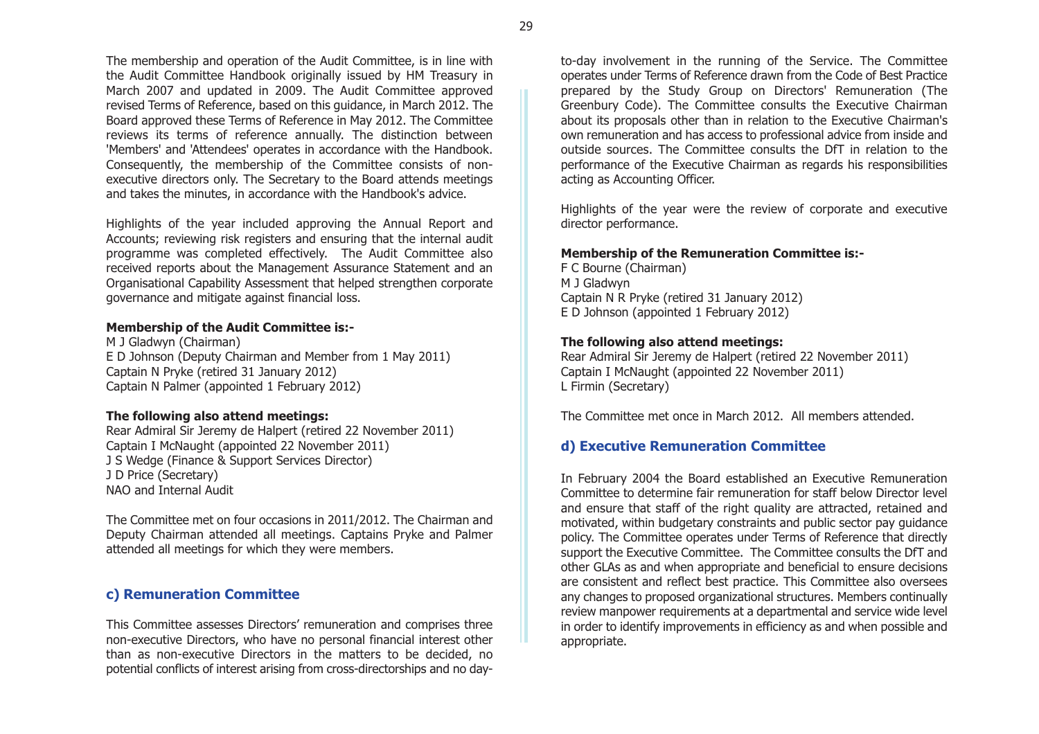The membership and operation of the Audit Committee, is in line with the Audit Committee Handbook originally issued by HM Treasury in March 2007 and updated in 2009. The Audit Committee approved revised Terms of Reference, based on this guidance, in March 2012. The Board approved these Terms of Reference in May 2012. The Committee reviews its terms of reference annually. The distinction between 'Members' and 'Attendees' operates in accordance with the Handbook. Consequently, the membership of the Committee consists of non-executive directors only. The Secretary to the Board attends meetings and takes the minutes, in accordance with the Handbook's advice.

Highlights of the year included approving the Annual Report and Accounts; reviewing risk registers and ensuring that the internal audit programme was completed effectively. The Audit Committee also received reports about the Management Assurance Statement and an Organisational Capability Assessment that helped strengthen corporate governance and mitigate against financial loss.

**Membership of the Audit Committee is:-**

M J Gladwyn (Chairman)
E D Johnson (Deputy Chairman and Member from 1 May 2011)
Captain N Pryke (retired 31 January 2012)
Captain N Palmer (appointed 1 February 2012)

**The following also attend meetings:**

Rear Admiral Sir Jeremy de Halpert (retired 22 November 2011)
Captain I McNaught (appointed 22 November 2011)
J S Wedge (Finance & Support Services Director)
J D Price (Secretary)
NAO and Internal Audit

The Committee met on four occasions in 2011/2012. The Chairman and Deputy Chairman attended all meetings. Captains Pryke and Palmer attended all meetings for which they were members.

## c) Remuneration Committee

This Committee assesses Directors' remuneration and comprises three non-executive Directors, who have no personal financial interest other than as non-executive Directors in the matters to be decided, no potential conflicts of interest arising from cross-directorships and no day-to-day involvement in the running of the Service. The Committee operates under Terms of Reference drawn from the Code of Best Practice prepared by the Study Group on Directors' Remuneration (The Greenbury Code). The Committee consults the Executive Chairman about its proposals other than in relation to the Executive Chairman's own remuneration and has access to professional advice from inside and outside sources. The Committee consults the DfT in relation to the performance of the Executive Chairman as regards his responsibilities acting as Accounting Officer.

Highlights of the year were the review of corporate and executive director performance.

**Membership of the Remuneration Committee is:-**

F C Bourne (Chairman)
M J Gladwyn
Captain N R Pryke (retired 31 January 2012)
E D Johnson (appointed 1 February 2012)

**The following also attend meetings:**

Rear Admiral Sir Jeremy de Halpert (retired 22 November 2011)
Captain I McNaught (appointed 22 November 2011)
L Firmin (Secretary)

The Committee met once in March 2012. All members attended.

## d) Executive Remuneration Committee

In February 2004 the Board established an Executive Remuneration Committee to determine fair remuneration for staff below Director level and ensure that staff of the right quality are attracted, retained and motivated, within budgetary constraints and public sector pay guidance policy. The Committee operates under Terms of Reference that directly support the Executive Committee. The Committee consults the DfT and other GLAs as and when appropriate and beneficial to ensure decisions are consistent and reflect best practice. This Committee also oversees any changes to proposed organizational structures. Members continually review manpower requirements at a departmental and service wide level in order to identify improvements in efficiency as and when possible and appropriate.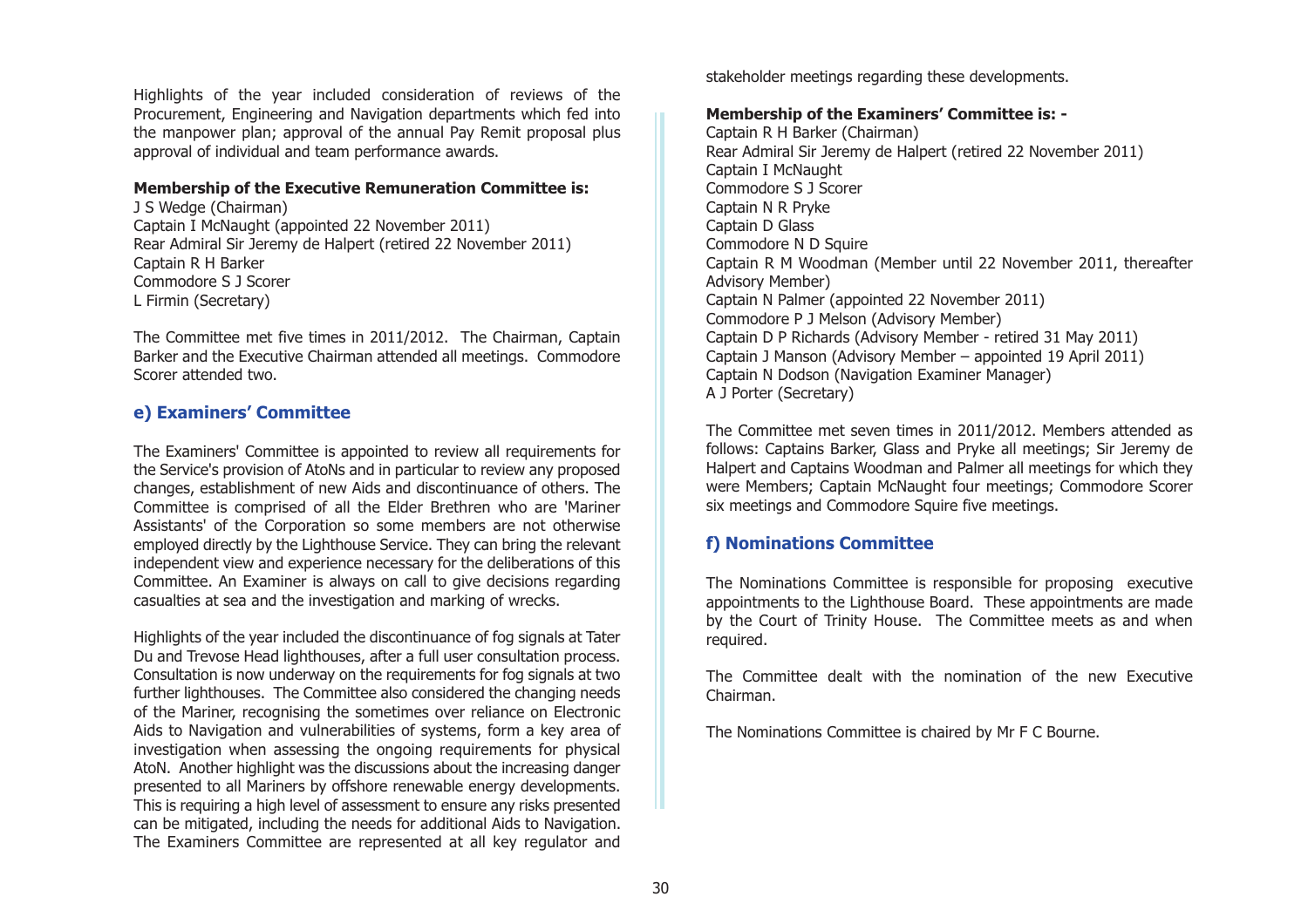Highlights of the year included consideration of reviews of the Procurement, Engineering and Navigation departments which fed into the manpower plan; approval of the annual Pay Remit proposal plus approval of individual and team performance awards.

**Membership of the Executive Remuneration Committee is:**

J S Wedge (Chairman)
Captain I McNaught (appointed 22 November 2011)
Rear Admiral Sir Jeremy de Halpert (retired 22 November 2011)
Captain R H Barker
Commodore S J Scorer
L Firmin (Secretary)

The Committee met five times in 2011/2012. The Chairman, Captain Barker and the Executive Chairman attended all meetings. Commodore Scorer attended two.

## e) Examiners' Committee

The Examiners' Committee is appointed to review all requirements for the Service's provision of AtoNs and in particular to review any proposed changes, establishment of new Aids and discontinuance of others. The Committee is comprised of all the Elder Brethren who are 'Mariner Assistants' of the Corporation so some members are not otherwise employed directly by the Lighthouse Service. They can bring the relevant independent view and experience necessary for the deliberations of this Committee. An Examiner is always on call to give decisions regarding casualties at sea and the investigation and marking of wrecks.

Highlights of the year included the discontinuance of fog signals at Tater Du and Trevose Head lighthouses, after a full user consultation process. Consultation is now underway on the requirements for fog signals at two further lighthouses. The Committee also considered the changing needs of the Mariner, recognising the sometimes over reliance on Electronic Aids to Navigation and vulnerabilities of systems, form a key area of investigation when assessing the ongoing requirements for physical AtoN. Another highlight was the discussions about the increasing danger presented to all Mariners by offshore renewable energy developments. This is requiring a high level of assessment to ensure any risks presented can be mitigated, including the needs for additional Aids to Navigation. The Examiners Committee are represented at all key regulator and stakeholder meetings regarding these developments.

**Membership of the Examiners' Committee is: -**

Captain R H Barker (Chairman)
Rear Admiral Sir Jeremy de Halpert (retired 22 November 2011)
Captain I McNaught
Commodore S J Scorer
Captain N R Pryke
Captain D Glass
Commodore N D Squire
Captain R M Woodman (Member until 22 November 2011, thereafter Advisory Member)
Captain N Palmer (appointed 22 November 2011)
Commodore P J Melson (Advisory Member)
Captain D P Richards (Advisory Member - retired 31 May 2011)
Captain J Manson (Advisory Member – appointed 19 April 2011)
Captain N Dodson (Navigation Examiner Manager)
A J Porter (Secretary)

The Committee met seven times in 2011/2012. Members attended as follows: Captains Barker, Glass and Pryke all meetings; Sir Jeremy de Halpert and Captains Woodman and Palmer all meetings for which they were Members; Captain McNaught four meetings; Commodore Scorer six meetings and Commodore Squire five meetings.

## f) Nominations Committee

The Nominations Committee is responsible for proposing executive appointments to the Lighthouse Board. These appointments are made by the Court of Trinity House. The Committee meets as and when required.

The Committee dealt with the nomination of the new Executive Chairman.

The Nominations Committee is chaired by Mr F C Bourne.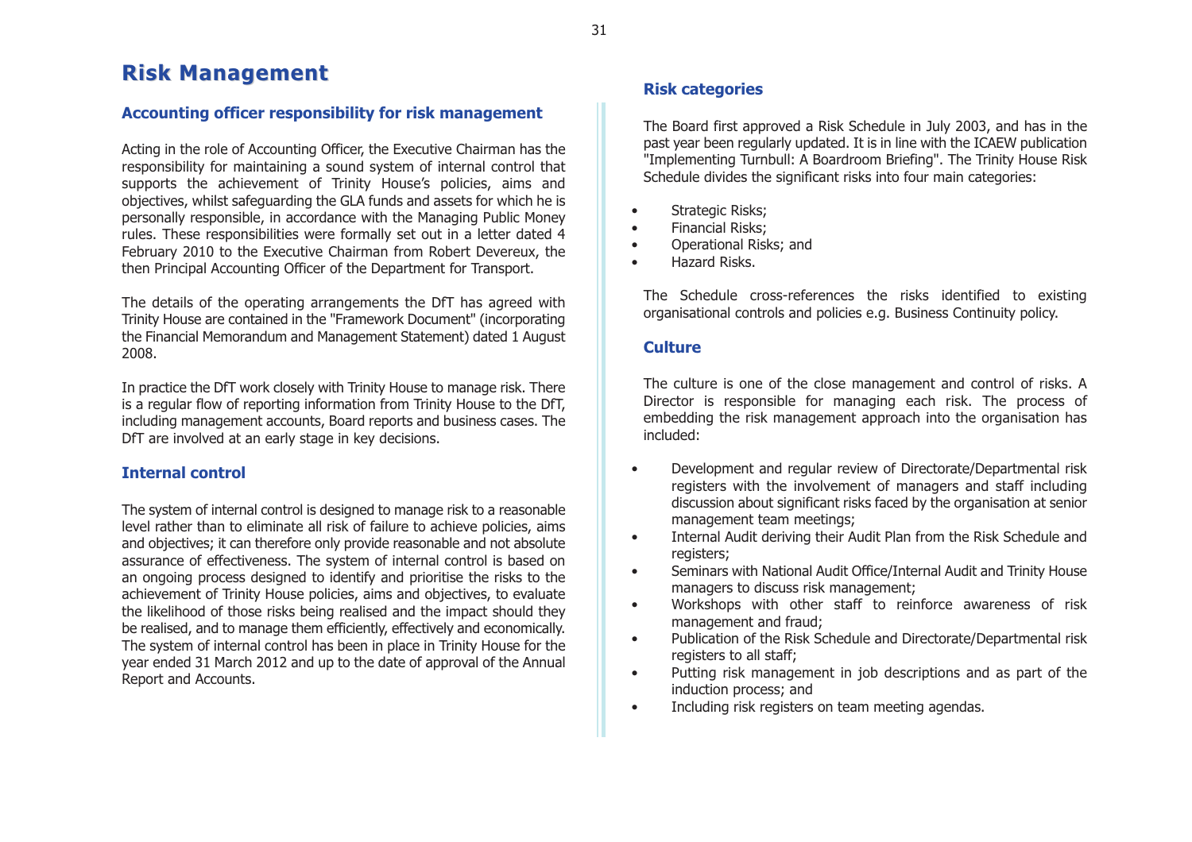# Risk Management

## Accounting officer responsibility for risk management

Acting in the role of Accounting Officer, the Executive Chairman has the responsibility for maintaining a sound system of internal control that supports the achievement of Trinity House's policies, aims and objectives, whilst safeguarding the GLA funds and assets for which he is personally responsible, in accordance with the Managing Public Money rules. These responsibilities were formally set out in a letter dated 4 February 2010 to the Executive Chairman from Robert Devereux, the then Principal Accounting Officer of the Department for Transport.

The details of the operating arrangements the DfT has agreed with Trinity House are contained in the "Framework Document" (incorporating the Financial Memorandum and Management Statement) dated 1 August 2008.

In practice the DfT work closely with Trinity House to manage risk. There is a regular flow of reporting information from Trinity House to the DfT, including management accounts, Board reports and business cases. The DfT are involved at an early stage in key decisions.

## Internal control

The system of internal control is designed to manage risk to a reasonable level rather than to eliminate all risk of failure to achieve policies, aims and objectives; it can therefore only provide reasonable and not absolute assurance of effectiveness. The system of internal control is based on an ongoing process designed to identify and prioritise the risks to the achievement of Trinity House policies, aims and objectives, to evaluate the likelihood of those risks being realised and the impact should they be realised, and to manage them efficiently, effectively and economically. The system of internal control has been in place in Trinity House for the year ended 31 March 2012 and up to the date of approval of the Annual Report and Accounts.

## Risk categories

The Board first approved a Risk Schedule in July 2003, and has in the past year been regularly updated. It is in line with the ICAEW publication "Implementing Turnbull: A Boardroom Briefing". The Trinity House Risk Schedule divides the significant risks into four main categories:

- Strategic Risks;
- Financial Risks;
- Operational Risks; and
- Hazard Risks.

The Schedule cross-references the risks identified to existing organisational controls and policies e.g. Business Continuity policy.

## Culture

The culture is one of the close management and control of risks. A Director is responsible for managing each risk. The process of embedding the risk management approach into the organisation has included:

- Development and regular review of Directorate/Departmental risk registers with the involvement of managers and staff including discussion about significant risks faced by the organisation at senior management team meetings;
- Internal Audit deriving their Audit Plan from the Risk Schedule and registers;
- Seminars with National Audit Office/Internal Audit and Trinity House managers to discuss risk management;
- Workshops with other staff to reinforce awareness of risk management and fraud;
- Publication of the Risk Schedule and Directorate/Departmental risk registers to all staff;
- Putting risk management in job descriptions and as part of the induction process; and
- Including risk registers on team meeting agendas.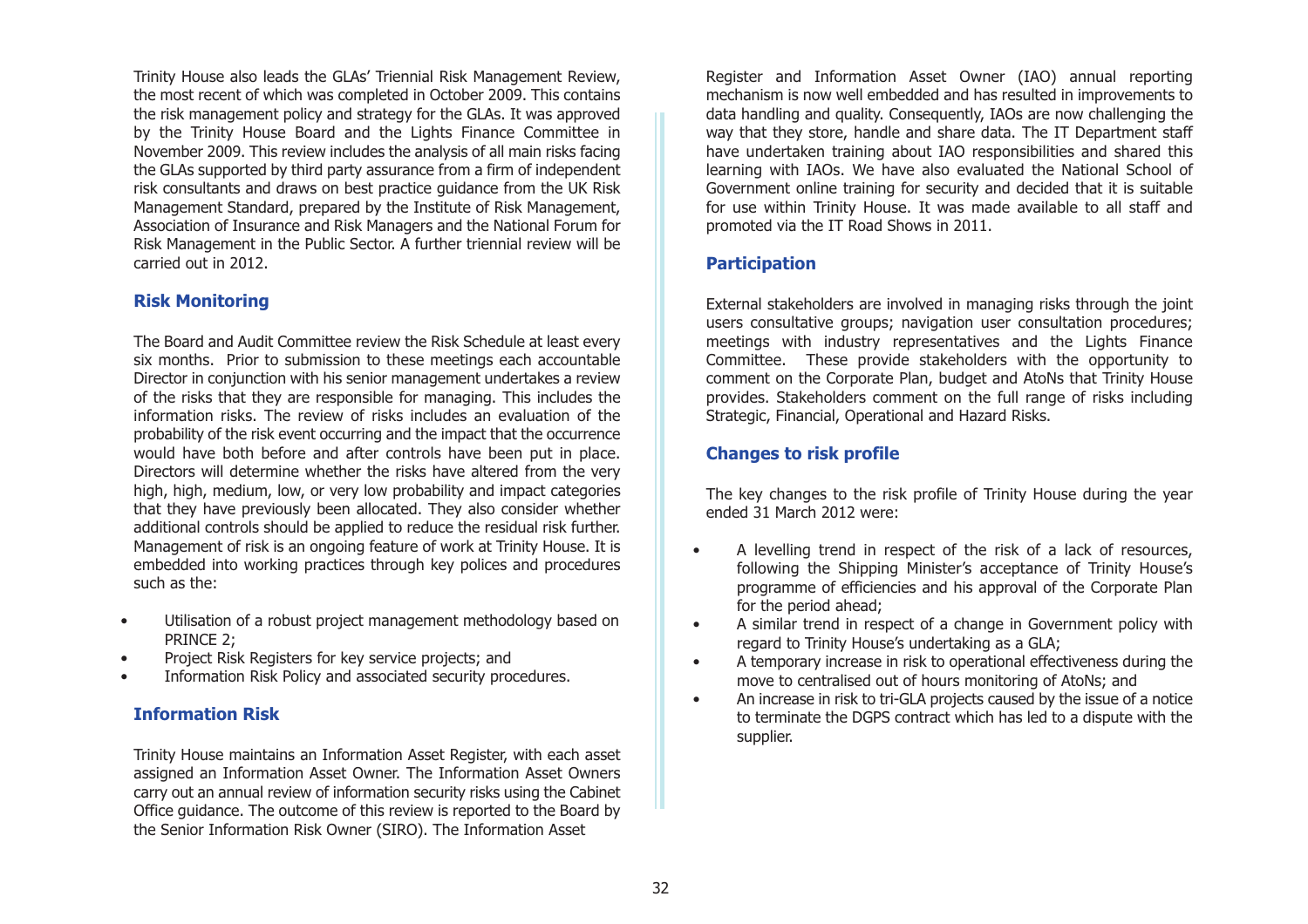Trinity House also leads the GLAs' Triennial Risk Management Review, the most recent of which was completed in October 2009. This contains the risk management policy and strategy for the GLAs. It was approved by the Trinity House Board and the Lights Finance Committee in November 2009. This review includes the analysis of all main risks facing the GLAs supported by third party assurance from a firm of independent risk consultants and draws on best practice guidance from the UK Risk Management Standard, prepared by the Institute of Risk Management, Association of Insurance and Risk Managers and the National Forum for Risk Management in the Public Sector. A further triennial review will be carried out in 2012.

## Risk Monitoring

The Board and Audit Committee review the Risk Schedule at least every six months. Prior to submission to these meetings each accountable Director in conjunction with his senior management undertakes a review of the risks that they are responsible for managing. This includes the information risks. The review of risks includes an evaluation of the probability of the risk event occurring and the impact that the occurrence would have both before and after controls have been put in place. Directors will determine whether the risks have altered from the very high, high, medium, low, or very low probability and impact categories that they have previously been allocated. They also consider whether additional controls should be applied to reduce the residual risk further. Management of risk is an ongoing feature of work at Trinity House. It is embedded into working practices through key polices and procedures such as the:

- Utilisation of a robust project management methodology based on PRINCE 2;
- Project Risk Registers for key service projects; and
- Information Risk Policy and associated security procedures.

## Information Risk

Trinity House maintains an Information Asset Register, with each asset assigned an Information Asset Owner. The Information Asset Owners carry out an annual review of information security risks using the Cabinet Office guidance. The outcome of this review is reported to the Board by the Senior Information Risk Owner (SIRO). The Information Asset Register and Information Asset Owner (IAO) annual reporting mechanism is now well embedded and has resulted in improvements to data handling and quality. Consequently, IAOs are now challenging the way that they store, handle and share data. The IT Department staff have undertaken training about IAO responsibilities and shared this learning with IAOs. We have also evaluated the National School of Government online training for security and decided that it is suitable for use within Trinity House. It was made available to all staff and promoted via the IT Road Shows in 2011.

## Participation

External stakeholders are involved in managing risks through the joint users consultative groups; navigation user consultation procedures; meetings with industry representatives and the Lights Finance Committee. These provide stakeholders with the opportunity to comment on the Corporate Plan, budget and AtoNs that Trinity House provides. Stakeholders comment on the full range of risks including Strategic, Financial, Operational and Hazard Risks.

## Changes to risk profile

The key changes to the risk profile of Trinity House during the year ended 31 March 2012 were:

- A levelling trend in respect of the risk of a lack of resources, following the Shipping Minister's acceptance of Trinity House's programme of efficiencies and his approval of the Corporate Plan for the period ahead;
- A similar trend in respect of a change in Government policy with regard to Trinity House's undertaking as a GLA;
- A temporary increase in risk to operational effectiveness during the move to centralised out of hours monitoring of AtoNs; and
- An increase in risk to tri-GLA projects caused by the issue of a notice to terminate the DGPS contract which has led to a dispute with the supplier.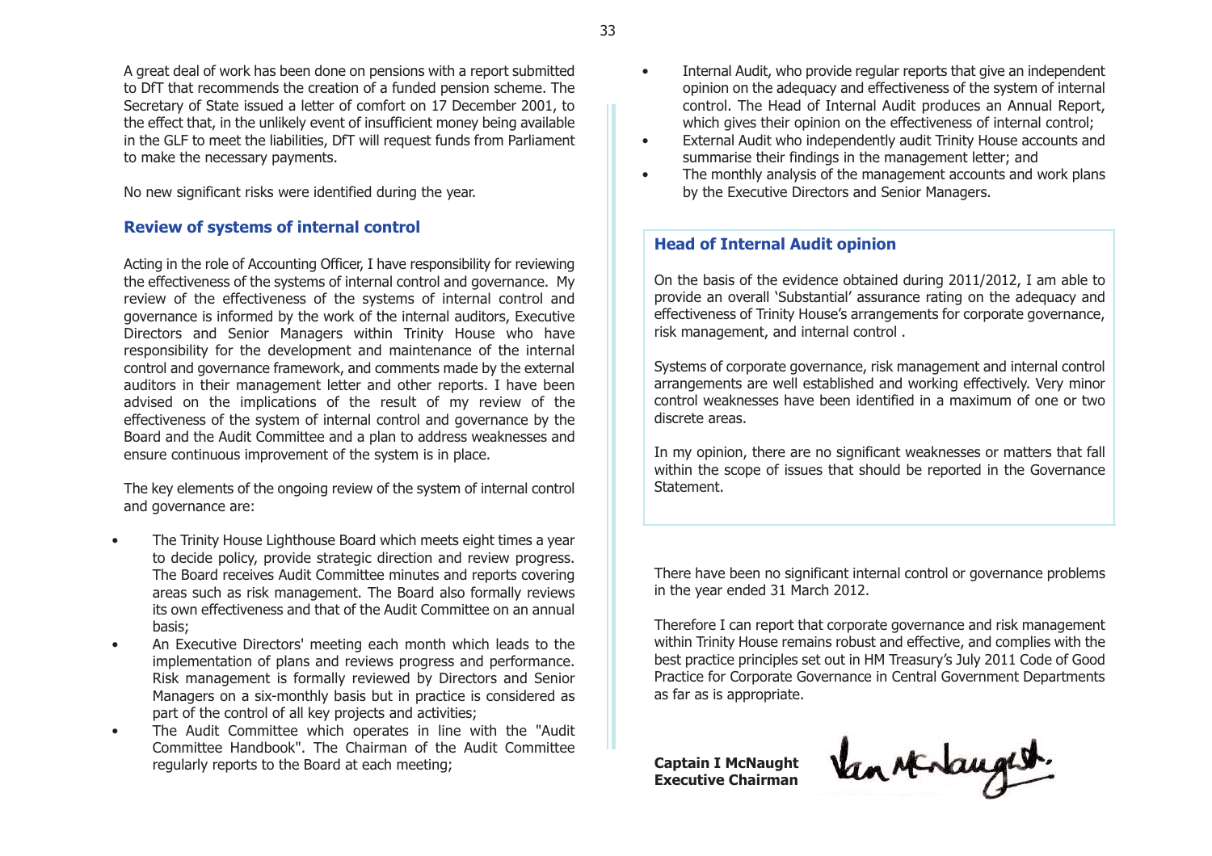A great deal of work has been done on pensions with a report submitted to DfT that recommends the creation of a funded pension scheme. The Secretary of State issued a letter of comfort on 17 December 2001, to the effect that, in the unlikely event of insufficient money being available in the GLF to meet the liabilities, DfT will request funds from Parliament to make the necessary payments.

No new significant risks were identified during the year.

## Review of systems of internal control

Acting in the role of Accounting Officer, I have responsibility for reviewing the effectiveness of the systems of internal control and governance. My review of the effectiveness of the systems of internal control and governance is informed by the work of the internal auditors, Executive Directors and Senior Managers within Trinity House who have responsibility for the development and maintenance of the internal control and governance framework, and comments made by the external auditors in their management letter and other reports. I have been advised on the implications of the result of my review of the effectiveness of the system of internal control and governance by the Board and the Audit Committee and a plan to address weaknesses and ensure continuous improvement of the system is in place.

The key elements of the ongoing review of the system of internal control and governance are:

- The Trinity House Lighthouse Board which meets eight times a year to decide policy, provide strategic direction and review progress. The Board receives Audit Committee minutes and reports covering areas such as risk management. The Board also formally reviews its own effectiveness and that of the Audit Committee on an annual basis;
- An Executive Directors' meeting each month which leads to the implementation of plans and reviews progress and performance. Risk management is formally reviewed by Directors and Senior Managers on a six-monthly basis but in practice is considered as part of the control of all key projects and activities;
- The Audit Committee which operates in line with the "Audit Committee Handbook". The Chairman of the Audit Committee regularly reports to the Board at each meeting;
- Internal Audit, who provide regular reports that give an independent opinion on the adequacy and effectiveness of the system of internal control. The Head of Internal Audit produces an Annual Report, which gives their opinion on the effectiveness of internal control;
- External Audit who independently audit Trinity House accounts and summarise their findings in the management letter; and
- The monthly analysis of the management accounts and work plans by the Executive Directors and Senior Managers.

## Head of Internal Audit opinion

On the basis of the evidence obtained during 2011/2012, I am able to provide an overall 'Substantial' assurance rating on the adequacy and effectiveness of Trinity House's arrangements for corporate governance, risk management, and internal control .

Systems of corporate governance, risk management and internal control arrangements are well established and working effectively. Very minor control weaknesses have been identified in a maximum of one or two discrete areas.

In my opinion, there are no significant weaknesses or matters that fall within the scope of issues that should be reported in the Governance Statement.

There have been no significant internal control or governance problems in the year ended 31 March 2012.

Therefore I can report that corporate governance and risk management within Trinity House remains robust and effective, and complies with the best practice principles set out in HM Treasury's July 2011 Code of Good Practice for Corporate Governance in Central Government Departments as far as is appropriate.

**Captain I McNaught**
**Executive Chairman**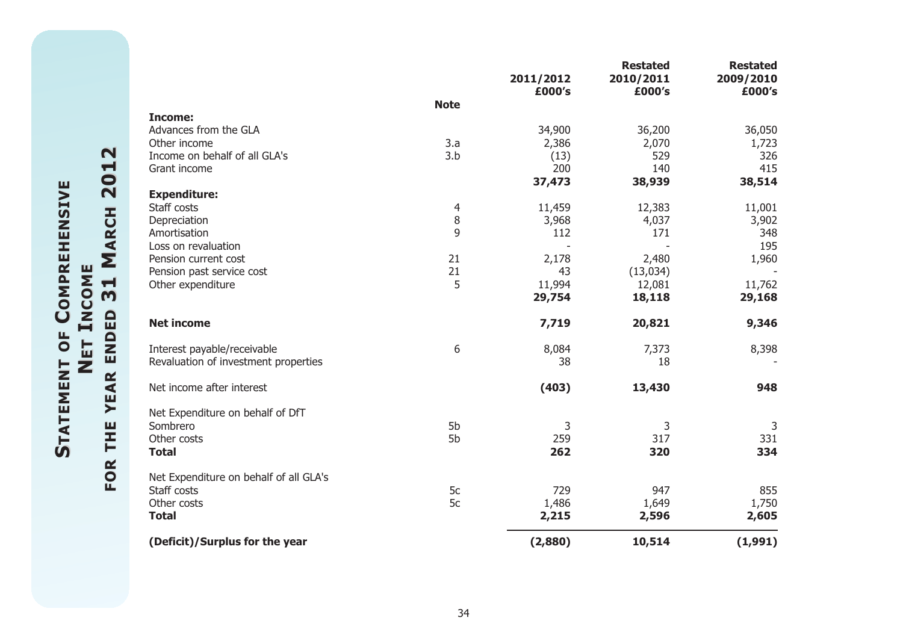# Statement of Comprehensive Net Income for the year ended 31 March 2012

| | Note | 2011/2012 £000's | Restated 2010/2011 £000's | Restated 2009/2010 £000's |
|---|---|---|---|---|
| **Income:** | | | | |
| Advances from the GLA | | 34,900 | 36,200 | 36,050 |
| Other income | 3.a | 2,386 | 2,070 | 1,723 |
| Income on behalf of all GLA's | 3.b | (13) | 529 | 326 |
| Grant income | | 200 | 140 | 415 |
| | | **37,473** | **38,939** | **38,514** |
| **Expenditure:** | | | | |
| Staff costs | 4 | 11,459 | 12,383 | 11,001 |
| Depreciation | 8 | 3,968 | 4,037 | 3,902 |
| Amortisation | 9 | 112 | 171 | 348 |
| Loss on revaluation | | - | - | 195 |
| Pension current cost | 21 | 2,178 | 2,480 | 1,960 |
| Pension past service cost | 21 | 43 | (13,034) | - |
| Other expenditure | 5 | 11,994 | 12,081 | 11,762 |
| | | **29,754** | **18,118** | **29,168** |
| **Net income** | | **7,719** | **20,821** | **9,346** |
| Interest payable/receivable | 6 | 8,084 | 7,373 | 8,398 |
| Revaluation of investment properties | | 38 | 18 | - |
| Net income after interest | | **(403)** | **13,430** | **948** |
| Net Expenditure on behalf of DfT | | | | |
| Sombrero | 5b | 3 | 3 | 3 |
| Other costs | 5b | 259 | 317 | 331 |
| **Total** | | **262** | **320** | **334** |
| Net Expenditure on behalf of all GLA's | | | | |
| Staff costs | 5c | 729 | 947 | 855 |
| Other costs | 5c | 1,486 | 1,649 | 1,750 |
| **Total** | | **2,215** | **2,596** | **2,605** |
| **(Deficit)/Surplus for the year** | | **(2,880)** | **10,514** | **(1,991)** |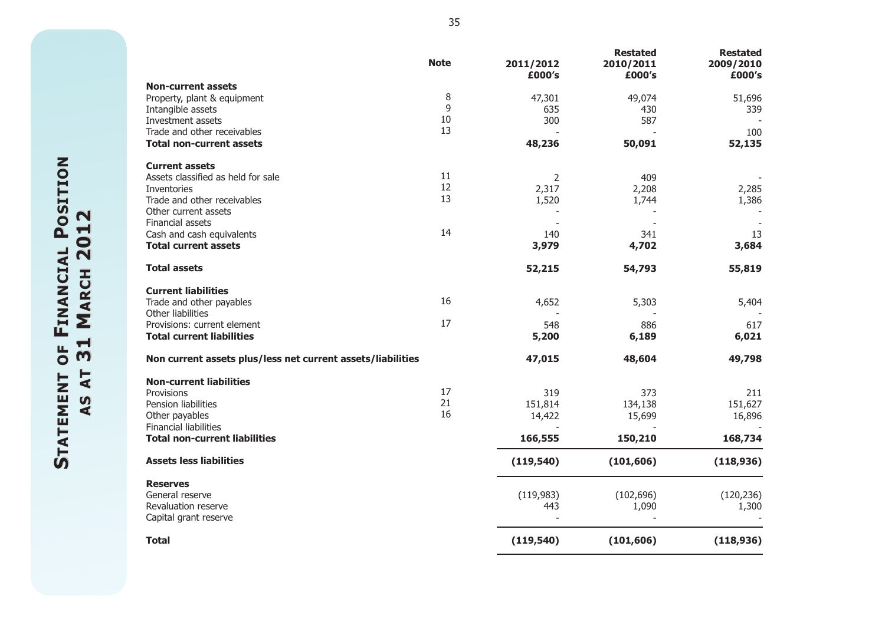# Statement of Financial Position as at 31 March 2012

| | Note | 2011/2012 £000's | Restated 2010/2011 £000's | Restated 2009/2010 £000's |
|---|---|---|---|---|
| **Non-current assets** | | | | |
| Property, plant & equipment | 8 | 47,301 | 49,074 | 51,696 |
| Intangible assets | 9 | 635 | 430 | 339 |
| Investment assets | 10 | 300 | 587 | - |
| Trade and other receivables | 13 | - | - | 100 |
| **Total non-current assets** | | **48,236** | **50,091** | **52,135** |
| **Current assets** | | | | |
| Assets classified as held for sale | 11 | 2 | 409 | - |
| Inventories | 12 | 2,317 | 2,208 | 2,285 |
| Trade and other receivables | 13 | 1,520 | 1,744 | 1,386 |
| Other current assets | | - | - | - |
| Financial assets | | - | - | - |
| Cash and cash equivalents | 14 | 140 | 341 | 13 |
| **Total current assets** | | **3,979** | **4,702** | **3,684** |
| **Total assets** | | **52,215** | **54,793** | **55,819** |
| **Current liabilities** | | | | |
| Trade and other payables | 16 | 4,652 | 5,303 | 5,404 |
| Other liabilities | | - | - | - |
| Provisions: current element | 17 | 548 | 886 | 617 |
| **Total current liabilities** | | **5,200** | **6,189** | **6,021** |
| **Non current assets plus/less net current assets/liabilities** | | **47,015** | **48,604** | **49,798** |
| **Non-current liabilities** | | | | |
| Provisions | 17 | 319 | 373 | 211 |
| Pension liabilities | 21 | 151,814 | 134,138 | 151,627 |
| Other payables | 16 | 14,422 | 15,699 | 16,896 |
| Financial liabilities | | - | - | - |
| **Total non-current liabilities** | | **166,555** | **150,210** | **168,734** |
| **Assets less liabilities** | | **(119,540)** | **(101,606)** | **(118,936)** |
| **Reserves** | | | | |
| General reserve | | (119,983) | (102,696) | (120,236) |
| Revaluation reserve | | 443 | 1,090 | 1,300 |
| Capital grant reserve | | - | - | - |
| **Total** | | **(119,540)** | **(101,606)** | **(118,936)** |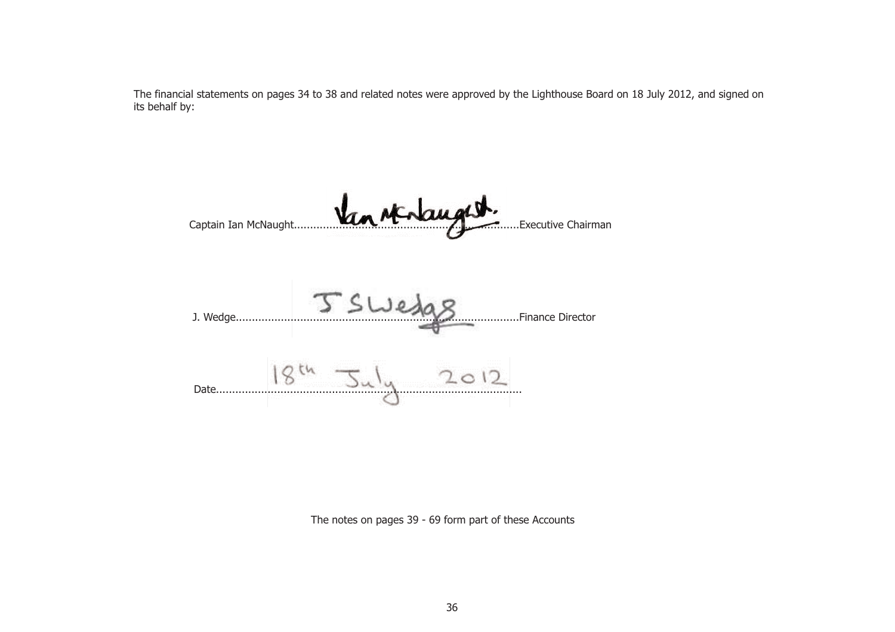The financial statements on pages 34 to 38 and related notes were approved by the Lighthouse Board on 18 July 2012, and signed on its behalf by:

Captain Ian McNaught............................................................................Executive Chairman

J. Wedge..........................................................................................Finance Director

Date..............................18th July 2012..............................

The notes on pages 39 - 69 form part of these Accounts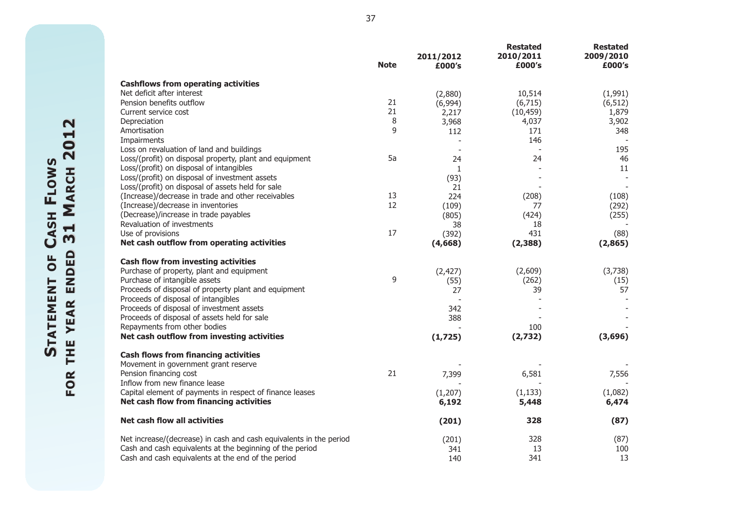# Statement of Cash Flows for the year ended 31 March 2012

| | Note | 2011/2012 £000's | Restated 2010/2011 £000's | Restated 2009/2010 £000's |
|---|---|---|---|---|
| **Cashflows from operating activities** | | | | |
| Net deficit after interest | | (2,880) | 10,514 | (1,991) |
| Pension benefits outflow | 21 | (6,994) | (6,715) | (6,512) |
| Current service cost | 21 | 2,217 | (10,459) | 1,879 |
| Depreciation | 8 | 3,968 | 4,037 | 3,902 |
| Amortisation | 9 | 112 | 171 | 348 |
| Impairments | | - | 146 | - |
| Loss on revaluation of land and buildings | | - | - | 195 |
| Loss/(profit) on disposal property, plant and equipment | 5a | 24 | 24 | 46 |
| Loss/(profit) on disposal of intangibles | | 1 | - | 11 |
| Loss/(profit) on disposal of investment assets | | (93) | - | - |
| Loss/(profit) on disposal of assets held for sale | | 21 | - | - |
| (Increase)/decrease in trade and other receivables | 13 | 224 | (208) | (108) |
| (Increase)/decrease in inventories | 12 | (109) | 77 | (292) |
| (Decrease)/increase in trade payables | | (805) | (424) | (255) |
| Revaluation of investments | | 38 | 18 | - |
| Use of provisions | 17 | (392) | 431 | (88) |
| **Net cash outflow from operating activities** | | **(4,668)** | **(2,388)** | **(2,865)** |
| **Cash flow from investing activities** | | | | |
| Purchase of property, plant and equipment | | (2,427) | (2,609) | (3,738) |
| Purchase of intangible assets | 9 | (55) | (262) | (15) |
| Proceeds of disposal of property plant and equipment | | 27 | 39 | 57 |
| Proceeds of disposal of intangibles | | - | - | - |
| Proceeds of disposal of investment assets | | 342 | - | - |
| Proceeds of disposal of assets held for sale | | 388 | - | - |
| Repayments from other bodies | | - | 100 | - |
| **Net cash outflow from investing activities** | | **(1,725)** | **(2,732)** | **(3,696)** |
| **Cash flows from financing activities** | | | | |
| Movement in government grant reserve | | - | - | - |
| Pension financing cost | 21 | 7,399 | 6,581 | 7,556 |
| Inflow from new finance lease | | - | - | - |
| Capital element of payments in respect of finance leases | | (1,207) | (1,133) | (1,082) |
| **Net cash flow from financing activities** | | **6,192** | **5,448** | **6,474** |
| **Net cash flow all activities** | | **(201)** | **328** | **(87)** |
| Net increase/(decrease) in cash and cash equivalents in the period | | (201) | 328 | (87) |
| Cash and cash equivalents at the beginning of the period | | 341 | 13 | 100 |
| Cash and cash equivalents at the end of the period | | 140 | 341 | 13 |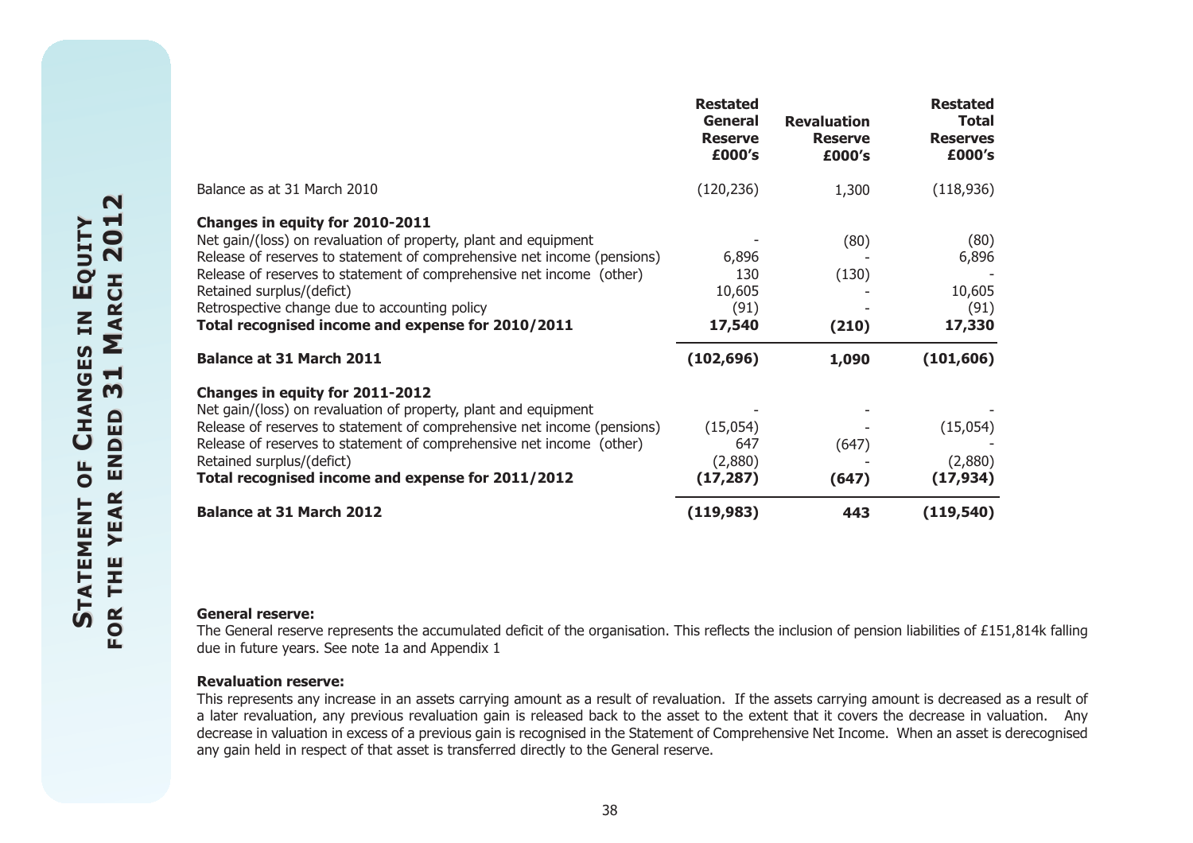# Statement of Changes in Equity for the year ended 31 March 2012

| | Restated General Reserve £000's | Revaluation Reserve £000's | Restated Total Reserves £000's |
|---|---|---|---|
| Balance as at 31 March 2010 | (120,236) | 1,300 | (118,936) |
| **Changes in equity for 2010-2011** | | | |
| Net gain/(loss) on revaluation of property, plant and equipment | - | (80) | (80) |
| Release of reserves to statement of comprehensive net income (pensions) | 6,896 | - | 6,896 |
| Release of reserves to statement of comprehensive net income (other) | 130 | (130) | - |
| Retained surplus/(deficit) | 10,605 | - | 10,605 |
| Retrospective change due to accounting policy | (91) | - | (91) |
| **Total recognised income and expense for 2010/2011** | **17,540** | **(210)** | **17,330** |
| **Balance at 31 March 2011** | **(102,696)** | **1,090** | **(101,606)** |
| **Changes in equity for 2011-2012** | | | |
| Net gain/(loss) on revaluation of property, plant and equipment | - | - | - |
| Release of reserves to statement of comprehensive net income (pensions) | (15,054) | - | (15,054) |
| Release of reserves to statement of comprehensive net income (other) | 647 | (647) | - |
| Retained surplus/(deficit) | (2,880) | - | (2,880) |
| **Total recognised income and expense for 2011/2012** | **(17,287)** | **(647)** | **(17,934)** |
| **Balance at 31 March 2012** | **(119,983)** | **443** | **(119,540)** |

**General reserve:**

The General reserve represents the accumulated deficit of the organisation. This reflects the inclusion of pension liabilities of £151,814k falling due in future years. See note 1a and Appendix 1

**Revaluation reserve:**

This represents any increase in an assets carrying amount as a result of revaluation. If the assets carrying amount is decreased as a result of a later revaluation, any previous revaluation gain is released back to the asset to the extent that it covers the decrease in valuation. Any decrease in valuation in excess of a previous gain is recognised in the Statement of Comprehensive Net Income. When an asset is derecognised any gain held in respect of that asset is transferred directly to the General reserve.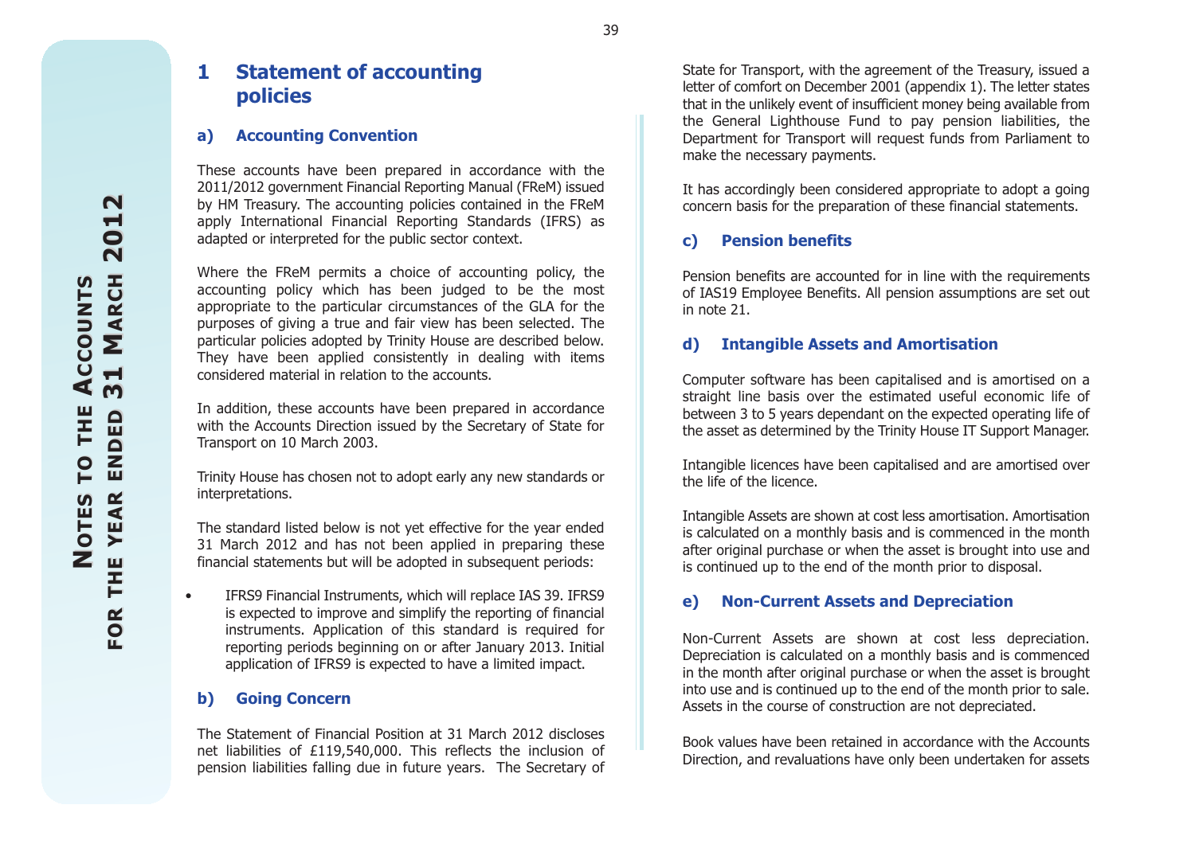# 1 Statement of accounting policies

## a) Accounting Convention

These accounts have been prepared in accordance with the 2011/2012 government Financial Reporting Manual (FReM) issued by HM Treasury. The accounting policies contained in the FReM apply International Financial Reporting Standards (IFRS) as adapted or interpreted for the public sector context.

Where the FReM permits a choice of accounting policy, the accounting policy which has been judged to be the most appropriate to the particular circumstances of the GLA for the purposes of giving a true and fair view has been selected. The particular policies adopted by Trinity House are described below. They have been applied consistently in dealing with items considered material in relation to the accounts.

In addition, these accounts have been prepared in accordance with the Accounts Direction issued by the Secretary of State for Transport on 10 March 2003.

Trinity House has chosen not to adopt early any new standards or interpretations.

The standard listed below is not yet effective for the year ended 31 March 2012 and has not been applied in preparing these financial statements but will be adopted in subsequent periods:

- IFRS9 Financial Instruments, which will replace IAS 39. IFRS9 is expected to improve and simplify the reporting of financial instruments. Application of this standard is required for reporting periods beginning on or after January 2013. Initial application of IFRS9 is expected to have a limited impact.

## b) Going Concern

The Statement of Financial Position at 31 March 2012 discloses net liabilities of £119,540,000. This reflects the inclusion of pension liabilities falling due in future years. The Secretary of State for Transport, with the agreement of the Treasury, issued a letter of comfort on December 2001 (appendix 1). The letter states that in the unlikely event of insufficient money being available from the General Lighthouse Fund to pay pension liabilities, the Department for Transport will request funds from Parliament to make the necessary payments.

It has accordingly been considered appropriate to adopt a going concern basis for the preparation of these financial statements.

## c) Pension benefits

Pension benefits are accounted for in line with the requirements of IAS19 Employee Benefits. All pension assumptions are set out in note 21.

## d) Intangible Assets and Amortisation

Computer software has been capitalised and is amortised on a straight line basis over the estimated useful economic life of between 3 to 5 years dependant on the expected operating life of the asset as determined by the Trinity House IT Support Manager.

Intangible licences have been capitalised and are amortised over the life of the licence.

Intangible Assets are shown at cost less amortisation. Amortisation is calculated on a monthly basis and is commenced in the month after original purchase or when the asset is brought into use and is continued up to the end of the month prior to disposal.

## e) Non-Current Assets and Depreciation

Non-Current Assets are shown at cost less depreciation. Depreciation is calculated on a monthly basis and is commenced in the month after original purchase or when the asset is brought into use and is continued up to the end of the month prior to sale. Assets in the course of construction are not depreciated.

Book values have been retained in accordance with the Accounts Direction, and revaluations have only been undertaken for assets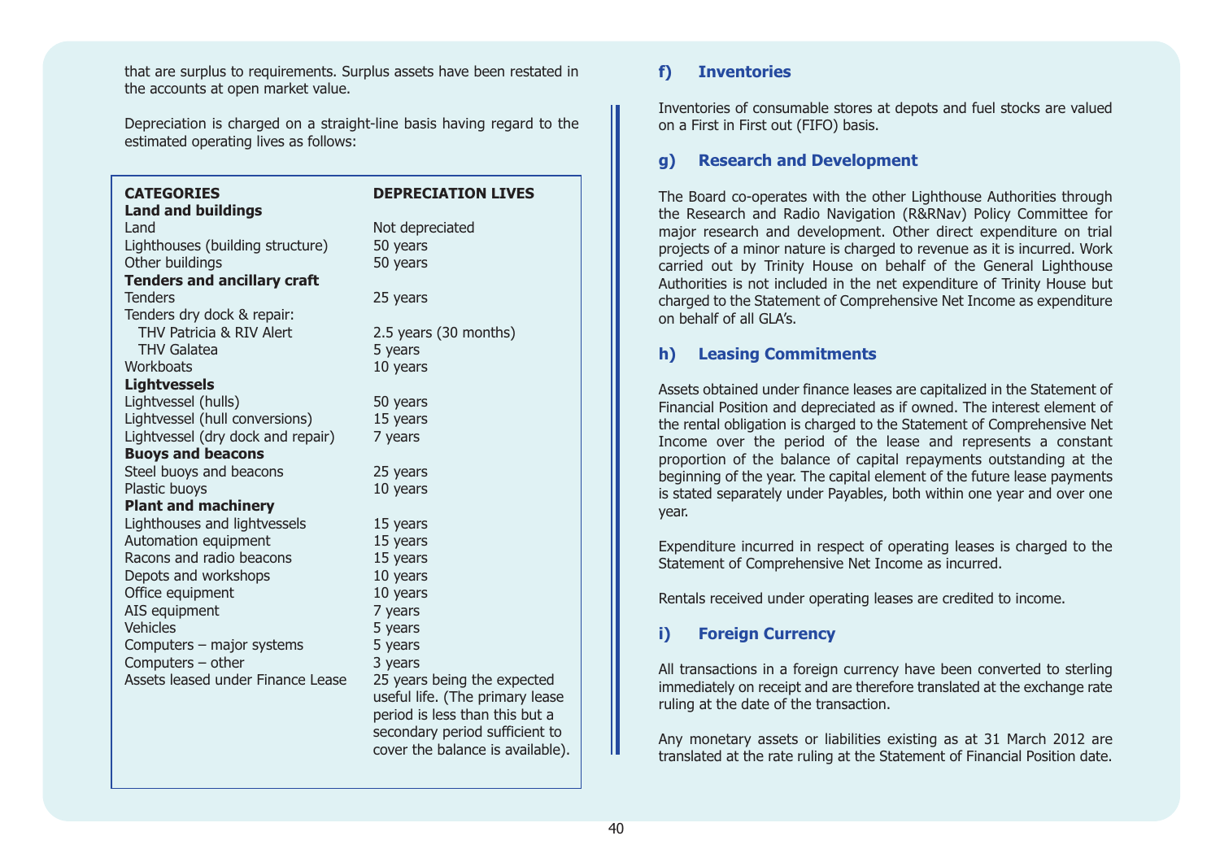that are surplus to requirements. Surplus assets have been restated in the accounts at open market value.

Depreciation is charged on a straight-line basis having regard to the estimated operating lives as follows:

| CATEGORIES | DEPRECIATION LIVES |
|---|---|
| **Land and buildings** | |
| Land | Not depreciated |
| Lighthouses (building structure) | 50 years |
| Other buildings | 50 years |
| **Tenders and ancillary craft** | |
| Tenders | 25 years |
| Tenders dry dock & repair: | |
| THV Patricia & RIV Alert | 2.5 years (30 months) |
| THV Galatea | 5 years |
| Workboats | 10 years |
| **Lightvessels** | |
| Lightvessel (hulls) | 50 years |
| Lightvessel (hull conversions) | 15 years |
| Lightvessel (dry dock and repair) | 7 years |
| **Buoys and beacons** | |
| Steel buoys and beacons | 25 years |
| Plastic buoys | 10 years |
| **Plant and machinery** | |
| Lighthouses and lightvessels | 15 years |
| Automation equipment | 15 years |
| Racons and radio beacons | 15 years |
| Depots and workshops | 10 years |
| Office equipment | 10 years |
| AIS equipment | 7 years |
| Vehicles | 5 years |
| Computers – major systems | 5 years |
| Computers – other | 3 years |
| Assets leased under Finance Lease | 25 years being the expected useful life. (The primary lease period is less than this but a secondary period sufficient to cover the balance is available). |

## f) Inventories

Inventories of consumable stores at depots and fuel stocks are valued on a First in First out (FIFO) basis.

## g) Research and Development

The Board co-operates with the other Lighthouse Authorities through the Research and Radio Navigation (R&RNav) Policy Committee for major research and development. Other direct expenditure on trial projects of a minor nature is charged to revenue as it is incurred. Work carried out by Trinity House on behalf of the General Lighthouse Authorities is not included in the net expenditure of Trinity House but charged to the Statement of Comprehensive Net Income as expenditure on behalf of all GLA's.

## h) Leasing Commitments

Assets obtained under finance leases are capitalized in the Statement of Financial Position and depreciated as if owned. The interest element of the rental obligation is charged to the Statement of Comprehensive Net Income over the period of the lease and represents a constant proportion of the balance of capital repayments outstanding at the beginning of the year. The capital element of the future lease payments is stated separately under Payables, both within one year and over one year.

Expenditure incurred in respect of operating leases is charged to the Statement of Comprehensive Net Income as incurred.

Rentals received under operating leases are credited to income.

## i) Foreign Currency

All transactions in a foreign currency have been converted to sterling immediately on receipt and are therefore translated at the exchange rate ruling at the date of the transaction.

Any monetary assets or liabilities existing as at 31 March 2012 are translated at the rate ruling at the Statement of Financial Position date.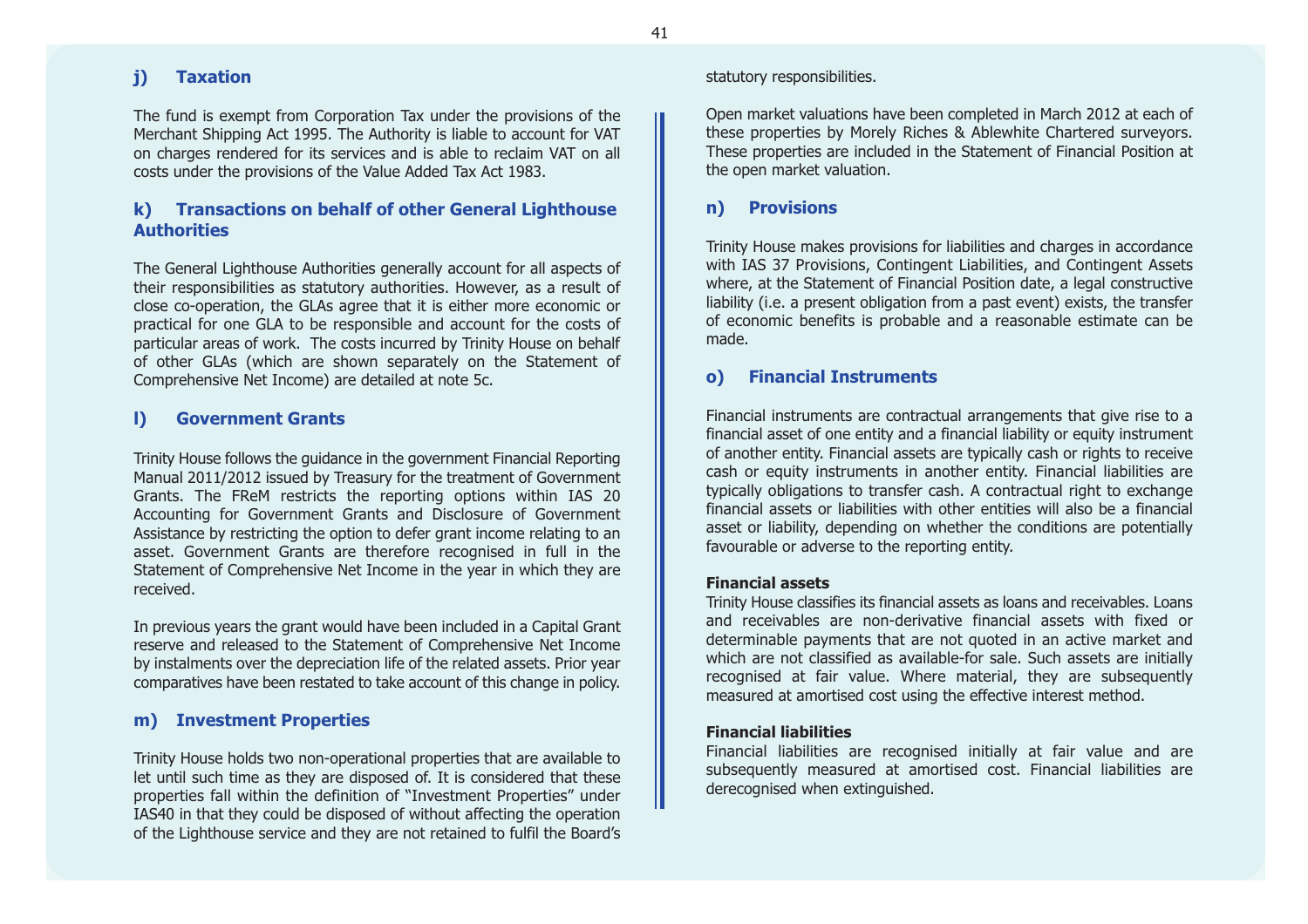### j) Taxation

The fund is exempt from Corporation Tax under the provisions of the Merchant Shipping Act 1995. The Authority is liable to account for VAT on charges rendered for its services and is able to reclaim VAT on all costs under the provisions of the Value Added Tax Act 1983.

### k) Transactions on behalf of other General Lighthouse Authorities

The General Lighthouse Authorities generally account for all aspects of their responsibilities as statutory authorities. However, as a result of close co-operation, the GLAs agree that it is either more economic or practical for one GLA to be responsible and account for the costs of particular areas of work. The costs incurred by Trinity House on behalf of other GLAs (which are shown separately on the Statement of Comprehensive Net Income) are detailed at note 5c.

### l) Government Grants

Trinity House follows the guidance in the government Financial Reporting Manual 2011/2012 issued by Treasury for the treatment of Government Grants. The FReM restricts the reporting options within IAS 20 Accounting for Government Grants and Disclosure of Government Assistance by restricting the option to defer grant income relating to an asset. Government Grants are therefore recognised in full in the Statement of Comprehensive Net Income in the year in which they are received.

In previous years the grant would have been included in a Capital Grant reserve and released to the Statement of Comprehensive Net Income by instalments over the depreciation life of the related assets. Prior year comparatives have been restated to take account of this change in policy.

### m) Investment Properties

Trinity House holds two non-operational properties that are available to let until such time as they are disposed of. It is considered that these properties fall within the definition of "Investment Properties" under IAS40 in that they could be disposed of without affecting the operation of the Lighthouse service and they are not retained to fulfil the Board's statutory responsibilities.

Open market valuations have been completed in March 2012 at each of these properties by Morely Riches & Ablewhite Chartered surveyors. These properties are included in the Statement of Financial Position at the open market valuation.

### n) Provisions

Trinity House makes provisions for liabilities and charges in accordance with IAS 37 Provisions, Contingent Liabilities, and Contingent Assets where, at the Statement of Financial Position date, a legal constructive liability (i.e. a present obligation from a past event) exists, the transfer of economic benefits is probable and a reasonable estimate can be made.

### o) Financial Instruments

Financial instruments are contractual arrangements that give rise to a financial asset of one entity and a financial liability or equity instrument of another entity. Financial assets are typically cash or rights to receive cash or equity instruments in another entity. Financial liabilities are typically obligations to transfer cash. A contractual right to exchange financial assets or liabilities with other entities will also be a financial asset or liability, depending on whether the conditions are potentially favourable or adverse to the reporting entity.

**Financial assets**

Trinity House classifies its financial assets as loans and receivables. Loans and receivables are non-derivative financial assets with fixed or determinable payments that are not quoted in an active market and which are not classified as available-for sale. Such assets are initially recognised at fair value. Where material, they are subsequently measured at amortised cost using the effective interest method.

**Financial liabilities**

Financial liabilities are recognised initially at fair value and are subsequently measured at amortised cost. Financial liabilities are derecognised when extinguished.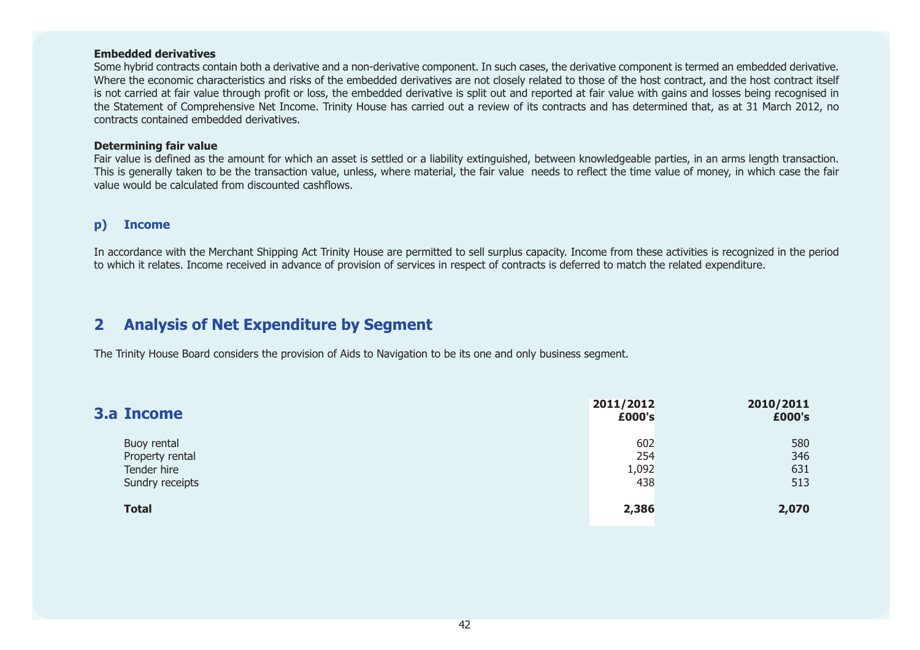**Embedded derivatives**

Some hybrid contracts contain both a derivative and a non-derivative component. In such cases, the derivative component is termed an embedded derivative. Where the economic characteristics and risks of the embedded derivatives are not closely related to those of the host contract, and the host contract itself is not carried at fair value through profit or loss, the embedded derivative is split out and reported at fair value with gains and losses being recognised in the Statement of Comprehensive Net Income. Trinity House has carried out a review of its contracts and has determined that, as at 31 March 2012, no contracts contained embedded derivatives.

**Determining fair value**

Fair value is defined as the amount for which an asset is settled or a liability extinguished, between knowledgeable parties, in an arms length transaction. This is generally taken to be the transaction value, unless, where material, the fair value needs to reflect the time value of money, in which case the fair value would be calculated from discounted cashflows.

### p) Income

In accordance with the Merchant Shipping Act Trinity House are permitted to sell surplus capacity. Income from these activities is recognized in the period to which it relates. Income received in advance of provision of services in respect of contracts is deferred to match the related expenditure.

## 2 Analysis of Net Expenditure by Segment

The Trinity House Board considers the provision of Aids to Navigation to be its one and only business segment.

## 3.a Income

| | 2011/2012 £000's | 2010/2011 £000's |
|---|---|---|
| Buoy rental | 602 | 580 |
| Property rental | 254 | 346 |
| Tender hire | 1,092 | 631 |
| Sundry receipts | 438 | 513 |
| **Total** | **2,386** | **2,070** |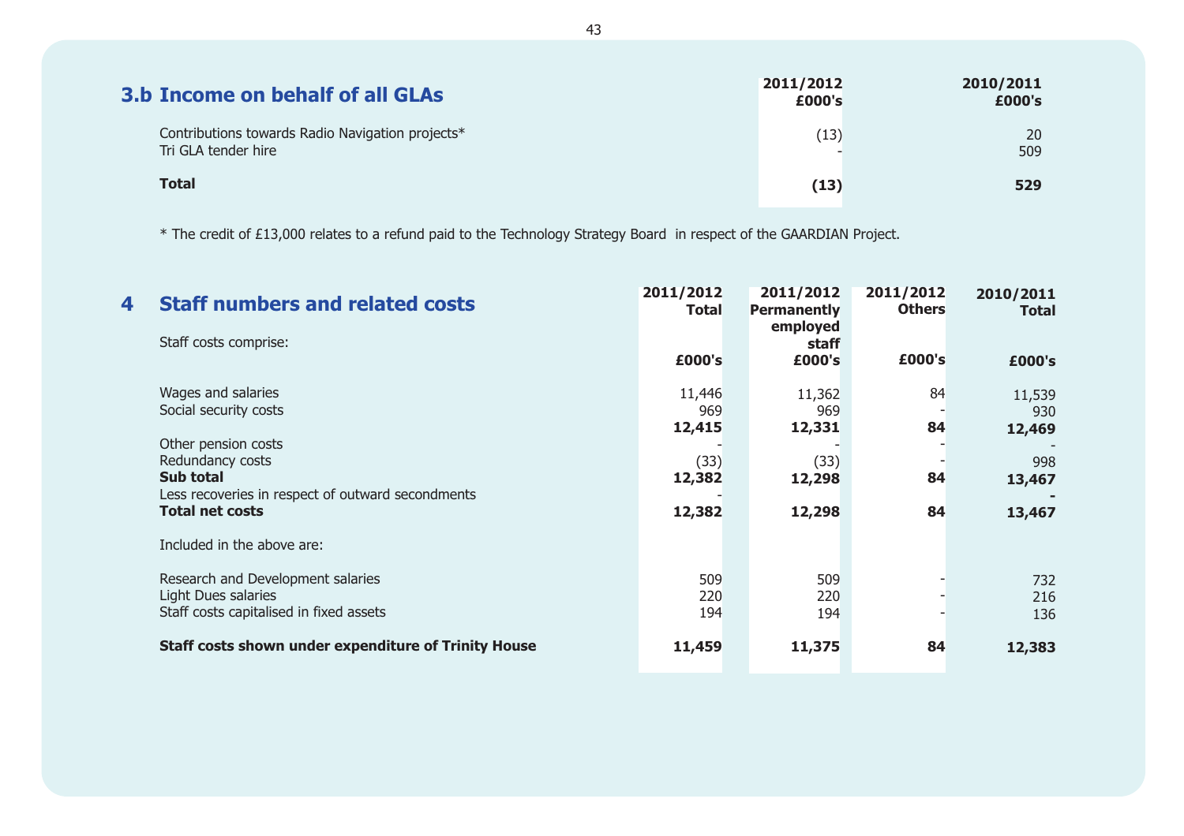## 3.b Income on behalf of all GLAs

| | 2011/2012 £000's | 2010/2011 £000's |
|---|---|---|
| Contributions towards Radio Navigation projects* | (13) | 20 |
| Tri GLA tender hire | - | 509 |
| **Total** | **(13)** | **529** |

* The credit of £13,000 relates to a refund paid to the Technology Strategy Board in respect of the GAARDIAN Project.

## 4 Staff numbers and related costs

Staff costs comprise:

| | 2011/2012 Total £000's | 2011/2012 Permanently employed staff £000's | 2011/2012 Others £000's | 2010/2011 Total £000's |
|---|---|---|---|---|
| Wages and salaries | 11,446 | 11,362 | 84 | 11,539 |
| Social security costs | 969 | 969 | - | 930 |
| | **12,415** | **12,331** | **84** | **12,469** |
| Other pension costs | - | - | - | - |
| Redundancy costs | (33) | (33) | - | 998 |
| **Sub total** | **12,382** | **12,298** | **84** | **13,467** |
| Less recoveries in respect of outward secondments | - | | | **-** |
| **Total net costs** | **12,382** | **12,298** | **84** | **13,467** |
| Included in the above are: | | | | |
| Research and Development salaries | 509 | 509 | - | 732 |
| Light Dues salaries | 220 | 220 | - | 216 |
| Staff costs capitalised in fixed assets | 194 | 194 | - | 136 |
| **Staff costs shown under expenditure of Trinity House** | **11,459** | **11,375** | **84** | **12,383** |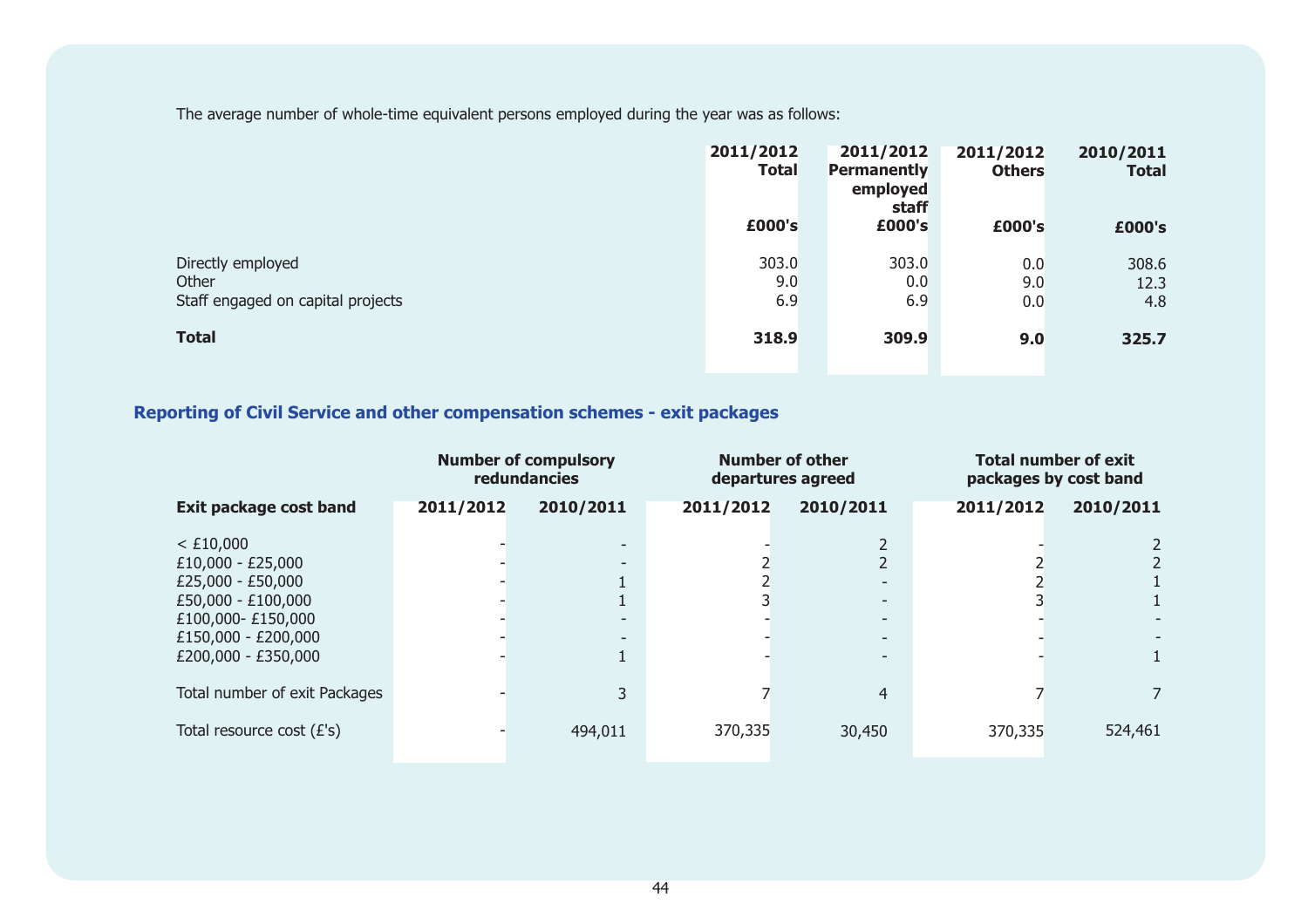The average number of whole-time equivalent persons employed during the year was as follows:

| | 2011/2012 Total | 2011/2012 Permanently employed staff | 2011/2012 Others | 2010/2011 Total |
|---|---|---|---|---|
| | £000's | £000's | £000's | £000's |
| Directly employed | 303.0 | 303.0 | 0.0 | 308.6 |
| Other | 9.0 | 0.0 | 9.0 | 12.3 |
| Staff engaged on capital projects | 6.9 | 6.9 | 0.0 | 4.8 |
| **Total** | **318.9** | **309.9** | **9.0** | **325.7** |

## Reporting of Civil Service and other compensation schemes - exit packages

| | Number of compulsory redundancies | | Number of other departures agreed | | Total number of exit packages by cost band | |
|---|---|---|---|---|---|---|
| **Exit package cost band** | **2011/2012** | **2010/2011** | **2011/2012** | **2010/2011** | **2011/2012** | **2010/2011** |
| < £10,000 | - | - | - | 2 | - | 2 |
| £10,000 - £25,000 | - | - | 2 | 2 | 2 | 2 |
| £25,000 - £50,000 | - | 1 | 2 | - | 2 | 1 |
| £50,000 - £100,000 | - | 1 | 3 | - | 3 | 1 |
| £100,000- £150,000 | - | - | - | - | - | - |
| £150,000 - £200,000 | - | - | - | - | - | - |
| £200,000 - £350,000 | - | 1 | - | - | - | 1 |
| Total number of exit Packages | - | 3 | 7 | 4 | 7 | 7 |
| Total resource cost (£'s) | - | 494,011 | 370,335 | 30,450 | 370,335 | 524,461 |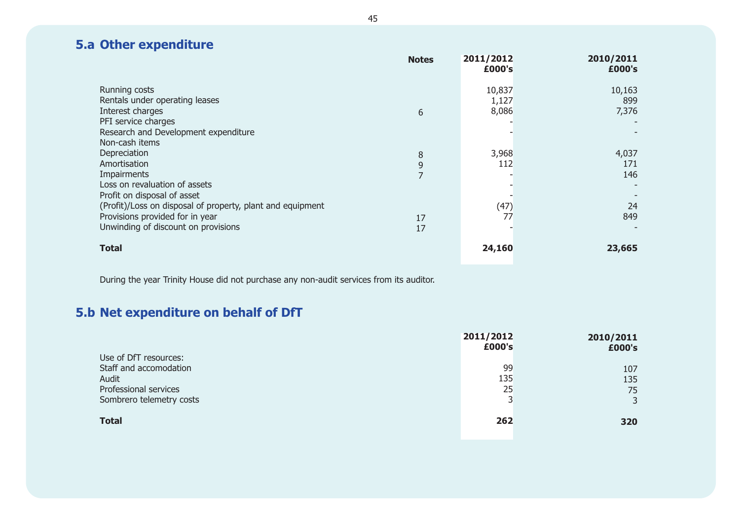## 5.a Other expenditure

| | Notes | 2011/2012 £000's | 2010/2011 £000's |
|---|---|---|---|
| Running costs | | 10,837 | 10,163 |
| Rentals under operating leases | | 1,127 | 899 |
| Interest charges | 6 | 8,086 | 7,376 |
| PFI service charges | | - | - |
| Research and Development expenditure | | - | - |
| Non-cash items | | | |
| Depreciation | 8 | 3,968 | 4,037 |
| Amortisation | 9 | 112 | 171 |
| Impairments | 7 | - | 146 |
| Loss on revaluation of assets | | - | - |
| Profit on disposal of asset | | - | - |
| (Profit)/Loss on disposal of property, plant and equipment | | (47) | 24 |
| Provisions provided for in year | 17 | 77 | 849 |
| Unwinding of discount on provisions | 17 | - | - |
| **Total** | | **24,160** | **23,665** |

During the year Trinity House did not purchase any non-audit services from its auditor.

## 5.b Net expenditure on behalf of DfT

| | 2011/2012 £000's | 2010/2011 £000's |
|---|---|---|
| Use of DfT resources: | | |
| Staff and accomodation | 99 | 107 |
| Audit | 135 | 135 |
| Professional services | 25 | 75 |
| Sombrero telemetry costs | 3 | 3 |
| **Total** | **262** | **320** |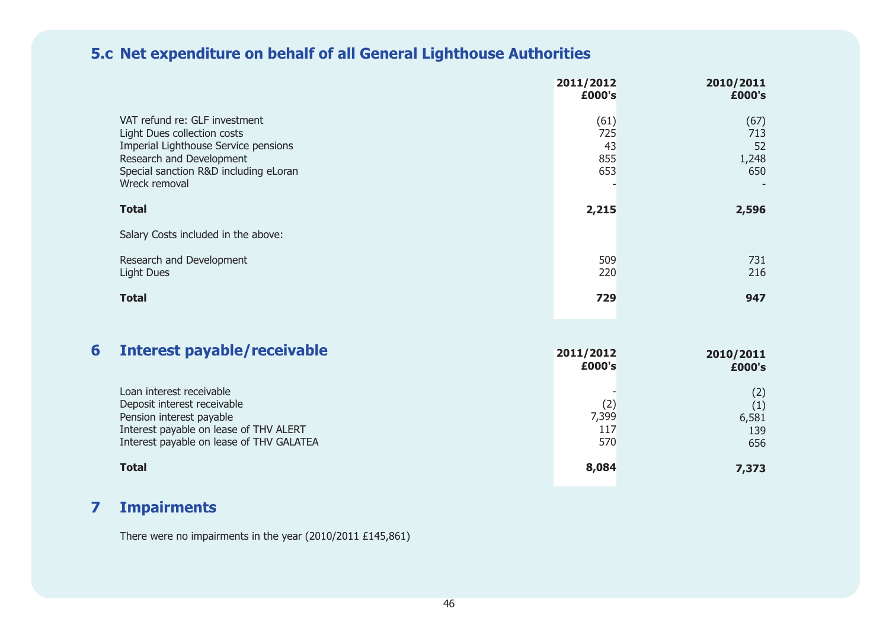## 5.c Net expenditure on behalf of all General Lighthouse Authorities

| | 2011/2012 £000's | 2010/2011 £000's |
|---|---|---|
| VAT refund re: GLF investment | (61) | (67) |
| Light Dues collection costs | 725 | 713 |
| Imperial Lighthouse Service pensions | 43 | 52 |
| Research and Development | 855 | 1,248 |
| Special sanction R&D including eLoran | 653 | 650 |
| Wreck removal | - | - |
| **Total** | **2,215** | **2,596** |
| Salary Costs included in the above: | | |
| Research and Development | 509 | 731 |
| Light Dues | 220 | 216 |
| **Total** | **729** | **947** |

## 6 Interest payable/receivable

| | 2011/2012 £000's | 2010/2011 £000's |
|---|---|---|
| Loan interest receivable | - | (2) |
| Deposit interest receivable | (2) | (1) |
| Pension interest payable | 7,399 | 6,581 |
| Interest payable on lease of THV ALERT | 117 | 139 |
| Interest payable on lease of THV GALATEA | 570 | 656 |
| **Total** | **8,084** | **7,373** |

## 7 Impairments

There were no impairments in the year (2010/2011 £145,861)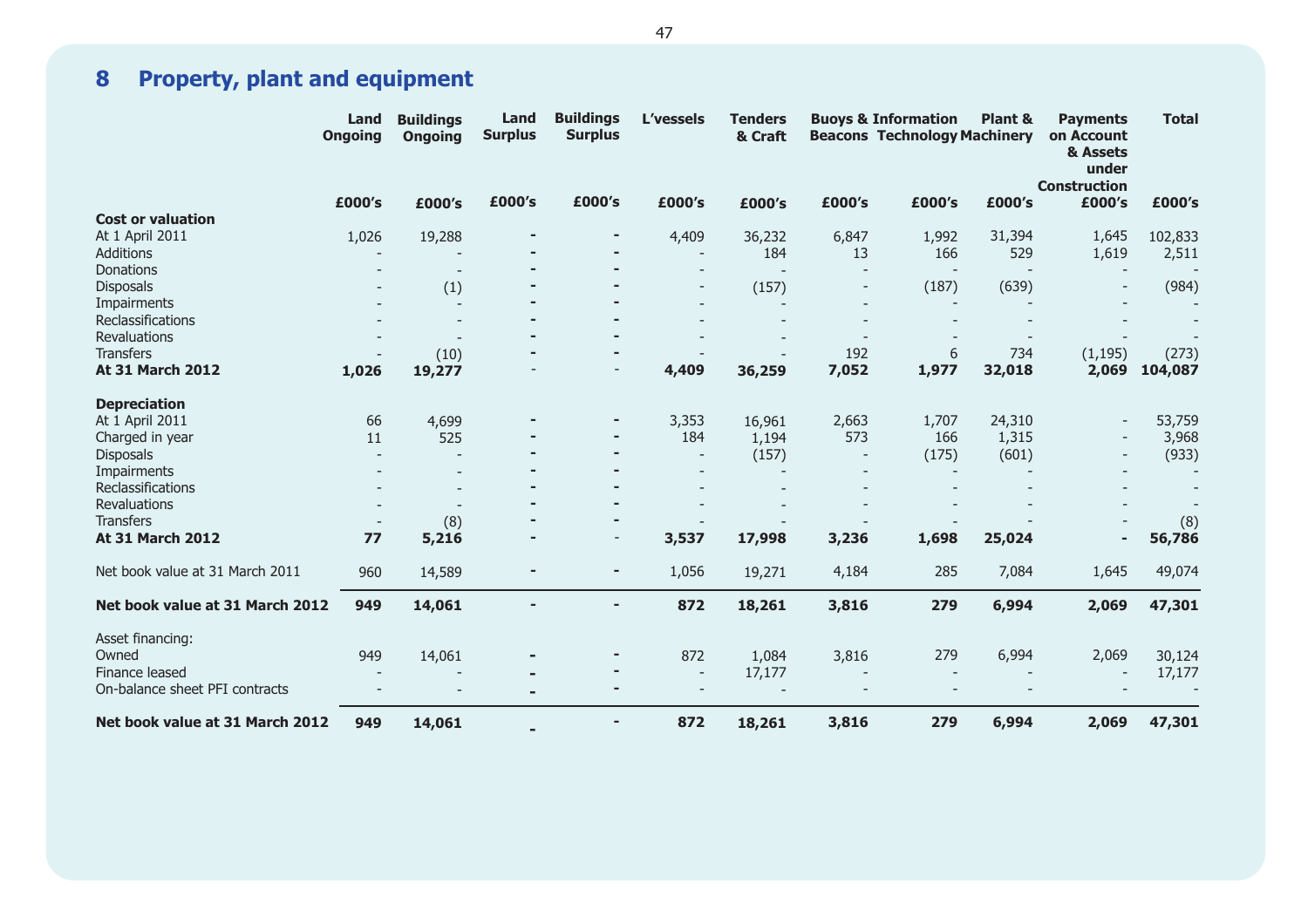## 8 Property, plant and equipment

| | Land Ongoing | Buildings Ongoing | Land Surplus | Buildings Surplus | L'vessels | Tenders & Craft | Buoys & Beacons | Information Technology | Plant & Machinery | Payments on Account & Assets under Construction | Total |
|---|---|---|---|---|---|---|---|---|---|---|---|
| | £000's | £000's | £000's | £000's | £000's | £000's | £000's | £000's | £000's | £000's | £000's |
| **Cost or valuation** | | | | | | | | | | | |
| At 1 April 2011 | 1,026 | 19,288 | - | - | 4,409 | 36,232 | 6,847 | 1,992 | 31,394 | 1,645 | 102,833 |
| Additions | - | - | - | - | - | 184 | 13 | 166 | 529 | 1,619 | 2,511 |
| Donations | - | - | - | - | - | - | - | - | - | - | - |
| Disposals | - | (1) | - | - | - | (157) | - | (187) | (639) | - | (984) |
| Impairments | - | - | - | - | - | - | - | - | - | - | - |
| Reclassifications | - | - | - | - | - | - | - | - | - | - | - |
| Revaluations | - | - | - | - | - | - | - | - | - | - | - |
| Transfers | - | (10) | - | - | - | - | 192 | 6 | 734 | (1,195) | (273) |
| **At 31 March 2012** | **1,026** | **19,277** | - | - | **4,409** | **36,259** | **7,052** | **1,977** | **32,018** | **2,069** | **104,087** |
| **Depreciation** | | | | | | | | | | | |
| At 1 April 2011 | 66 | 4,699 | - | - | 3,353 | 16,961 | 2,663 | 1,707 | 24,310 | - | 53,759 |
| Charged in year | 11 | 525 | - | - | 184 | 1,194 | 573 | 166 | 1,315 | - | 3,968 |
| Disposals | - | - | - | - | - | (157) | - | (175) | (601) | - | (933) |
| Impairments | - | - | - | - | - | - | - | - | - | - | - |
| Reclassifications | - | - | - | - | - | - | - | - | - | - | - |
| Revaluations | - | - | - | - | - | - | - | - | - | - | - |
| Transfers | - | (8) | - | - | - | - | - | - | - | - | (8) |
| **At 31 March 2012** | **77** | **5,216** | - | - | **3,537** | **17,998** | **3,236** | **1,698** | **25,024** | **-** | **56,786** |
| Net book value at 31 March 2011 | 960 | 14,589 | - | - | 1,056 | 19,271 | 4,184 | 285 | 7,084 | 1,645 | 49,074 |
| **Net book value at 31 March 2012** | **949** | **14,061** | - | - | **872** | **18,261** | **3,816** | **279** | **6,994** | **2,069** | **47,301** |
| Asset financing: | | | | | | | | | | | |
| Owned | 949 | 14,061 | - | - | 872 | 1,084 | 3,816 | 279 | 6,994 | 2,069 | 30,124 |
| Finance leased | - | - | - | - | - | 17,177 | - | - | - | - | 17,177 |
| On-balance sheet PFI contracts | - | - | - | - | - | - | - | - | - | - | - |
| **Net book value at 31 March 2012** | **949** | **14,061** | - | - | **872** | **18,261** | **3,816** | **279** | **6,994** | **2,069** | **47,301** |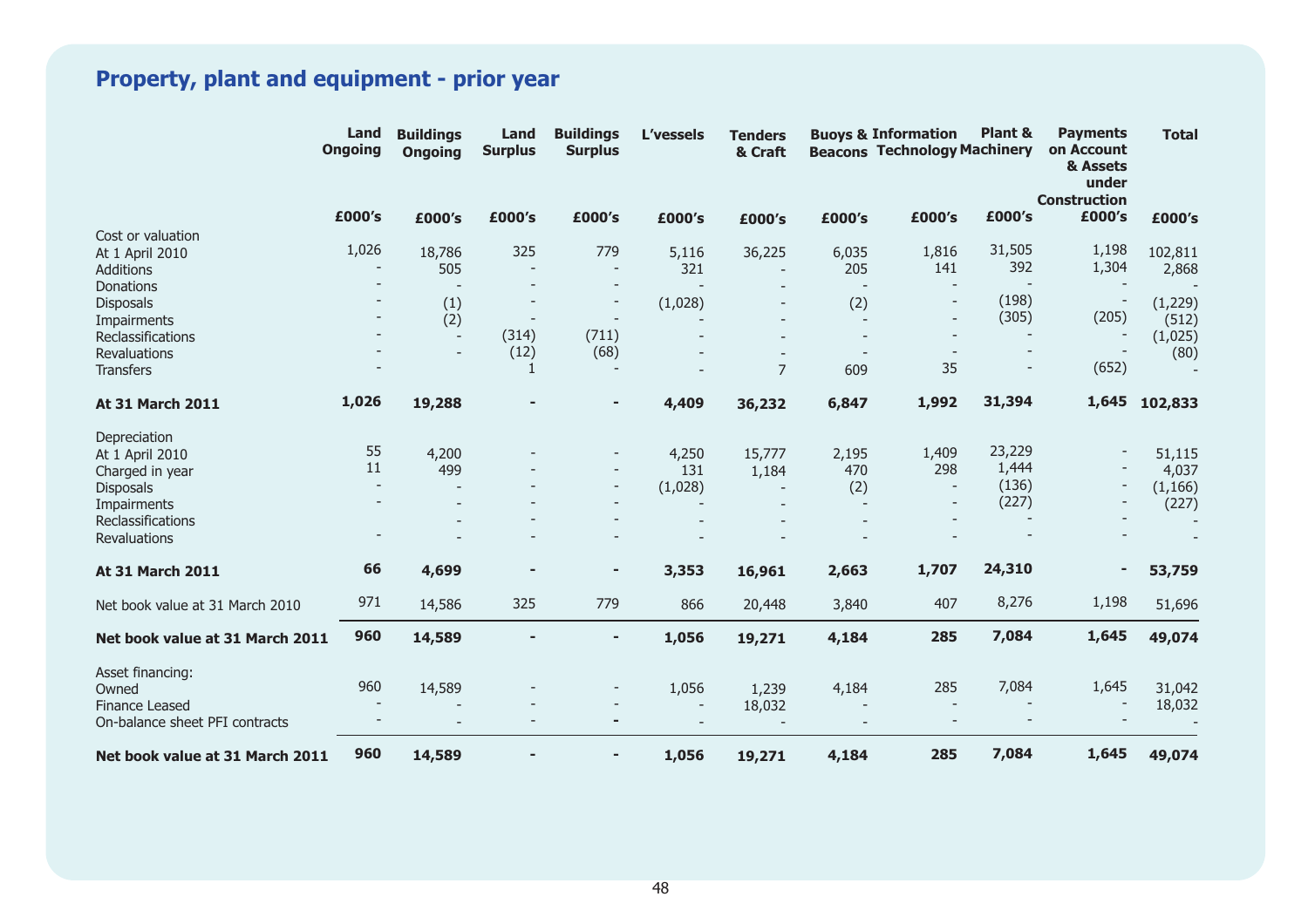## Property, plant and equipment - prior year

| | Land Ongoing | Buildings Ongoing | Land Surplus | Buildings Surplus | L'vessels | Tenders & Craft | Buoys & Beacons | Information Technology | Plant & Machinery | Payments on Account & Assets under Construction | Total |
|---|---|---|---|---|---|---|---|---|---|---|---|
| | £000's | £000's | £000's | £000's | £000's | £000's | £000's | £000's | £000's | £000's | £000's |
| Cost or valuation | | | | | | | | | | | |
| At 1 April 2010 | 1,026 | 18,786 | 325 | 779 | 5,116 | 36,225 | 6,035 | 1,816 | 31,505 | 1,198 | 102,811 |
| Additions | - | 505 | - | - | 321 | - | 205 | 141 | 392 | 1,304 | 2,868 |
| Donations | - | - | - | - | - | - | - | - | - | - | - |
| Disposals | - | (1) | - | - | (1,028) | - | (2) | - | (198) | - | (1,229) |
| Impairments | - | (2) | - | - | - | - | - | - | (305) | (205) | (512) |
| Reclassifications | - | - | (314) | (711) | - | - | - | - | - | - | (1,025) |
| Revaluations | - | - | (12) | (68) | - | - | - | - | - | - | (80) |
| Transfers | - | | 1 | - | - | 7 | 609 | 35 | - | (652) | - |
| **At 31 March 2011** | **1,026** | **19,288** | **-** | **-** | **4,409** | **36,232** | **6,847** | **1,992** | **31,394** | **1,645** | **102,833** |
| Depreciation | | | | | | | | | | | |
| At 1 April 2010 | 55 | 4,200 | - | - | 4,250 | 15,777 | 2,195 | 1,409 | 23,229 | - | 51,115 |
| Charged in year | 11 | 499 | - | - | 131 | 1,184 | 470 | 298 | 1,444 | - | 4,037 |
| Disposals | - | - | - | - | (1,028) | - | (2) | - | (136) | - | (1,166) |
| Impairments | - | - | - | - | - | - | - | - | (227) | - | (227) |
| Reclassifications | | - | - | - | - | - | - | - | - | - | - |
| Revaluations | - | - | - | - | - | - | - | - | - | - | - |
| **At 31 March 2011** | **66** | **4,699** | **-** | **-** | **3,353** | **16,961** | **2,663** | **1,707** | **24,310** | **-** | **53,759** |
| Net book value at 31 March 2010 | 971 | 14,586 | 325 | 779 | 866 | 20,448 | 3,840 | 407 | 8,276 | 1,198 | 51,696 |
| **Net book value at 31 March 2011** | **960** | **14,589** | **-** | **-** | **1,056** | **19,271** | **4,184** | **285** | **7,084** | **1,645** | **49,074** |
| Asset financing: | | | | | | | | | | | |
| Owned | 960 | 14,589 | - | - | 1,056 | 1,239 | 4,184 | 285 | 7,084 | 1,645 | 31,042 |
| Finance Leased | - | - | - | - | - | 18,032 | - | - | - | - | 18,032 |
| On-balance sheet PFI contracts | - | - | - | - | - | - | - | - | - | - | - |
| **Net book value at 31 March 2011** | **960** | **14,589** | **-** | **-** | **1,056** | **19,271** | **4,184** | **285** | **7,084** | **1,645** | **49,074** |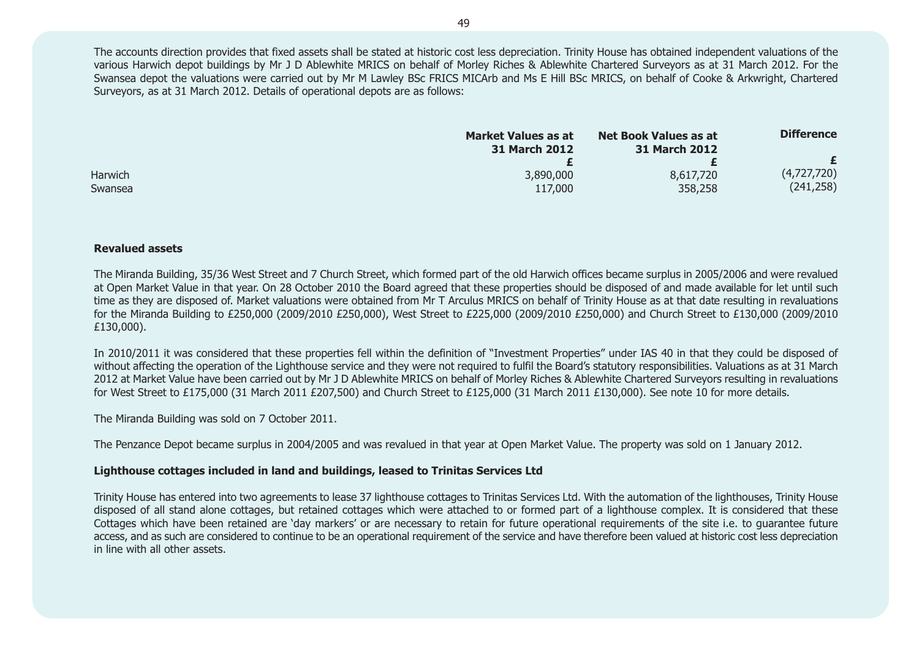The accounts direction provides that fixed assets shall be stated at historic cost less depreciation. Trinity House has obtained independent valuations of the various Harwich depot buildings by Mr J D Ablewhite MRICS on behalf of Morley Riches & Ablewhite Chartered Surveyors as at 31 March 2012. For the Swansea depot the valuations were carried out by Mr M Lawley BSc FRICS MICArb and Ms E Hill BSc MRICS, on behalf of Cooke & Arkwright, Chartered Surveyors, as at 31 March 2012. Details of operational depots are as follows:

| | Market Values as at 31 March 2012 | Net Book Values as at 31 March 2012 | Difference |
|---|---|---|---|
| | £ | £ | £ |
| Harwich | 3,890,000 | 8,617,720 | (4,727,720) |
| Swansea | 117,000 | 358,258 | (241,258) |

**Revalued assets**

The Miranda Building, 35/36 West Street and 7 Church Street, which formed part of the old Harwich offices became surplus in 2005/2006 and were revalued at Open Market Value in that year. On 28 October 2010 the Board agreed that these properties should be disposed of and made available for let until such time as they are disposed of. Market valuations were obtained from Mr T Arculus MRICS on behalf of Trinity House as at that date resulting in revaluations for the Miranda Building to £250,000 (2009/2010 £250,000), West Street to £225,000 (2009/2010 £250,000) and Church Street to £130,000 (2009/2010 £130,000).

In 2010/2011 it was considered that these properties fell within the definition of "Investment Properties" under IAS 40 in that they could be disposed of without affecting the operation of the Lighthouse service and they were not required to fulfil the Board's statutory responsibilities. Valuations as at 31 March 2012 at Market Value have been carried out by Mr J D Ablewhite MRICS on behalf of Morley Riches & Ablewhite Chartered Surveyors resulting in revaluations for West Street to £175,000 (31 March 2011 £207,500) and Church Street to £125,000 (31 March 2011 £130,000). See note 10 for more details.

The Miranda Building was sold on 7 October 2011.

The Penzance Depot became surplus in 2004/2005 and was revalued in that year at Open Market Value. The property was sold on 1 January 2012.

**Lighthouse cottages included in land and buildings, leased to Trinitas Services Ltd**

Trinity House has entered into two agreements to lease 37 lighthouse cottages to Trinitas Services Ltd. With the automation of the lighthouses, Trinity House disposed of all stand alone cottages, but retained cottages which were attached to or formed part of a lighthouse complex. It is considered that these Cottages which have been retained are 'day markers' or are necessary to retain for future operational requirements of the site i.e. to guarantee future access, and as such are considered to continue to be an operational requirement of the service and have therefore been valued at historic cost less depreciation in line with all other assets.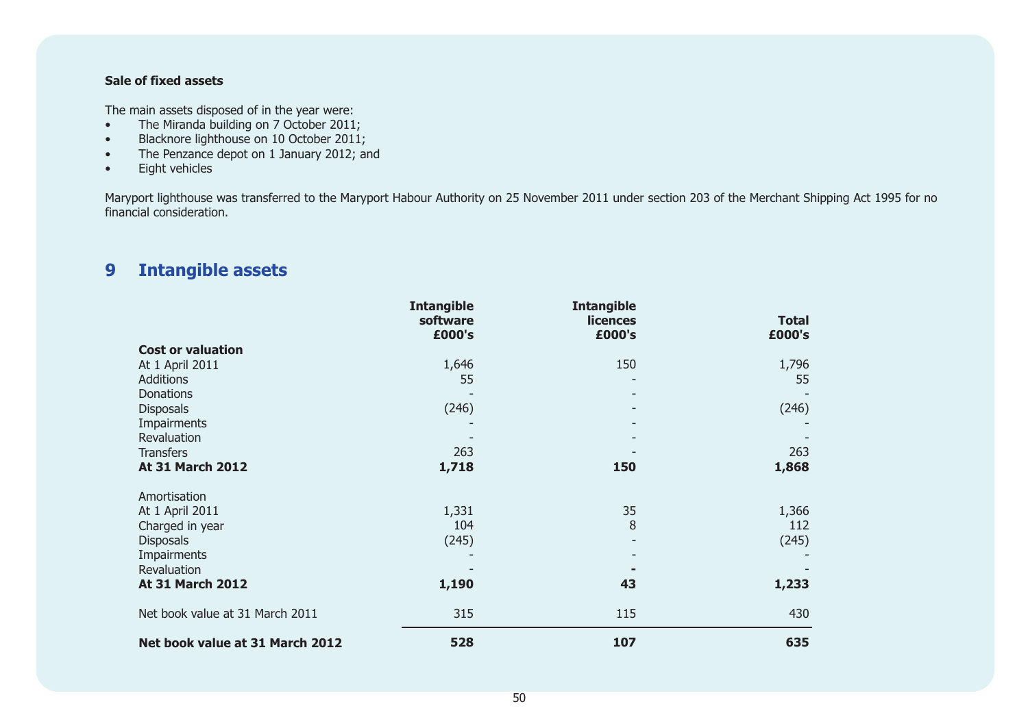**Sale of fixed assets**

The main assets disposed of in the year were:

- The Miranda building on 7 October 2011;
- Blacknore lighthouse on 10 October 2011;
- The Penzance depot on 1 January 2012; and
- Eight vehicles

Maryport lighthouse was transferred to the Maryport Habour Authority on 25 November 2011 under section 203 of the Merchant Shipping Act 1995 for no financial consideration.

## 9 Intangible assets

| | Intangible software £000's | Intangible licences £000's | Total £000's |
|---|---|---|---|
| **Cost or valuation** | | | |
| At 1 April 2011 | 1,646 | 150 | 1,796 |
| Additions | 55 | - | 55 |
| Donations | - | - | - |
| Disposals | (246) | - | (246) |
| Impairments | - | - | - |
| Revaluation | - | - | - |
| Transfers | 263 | - | 263 |
| **At 31 March 2012** | **1,718** | **150** | **1,868** |
| Amortisation | | | |
| At 1 April 2011 | 1,331 | 35 | 1,366 |
| Charged in year | 104 | 8 | 112 |
| Disposals | (245) | - | (245) |
| Impairments | - | - | - |
| Revaluation | - | - | - |
| **At 31 March 2012** | **1,190** | **43** | **1,233** |
| Net book value at 31 March 2011 | 315 | 115 | 430 |
| **Net book value at 31 March 2012** | **528** | **107** | **635** |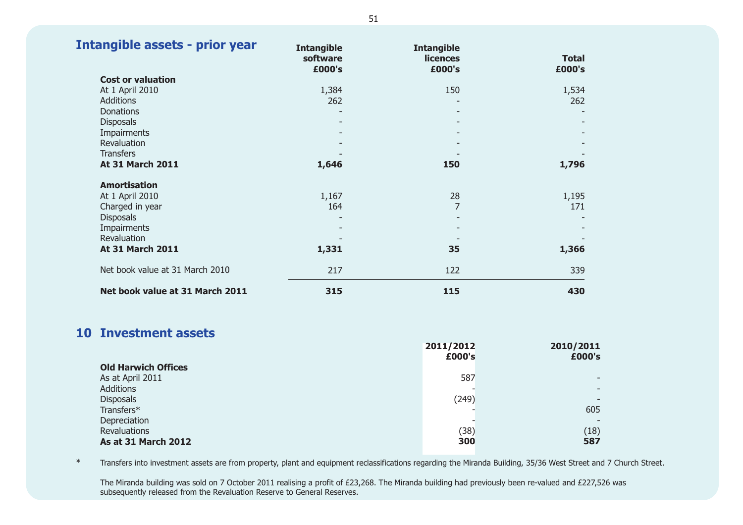## Intangible assets - prior year

| | Intangible software £000's | Intangible licences £000's | Total £000's |
|---|---|---|---|
| **Cost or valuation** | | | |
| At 1 April 2010 | 1,384 | 150 | 1,534 |
| Additions | 262 | - | 262 |
| Donations | - | - | - |
| Disposals | - | - | - |
| Impairments | - | - | - |
| Revaluation | - | - | - |
| Transfers | - | - | - |
| **At 31 March 2011** | **1,646** | **150** | **1,796** |
| **Amortisation** | | | |
| At 1 April 2010 | 1,167 | 28 | 1,195 |
| Charged in year | 164 | 7 | 171 |
| Disposals | - | - | - |
| Impairments | - | - | - |
| Revaluation | - | - | - |
| **At 31 March 2011** | **1,331** | **35** | **1,366** |
| Net book value at 31 March 2010 | 217 | 122 | 339 |
| **Net book value at 31 March 2011** | **315** | **115** | **430** |

## 10 Investment assets

| | 2011/2012 £000's | 2010/2011 £000's |
|---|---|---|
| **Old Harwich Offices** | | |
| As at April 2011 | 587 | - |
| Additions | - | - |
| Disposals | (249) | - |
| Transfers* | - | 605 |
| Depreciation | - | - |
| Revaluations | (38) | (18) |
| **As at 31 March 2012** | **300** | **587** |

\* Transfers into investment assets are from property, plant and equipment reclassifications regarding the Miranda Building, 35/36 West Street and 7 Church Street.

The Miranda building was sold on 7 October 2011 realising a profit of £23,268. The Miranda building had previously been re-valued and £227,526 was subsequently released from the Revaluation Reserve to General Reserves.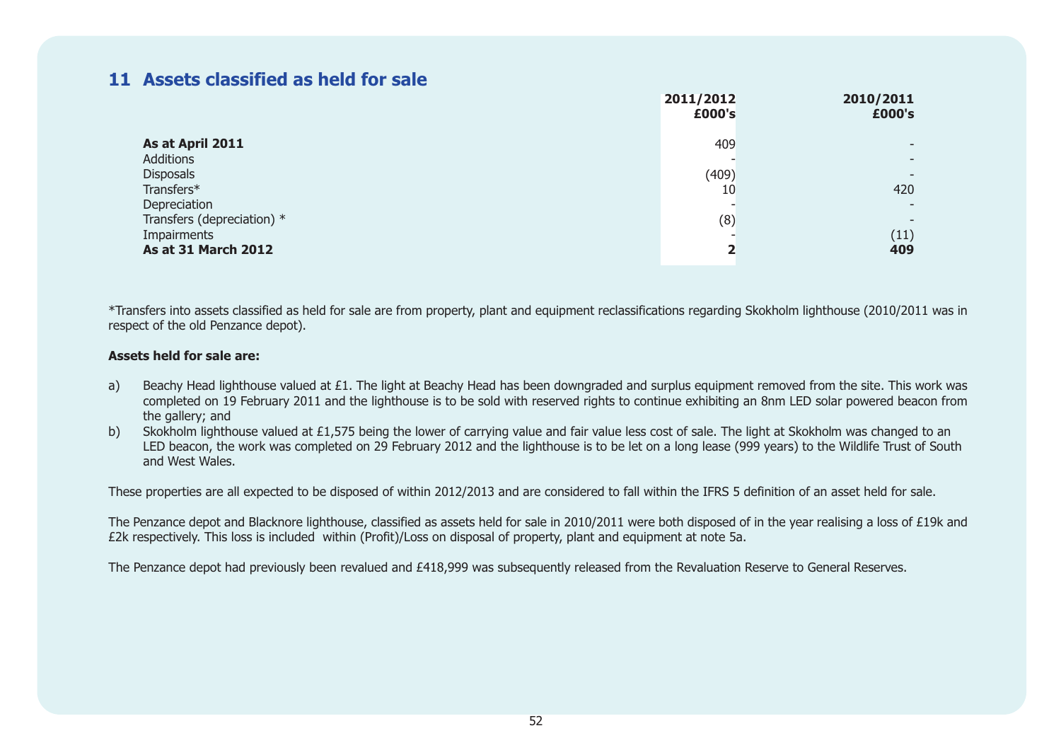## 11 Assets classified as held for sale

| | 2011/2012 £000's | 2010/2011 £000's |
|---|---|---|
| **As at April 2011** | 409 | - |
| Additions | - | - |
| Disposals | (409) | - |
| Transfers* | 10 | 420 |
| Depreciation | - | - |
| Transfers (depreciation) * | (8) | - |
| Impairments | - | (11) |
| **As at 31 March 2012** | **2** | **409** |

*Transfers into assets classified as held for sale are from property, plant and equipment reclassifications regarding Skokholm lighthouse (2010/2011 was in respect of the old Penzance depot).

**Assets held for sale are:**

a) Beachy Head lighthouse valued at £1. The light at Beachy Head has been downgraded and surplus equipment removed from the site. This work was completed on 19 February 2011 and the lighthouse is to be sold with reserved rights to continue exhibiting an 8nm LED solar powered beacon from the gallery; and

b) Skokholm lighthouse valued at £1,575 being the lower of carrying value and fair value less cost of sale. The light at Skokholm was changed to an LED beacon, the work was completed on 29 February 2012 and the lighthouse is to be let on a long lease (999 years) to the Wildlife Trust of South and West Wales.

These properties are all expected to be disposed of within 2012/2013 and are considered to fall within the IFRS 5 definition of an asset held for sale.

The Penzance depot and Blacknore lighthouse, classified as assets held for sale in 2010/2011 were both disposed of in the year realising a loss of £19k and £2k respectively. This loss is included within (Profit)/Loss on disposal of property, plant and equipment at note 5a.

The Penzance depot had previously been revalued and £418,999 was subsequently released from the Revaluation Reserve to General Reserves.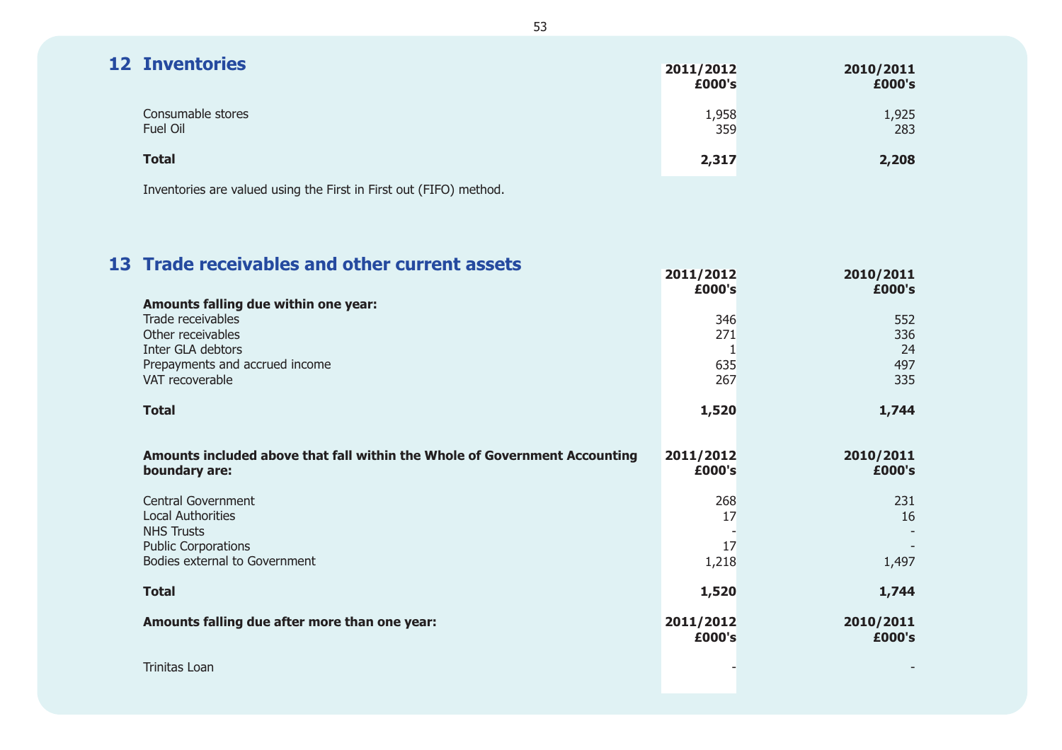## 12 Inventories

| | 2011/2012 £000's | 2010/2011 £000's |
|---|---|---|
| Consumable stores | 1,958 | 1,925 |
| Fuel Oil | 359 | 283 |
| **Total** | **2,317** | **2,208** |

Inventories are valued using the First in First out (FIFO) method.

## 13 Trade receivables and other current assets

| | 2011/2012 £000's | 2010/2011 £000's |
|---|---|---|
| **Amounts falling due within one year:** | | |
| Trade receivables | 346 | 552 |
| Other receivables | 271 | 336 |
| Inter GLA debtors | 1 | 24 |
| Prepayments and accrued income | 635 | 497 |
| VAT recoverable | 267 | 335 |
| **Total** | **1,520** | **1,744** |

| **Amounts included above that fall within the Whole of Government Accounting boundary are:** | 2011/2012 £000's | 2010/2011 £000's |
|---|---|---|
| Central Government | 268 | 231 |
| Local Authorities | 17 | 16 |
| NHS Trusts | - | - |
| Public Corporations | 17 | - |
| Bodies external to Government | 1,218 | 1,497 |
| **Total** | **1,520** | **1,744** |

| **Amounts falling due after more than one year:** | 2011/2012 £000's | 2010/2011 £000's |
|---|---|---|
| Trinitas Loan | - | - |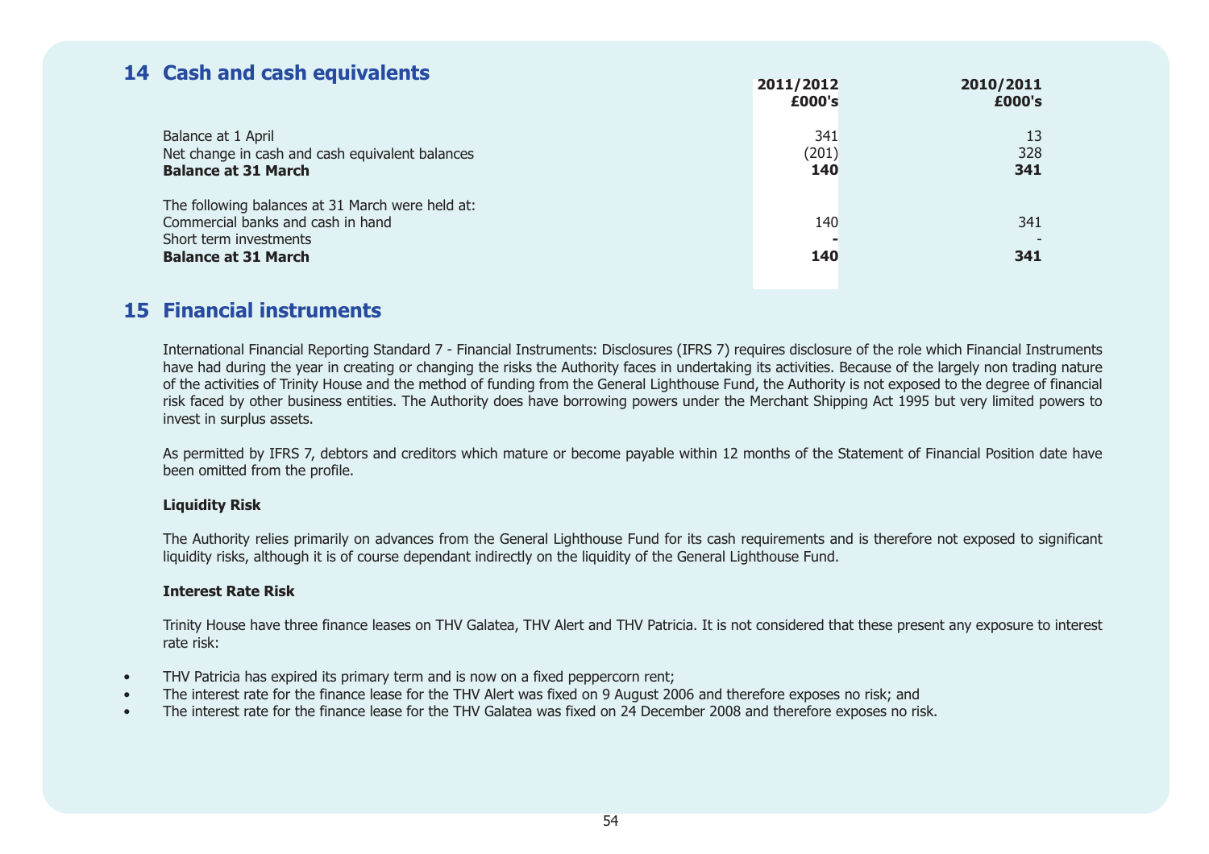## 14 Cash and cash equivalents

| | 2011/2012 £000's | 2010/2011 £000's |
|---|---|---|
| Balance at 1 April | 341 | 13 |
| Net change in cash and cash equivalent balances | (201) | 328 |
| **Balance at 31 March** | **140** | **341** |
| | | |
| The following balances at 31 March were held at: | | |
| Commercial banks and cash in hand | 140 | 341 |
| Short term investments | - | - |
| **Balance at 31 March** | **140** | **341** |

## 15 Financial instruments

International Financial Reporting Standard 7 - Financial Instruments: Disclosures (IFRS 7) requires disclosure of the role which Financial Instruments have had during the year in creating or changing the risks the Authority faces in undertaking its activities. Because of the largely non trading nature of the activities of Trinity House and the method of funding from the General Lighthouse Fund, the Authority is not exposed to the degree of financial risk faced by other business entities. The Authority does have borrowing powers under the Merchant Shipping Act 1995 but very limited powers to invest in surplus assets.

As permitted by IFRS 7, debtors and creditors which mature or become payable within 12 months of the Statement of Financial Position date have been omitted from the profile.

**Liquidity Risk**

The Authority relies primarily on advances from the General Lighthouse Fund for its cash requirements and is therefore not exposed to significant liquidity risks, although it is of course dependant indirectly on the liquidity of the General Lighthouse Fund.

**Interest Rate Risk**

Trinity House have three finance leases on THV Galatea, THV Alert and THV Patricia. It is not considered that these present any exposure to interest rate risk:

- THV Patricia has expired its primary term and is now on a fixed peppercorn rent;
- The interest rate for the finance lease for the THV Alert was fixed on 9 August 2006 and therefore exposes no risk; and
- The interest rate for the finance lease for the THV Galatea was fixed on 24 December 2008 and therefore exposes no risk.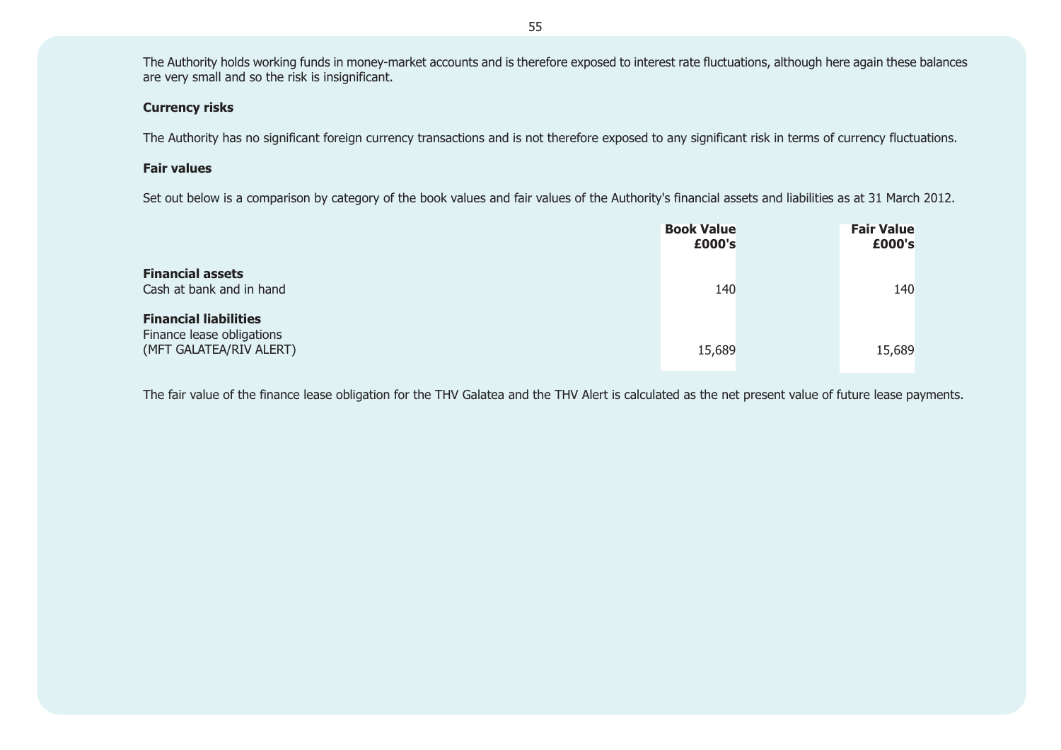The Authority holds working funds in money-market accounts and is therefore exposed to interest rate fluctuations, although here again these balances are very small and so the risk is insignificant.

**Currency risks**

The Authority has no significant foreign currency transactions and is not therefore exposed to any significant risk in terms of currency fluctuations.

**Fair values**

Set out below is a comparison by category of the book values and fair values of the Authority's financial assets and liabilities as at 31 March 2012.

| | **Book Value £000's** | **Fair Value £000's** |
|---|---|---|
| **Financial assets** | | |
| Cash at bank and in hand | 140 | 140 |
| **Financial liabilities** | | |
| Finance lease obligations (MFT GALATEA/RIV ALERT) | 15,689 | 15,689 |

The fair value of the finance lease obligation for the THV Galatea and the THV Alert is calculated as the net present value of future lease payments.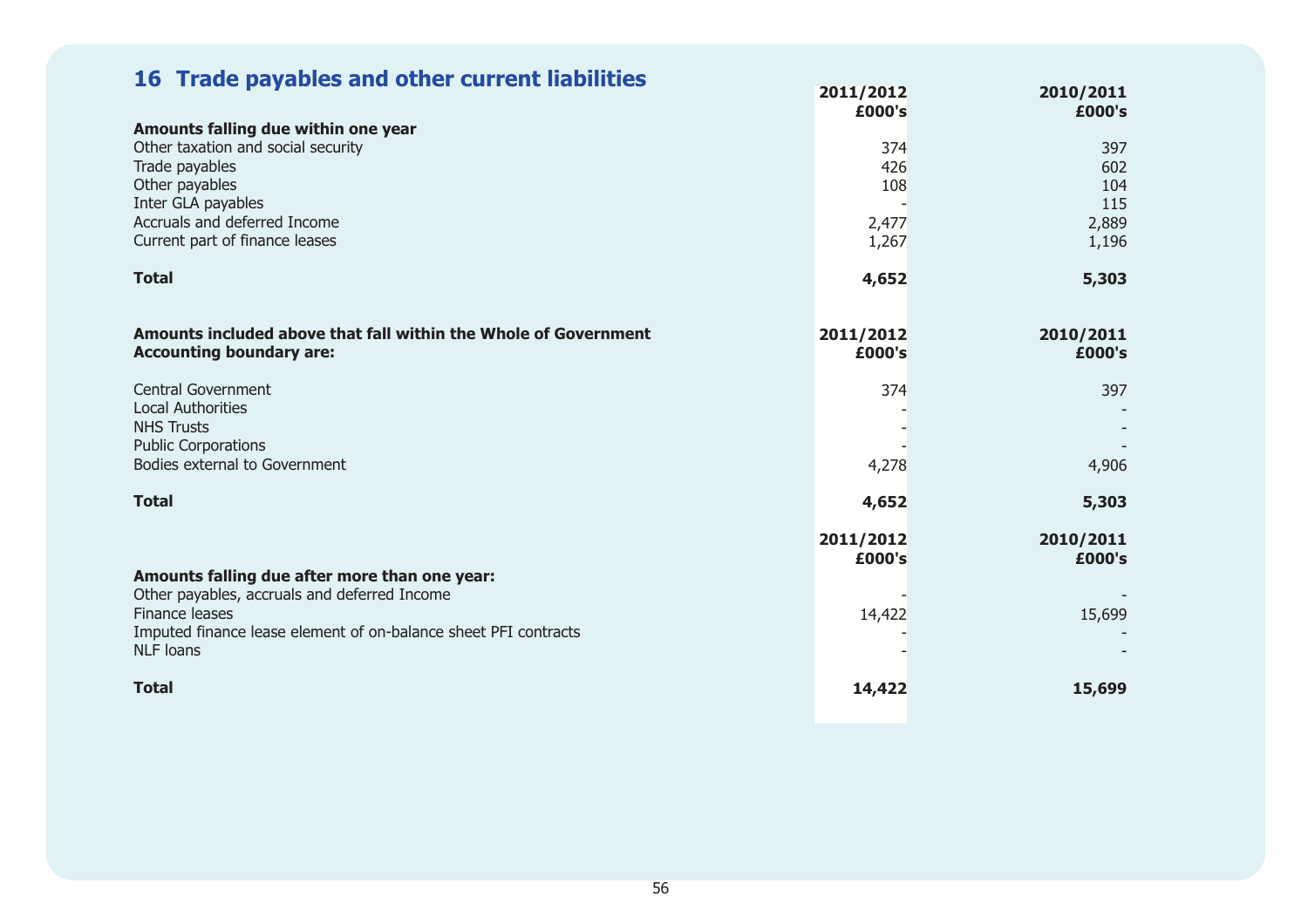## 16 Trade payables and other current liabilities

| | 2011/2012 £000's | 2010/2011 £000's |
|---|---|---|
| **Amounts falling due within one year** | | |
| Other taxation and social security | 374 | 397 |
| Trade payables | 426 | 602 |
| Other payables | 108 | 104 |
| Inter GLA payables | - | 115 |
| Accruals and deferred Income | 2,477 | 2,889 |
| Current part of finance leases | 1,267 | 1,196 |
| **Total** | **4,652** | **5,303** |

| **Amounts included above that fall within the Whole of Government Accounting boundary are:** | 2011/2012 £000's | 2010/2011 £000's |
|---|---|---|
| Central Government | 374 | 397 |
| Local Authorities | - | - |
| NHS Trusts | - | - |
| Public Corporations | - | - |
| Bodies external to Government | 4,278 | 4,906 |
| **Total** | **4,652** | **5,303** |

| | 2011/2012 £000's | 2010/2011 £000's |
|---|---|---|
| **Amounts falling due after more than one year:** | | |
| Other payables, accruals and deferred Income | - | - |
| Finance leases | 14,422 | 15,699 |
| Imputed finance lease element of on-balance sheet PFI contracts | - | - |
| NLF loans | - | - |
| **Total** | **14,422** | **15,699** |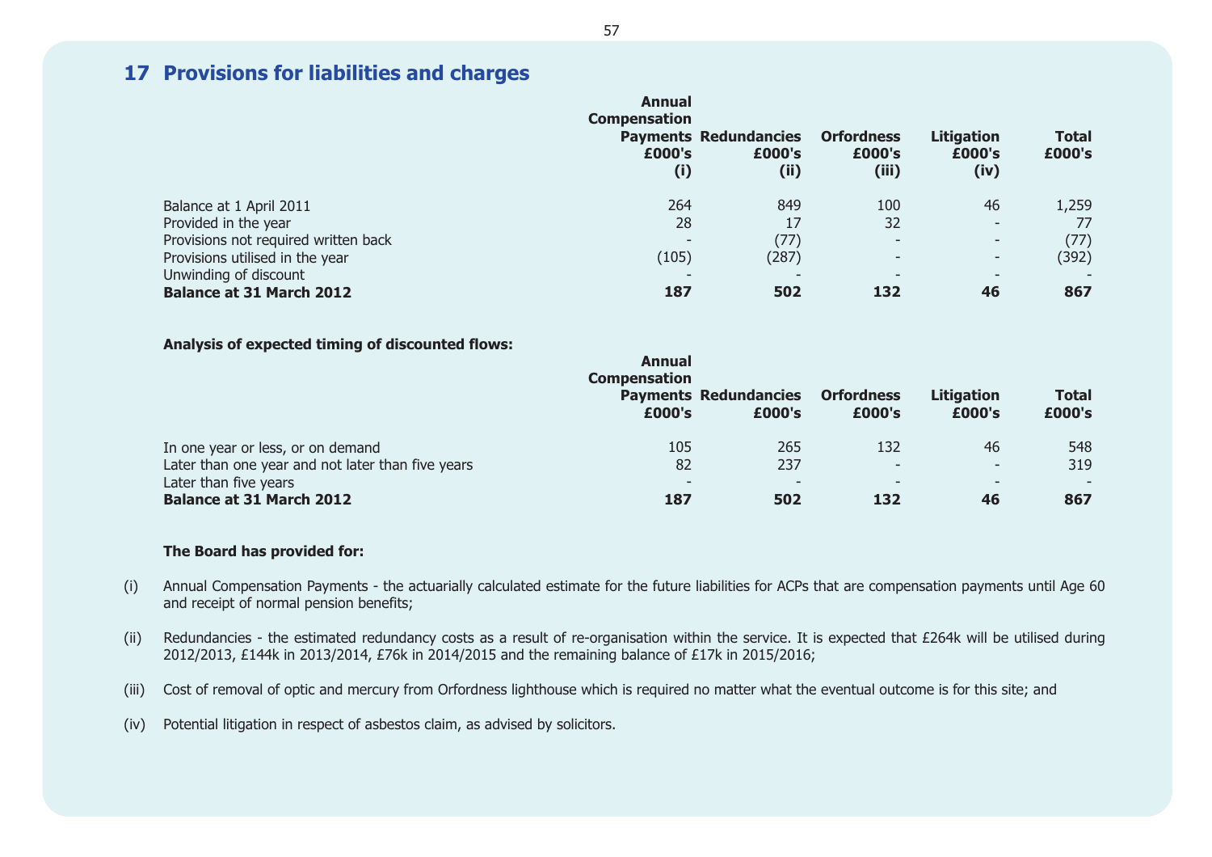## 17 Provisions for liabilities and charges

| | Annual Compensation Payments £000's (i) | Redundancies £000's (ii) | Orfordness £000's (iii) | Litigation £000's (iv) | Total £000's |
|---|---|---|---|---|---|
| Balance at 1 April 2011 | 264 | 849 | 100 | 46 | 1,259 |
| Provided in the year | 28 | 17 | 32 | - | 77 |
| Provisions not required written back | - | (77) | - | - | (77) |
| Provisions utilised in the year | (105) | (287) | - | - | (392) |
| Unwinding of discount | - | - | - | - | - |
| **Balance at 31 March 2012** | **187** | **502** | **132** | **46** | **867** |

**Analysis of expected timing of discounted flows:**

| | Annual Compensation Payments £000's | Redundancies £000's | Orfordness £000's | Litigation £000's | Total £000's |
|---|---|---|---|---|---|
| In one year or less, or on demand | 105 | 265 | 132 | 46 | 548 |
| Later than one year and not later than five years | 82 | 237 | - | - | 319 |
| Later than five years | - | - | - | - | - |
| **Balance at 31 March 2012** | **187** | **502** | **132** | **46** | **867** |

**The Board has provided for:**

(i) Annual Compensation Payments - the actuarially calculated estimate for the future liabilities for ACPs that are compensation payments until Age 60 and receipt of normal pension benefits;

(ii) Redundancies - the estimated redundancy costs as a result of re-organisation within the service. It is expected that £264k will be utilised during 2012/2013, £144k in 2013/2014, £76k in 2014/2015 and the remaining balance of £17k in 2015/2016;

(iii) Cost of removal of optic and mercury from Orfordness lighthouse which is required no matter what the eventual outcome is for this site; and

(iv) Potential litigation in respect of asbestos claim, as advised by solicitors.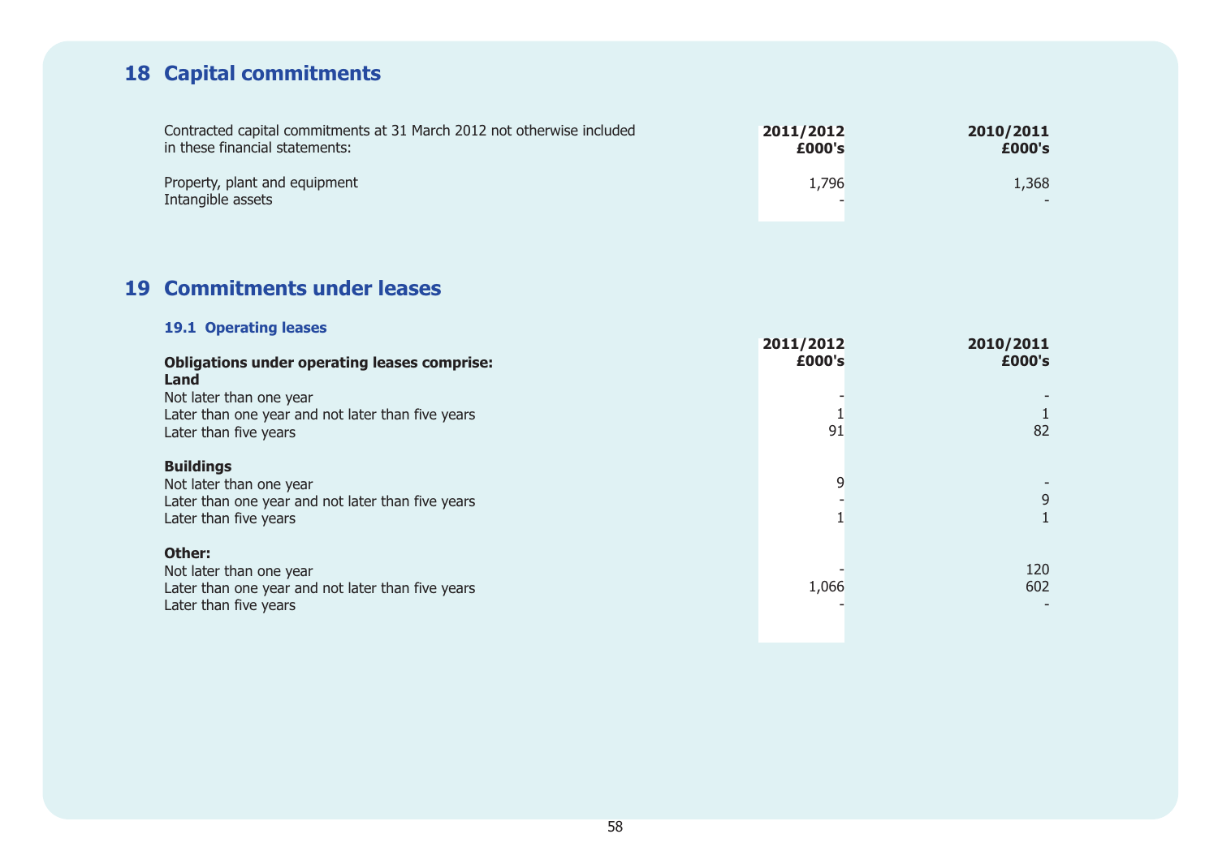## 18 Capital commitments

| Contracted capital commitments at 31 March 2012 not otherwise included in these financial statements: | 2011/2012 £000's | 2010/2011 £000's |
|---|---|---|
| Property, plant and equipment | 1,796 | 1,368 |
| Intangible assets | - | - |

## 19 Commitments under leases

### 19.1 Operating leases

| Obligations under operating leases comprise: | 2011/2012 £000's | 2010/2011 £000's |
|---|---|---|
| **Land** | | |
| Not later than one year | - | - |
| Later than one year and not later than five years | 1 | 1 |
| Later than five years | 91 | 82 |
| **Buildings** | | |
| Not later than one year | 9 | - |
| Later than one year and not later than five years | - | 9 |
| Later than five years | 1 | 1 |
| **Other:** | | |
| Not later than one year | - | 120 |
| Later than one year and not later than five years | 1,066 | 602 |
| Later than five years | - | - |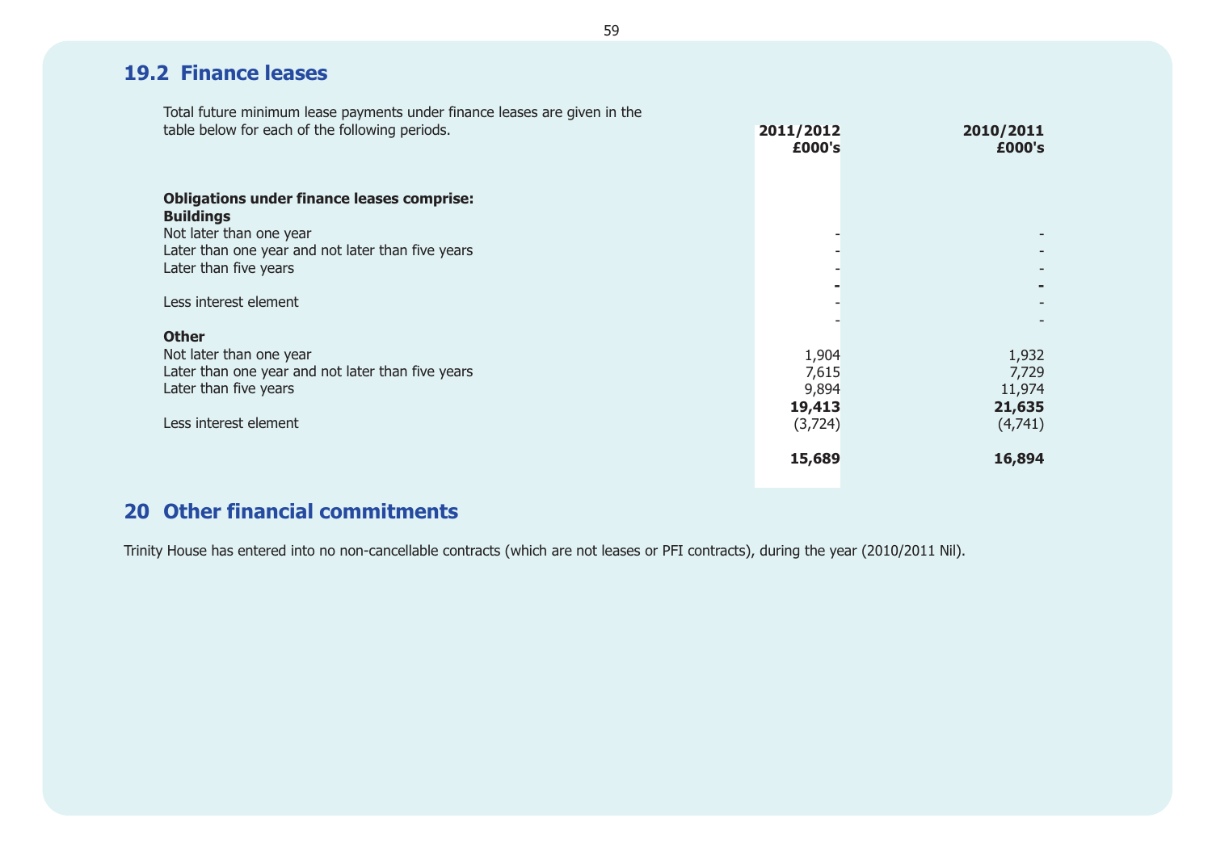## 19.2 Finance leases

Total future minimum lease payments under finance leases are given in the table below for each of the following periods.

| | 2011/2012 £000's | 2010/2011 £000's |
|---|---|---|
| **Obligations under finance leases comprise:** | | |
| **Buildings** | | |
| Not later than one year | - | - |
| Later than one year and not later than five years | - | - |
| Later than five years | - | - |
| | **-** | **-** |
| Less interest element | - | - |
| | - | - |
| **Other** | | |
| Not later than one year | 1,904 | 1,932 |
| Later than one year and not later than five years | 7,615 | 7,729 |
| Later than five years | 9,894 | 11,974 |
| | **19,413** | **21,635** |
| Less interest element | (3,724) | (4,741) |
| | **15,689** | **16,894** |

## 20 Other financial commitments

Trinity House has entered into no non-cancellable contracts (which are not leases or PFI contracts), during the year (2010/2011 Nil).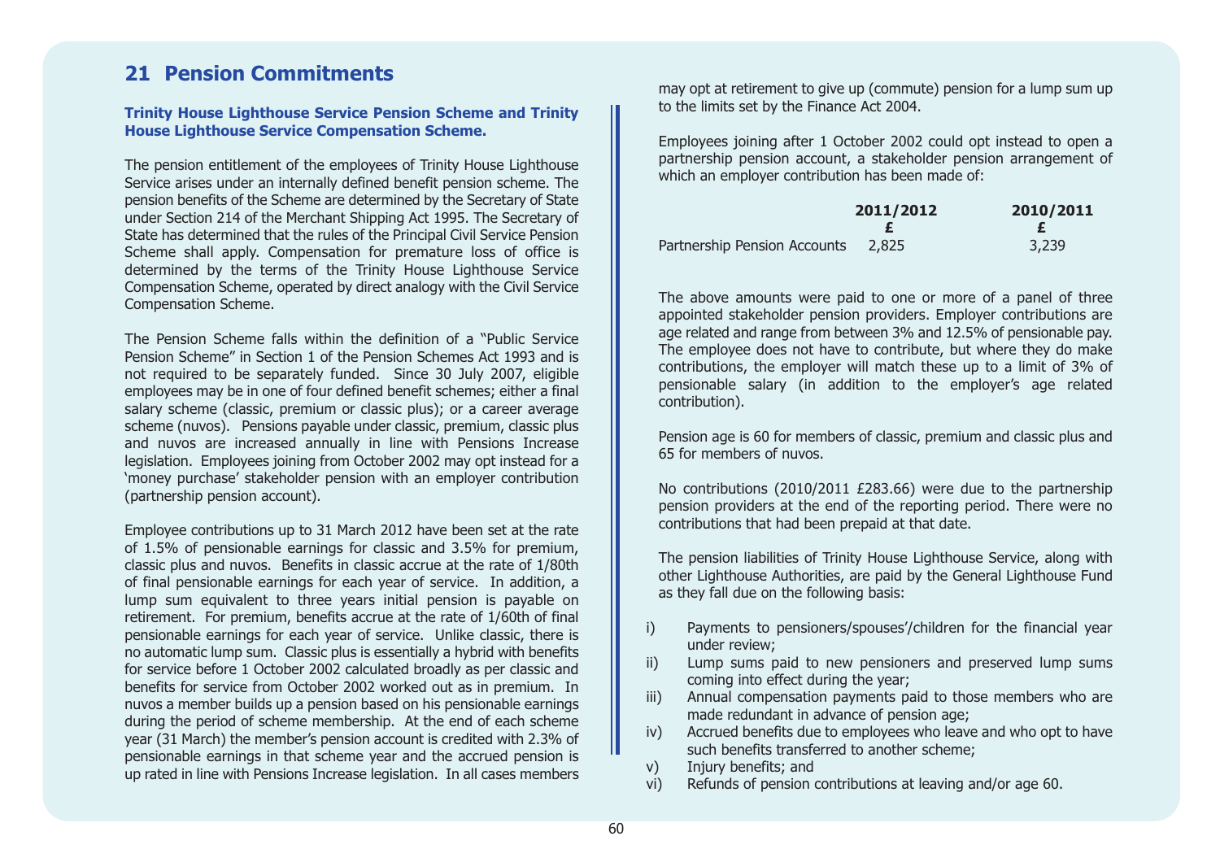## 21 Pension Commitments

**Trinity House Lighthouse Service Pension Scheme and Trinity House Lighthouse Service Compensation Scheme.**

The pension entitlement of the employees of Trinity House Lighthouse Service arises under an internally defined benefit pension scheme. The pension benefits of the Scheme are determined by the Secretary of State under Section 214 of the Merchant Shipping Act 1995. The Secretary of State has determined that the rules of the Principal Civil Service Pension Scheme shall apply. Compensation for premature loss of office is determined by the terms of the Trinity House Lighthouse Service Compensation Scheme, operated by direct analogy with the Civil Service Compensation Scheme.

The Pension Scheme falls within the definition of a "Public Service Pension Scheme" in Section 1 of the Pension Schemes Act 1993 and is not required to be separately funded. Since 30 July 2007, eligible employees may be in one of four defined benefit schemes; either a final salary scheme (classic, premium or classic plus); or a career average scheme (nuvos). Pensions payable under classic, premium, classic plus and nuvos are increased annually in line with Pensions Increase legislation. Employees joining from October 2002 may opt instead for a 'money purchase' stakeholder pension with an employer contribution (partnership pension account).

Employee contributions up to 31 March 2012 have been set at the rate of 1.5% of pensionable earnings for classic and 3.5% for premium, classic plus and nuvos. Benefits in classic accrue at the rate of 1/80th of final pensionable earnings for each year of service. In addition, a lump sum equivalent to three years initial pension is payable on retirement. For premium, benefits accrue at the rate of 1/60th of final pensionable earnings for each year of service. Unlike classic, there is no automatic lump sum. Classic plus is essentially a hybrid with benefits for service before 1 October 2002 calculated broadly as per classic and benefits for service from October 2002 worked out as in premium. In nuvos a member builds up a pension based on his pensionable earnings during the period of scheme membership. At the end of each scheme year (31 March) the member's pension account is credited with 2.3% of pensionable earnings in that scheme year and the accrued pension is up rated in line with Pensions Increase legislation. In all cases members may opt at retirement to give up (commute) pension for a lump sum up to the limits set by the Finance Act 2004.

Employees joining after 1 October 2002 could opt instead to open a partnership pension account, a stakeholder pension arrangement of which an employer contribution has been made of:

| | 2011/2012 | 2010/2011 |
|---|---|---|
| | £ | £ |
| Partnership Pension Accounts | 2,825 | 3,239 |

The above amounts were paid to one or more of a panel of three appointed stakeholder pension providers. Employer contributions are age related and range from between 3% and 12.5% of pensionable pay. The employee does not have to contribute, but where they do make contributions, the employer will match these up to a limit of 3% of pensionable salary (in addition to the employer's age related contribution).

Pension age is 60 for members of classic, premium and classic plus and 65 for members of nuvos.

No contributions (2010/2011 £283.66) were due to the partnership pension providers at the end of the reporting period. There were no contributions that had been prepaid at that date.

The pension liabilities of Trinity House Lighthouse Service, along with other Lighthouse Authorities, are paid by the General Lighthouse Fund as they fall due on the following basis:

i) Payments to pensioners/spouses'/children for the financial year under review;
ii) Lump sums paid to new pensioners and preserved lump sums coming into effect during the year;
iii) Annual compensation payments paid to those members who are made redundant in advance of pension age;
iv) Accrued benefits due to employees who leave and who opt to have such benefits transferred to another scheme;
v) Injury benefits; and
vi) Refunds of pension contributions at leaving and/or age 60.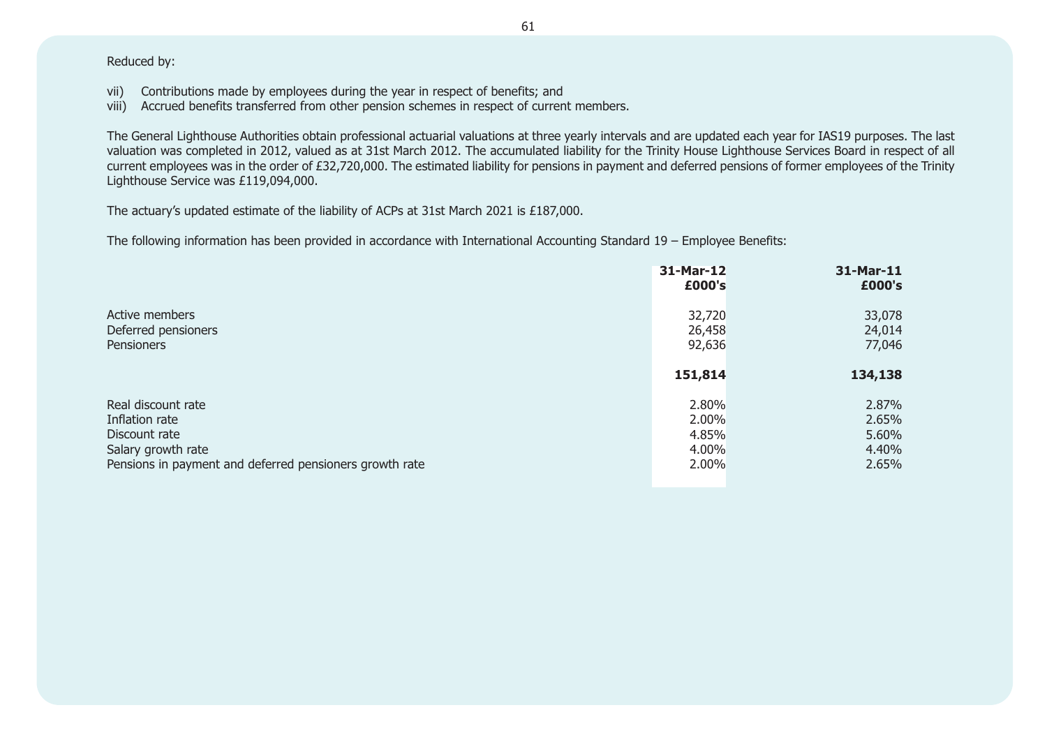Reduced by:

vii) Contributions made by employees during the year in respect of benefits; and
viii) Accrued benefits transferred from other pension schemes in respect of current members.

The General Lighthouse Authorities obtain professional actuarial valuations at three yearly intervals and are updated each year for IAS19 purposes. The last valuation was completed in 2012, valued as at 31st March 2012. The accumulated liability for the Trinity House Lighthouse Services Board in respect of all current employees was in the order of £32,720,000. The estimated liability for pensions in payment and deferred pensions of former employees of the Trinity Lighthouse Service was £119,094,000.

The actuary's updated estimate of the liability of ACPs at 31st March 2021 is £187,000.

The following information has been provided in accordance with International Accounting Standard 19 – Employee Benefits:

| | 31-Mar-12 £000's | 31-Mar-11 £000's |
|---|---|---|
| Active members | 32,720 | 33,078 |
| Deferred pensioners | 26,458 | 24,014 |
| Pensioners | 92,636 | 77,046 |
| | **151,814** | **134,138** |
| Real discount rate | 2.80% | 2.87% |
| Inflation rate | 2.00% | 2.65% |
| Discount rate | 4.85% | 5.60% |
| Salary growth rate | 4.00% | 4.40% |
| Pensions in payment and deferred pensioners growth rate | 2.00% | 2.65% |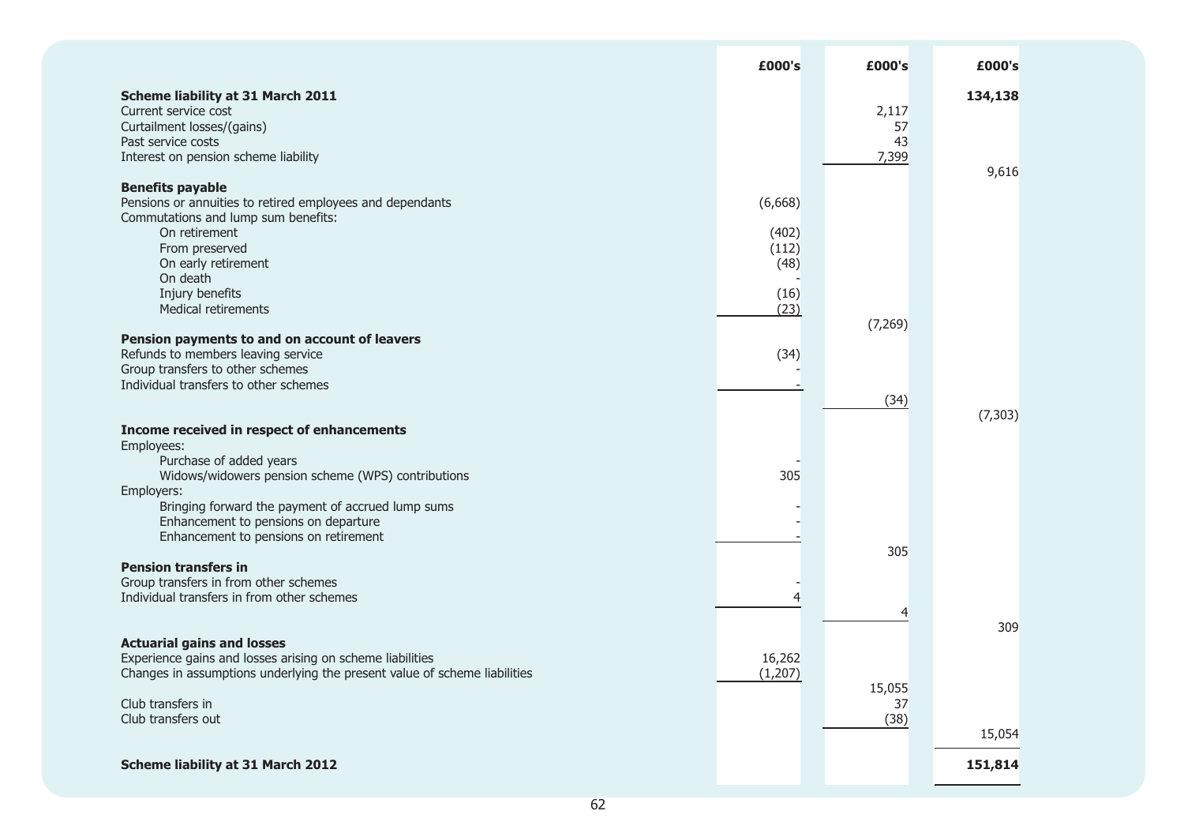| | £000's | £000's | £000's |
|---|---|---|---|
| **Scheme liability at 31 March 2011** | | | **134,138** |
| Current service cost | | 2,117 | |
| Curtailment losses/(gains) | | 57 | |
| Past service costs | | 43 | |
| Interest on pension scheme liability | | 7,399 | |
| | | | 9,616 |
| **Benefits payable** | | | |
| Pensions or annuities to retired employees and dependants | (6,668) | | |
| Commutations and lump sum benefits: | | | |
| On retirement | (402) | | |
| From preserved | (112) | | |
| On early retirement | (48) | | |
| On death | - | | |
| Injury benefits | (16) | | |
| Medical retirements | (23) | | |
| | | (7,269) | |
| **Pension payments to and on account of leavers** | | | |
| Refunds to members leaving service | (34) | | |
| Group transfers to other schemes | - | | |
| Individual transfers to other schemes | - | | |
| | | (34) | |
| | | | (7,303) |
| **Income received in respect of enhancements** | | | |
| Employees: | | | |
| Purchase of added years | - | | |
| Widows/widowers pension scheme (WPS) contributions | 305 | | |
| Employers: | | | |
| Bringing forward the payment of accrued lump sums | - | | |
| Enhancement to pensions on departure | - | | |
| Enhancement to pensions on retirement | - | | |
| | | 305 | |
| **Pension transfers in** | | | |
| Group transfers in from other schemes | - | | |
| Individual transfers in from other schemes | 4 | | |
| | | 4 | |
| | | | 309 |
| **Actuarial gains and losses** | | | |
| Experience gains and losses arising on scheme liabilities | 16,262 | | |
| Changes in assumptions underlying the present value of scheme liabilities | (1,207) | | |
| | | 15,055 | |
| Club transfers in | | 37 | |
| Club transfers out | | (38) | |
| | | | 15,054 |
| **Scheme liability at 31 March 2012** | | | **151,814** |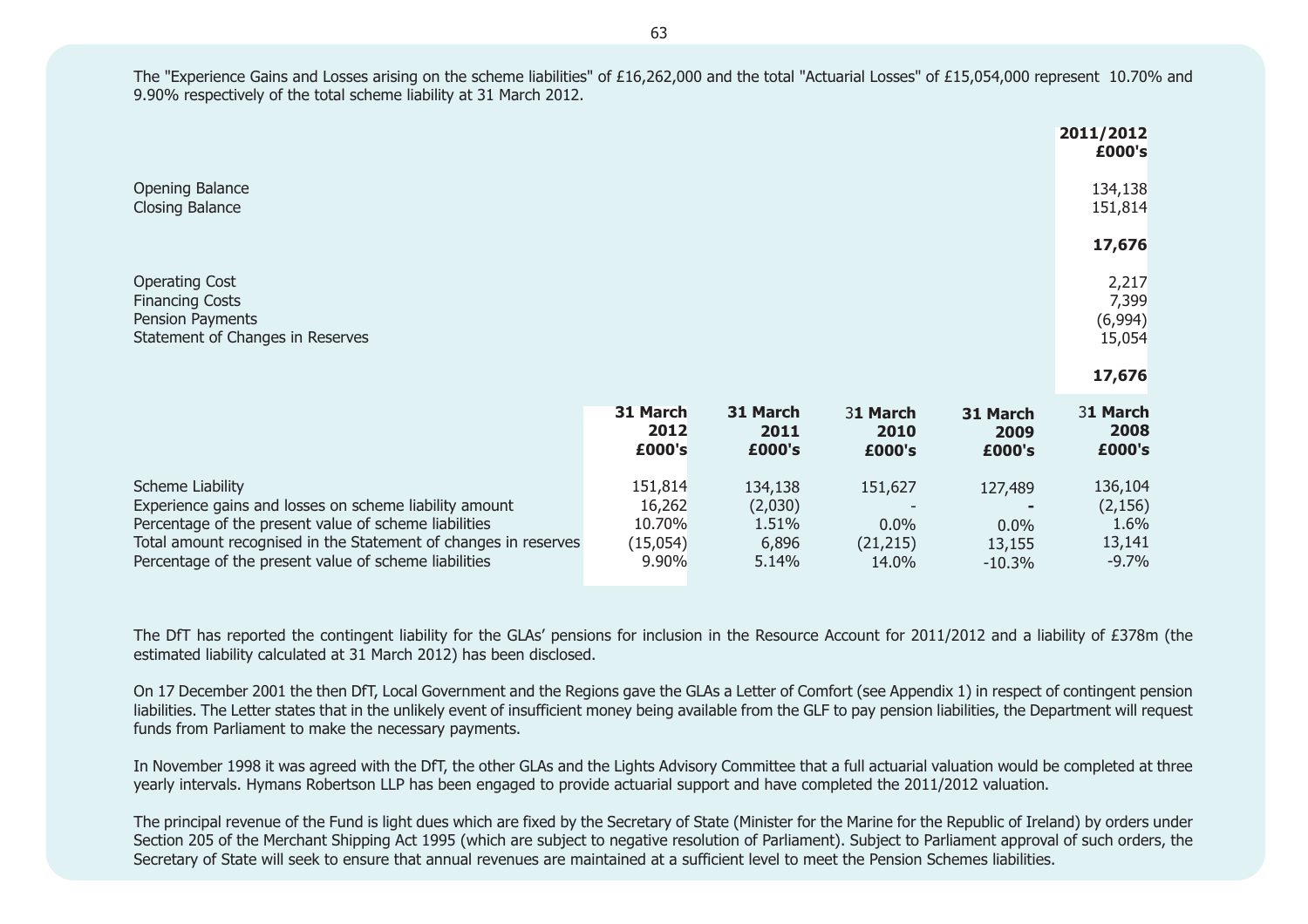The "Experience Gains and Losses arising on the scheme liabilities" of £16,262,000 and the total "Actuarial Losses" of £15,054,000 represent 10.70% and 9.90% respectively of the total scheme liability at 31 March 2012.

| | **2011/2012 £000's** |
|---|---|
| Opening Balance | 134,138 |
| Closing Balance | 151,814 |
| | **17,676** |
| Operating Cost | 2,217 |
| Financing Costs | 7,399 |
| Pension Payments | (6,994) |
| Statement of Changes in Reserves | 15,054 |
| | **17,676** |

| | **31 March 2012 £000's** | **31 March 2011 £000's** | **31 March 2010 £000's** | **31 March 2009 £000's** | **31 March 2008 £000's** |
|---|---|---|---|---|---|
| Scheme Liability | 151,814 | 134,138 | 151,627 | 127,489 | 136,104 |
| Experience gains and losses on scheme liability amount | 16,262 | (2,030) | - | - | (2,156) |
| Percentage of the present value of scheme liabilities | 10.70% | 1.51% | 0.0% | 0.0% | 1.6% |
| Total amount recognised in the Statement of changes in reserves | (15,054) | 6,896 | (21,215) | 13,155 | 13,141 |
| Percentage of the present value of scheme liabilities | 9.90% | 5.14% | 14.0% | -10.3% | -9.7% |

The DfT has reported the contingent liability for the GLAs' pensions for inclusion in the Resource Account for 2011/2012 and a liability of £378m (the estimated liability calculated at 31 March 2012) has been disclosed.

On 17 December 2001 the then DfT, Local Government and the Regions gave the GLAs a Letter of Comfort (see Appendix 1) in respect of contingent pension liabilities. The Letter states that in the unlikely event of insufficient money being available from the GLF to pay pension liabilities, the Department will request funds from Parliament to make the necessary payments.

In November 1998 it was agreed with the DfT, the other GLAs and the Lights Advisory Committee that a full actuarial valuation would be completed at three yearly intervals. Hymans Robertson LLP has been engaged to provide actuarial support and have completed the 2011/2012 valuation.

The principal revenue of the Fund is light dues which are fixed by the Secretary of State (Minister for the Marine for the Republic of Ireland) by orders under Section 205 of the Merchant Shipping Act 1995 (which are subject to negative resolution of Parliament). Subject to Parliament approval of such orders, the Secretary of State will seek to ensure that annual revenues are maintained at a sufficient level to meet the Pension Schemes liabilities.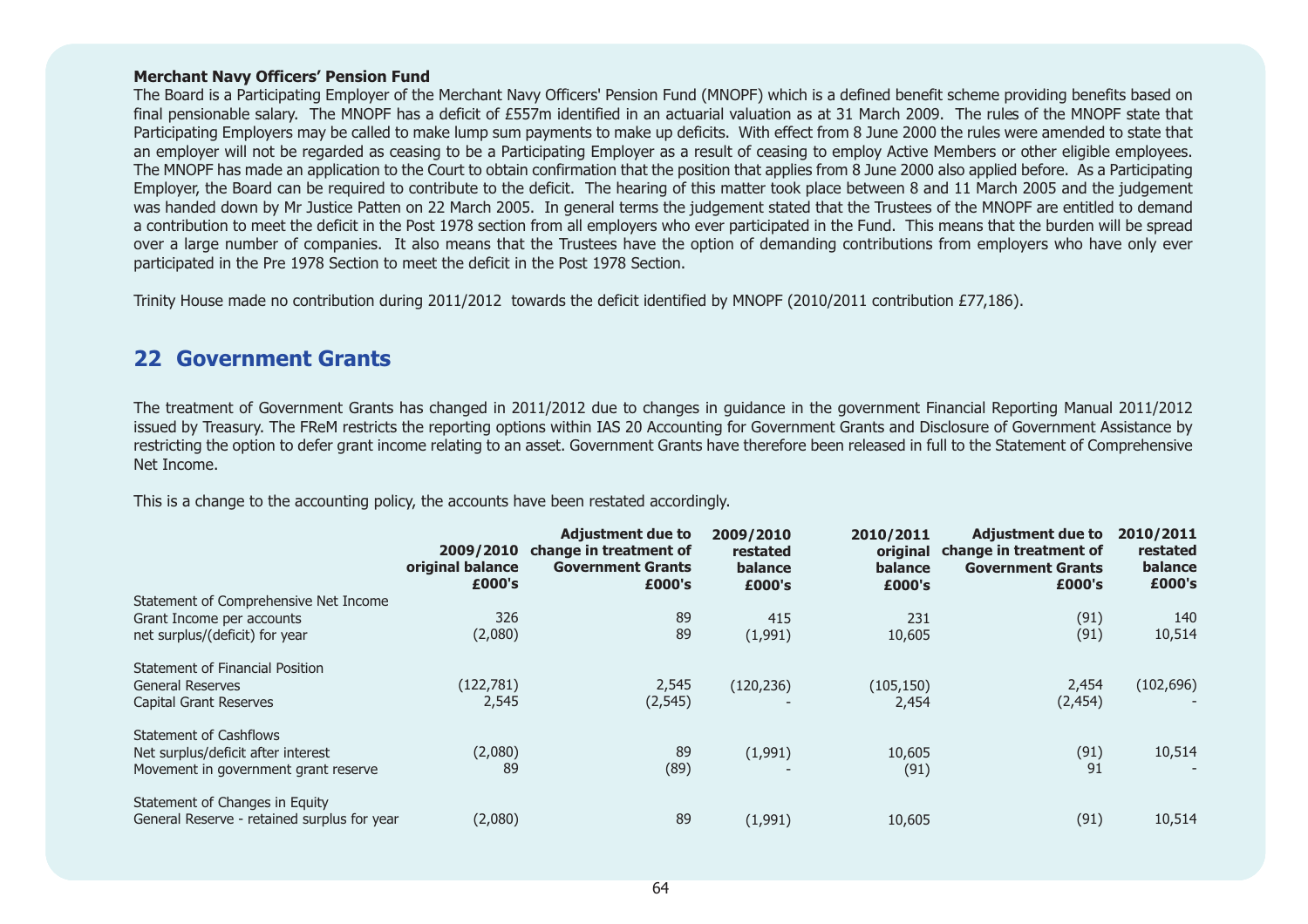**Merchant Navy Officers' Pension Fund**

The Board is a Participating Employer of the Merchant Navy Officers' Pension Fund (MNOPF) which is a defined benefit scheme providing benefits based on final pensionable salary. The MNOPF has a deficit of £557m identified in an actuarial valuation as at 31 March 2009. The rules of the MNOPF state that Participating Employers may be called to make lump sum payments to make up deficits. With effect from 8 June 2000 the rules were amended to state that an employer will not be regarded as ceasing to be a Participating Employer as a result of ceasing to employ Active Members or other eligible employees. The MNOPF has made an application to the Court to obtain confirmation that the position that applies from 8 June 2000 also applied before. As a Participating Employer, the Board can be required to contribute to the deficit. The hearing of this matter took place between 8 and 11 March 2005 and the judgement was handed down by Mr Justice Patten on 22 March 2005. In general terms the judgement stated that the Trustees of the MNOPF are entitled to demand a contribution to meet the deficit in the Post 1978 section from all employers who ever participated in the Fund. This means that the burden will be spread over a large number of companies. It also means that the Trustees have the option of demanding contributions from employers who have only ever participated in the Pre 1978 Section to meet the deficit in the Post 1978 Section.

Trinity House made no contribution during 2011/2012 towards the deficit identified by MNOPF (2010/2011 contribution £77,186).

## 22 Government Grants

The treatment of Government Grants has changed in 2011/2012 due to changes in guidance in the government Financial Reporting Manual 2011/2012 issued by Treasury. The FReM restricts the reporting options within IAS 20 Accounting for Government Grants and Disclosure of Government Assistance by restricting the option to defer grant income relating to an asset. Government Grants have therefore been released in full to the Statement of Comprehensive Net Income.

This is a change to the accounting policy, the accounts have been restated accordingly.

| | 2009/2010 original balance £000's | Adjustment due to change in treatment of Government Grants £000's | 2009/2010 restated balance £000's | 2010/2011 original balance £000's | Adjustment due to change in treatment of Government Grants £000's | 2010/2011 restated balance £000's |
|---|---|---|---|---|---|---|
| Statement of Comprehensive Net Income | | | | | | |
| Grant Income per accounts | 326 | 89 | 415 | 231 | (91) | 140 |
| net surplus/(deficit) for year | (2,080) | 89 | (1,991) | 10,605 | (91) | 10,514 |
| Statement of Financial Position | | | | | | |
| General Reserves | (122,781) | 2,545 | (120,236) | (105,150) | 2,454 | (102,696) |
| Capital Grant Reserves | 2,545 | (2,545) | - | 2,454 | (2,454) | - |
| Statement of Cashflows | | | | | | |
| Net surplus/deficit after interest | (2,080) | 89 | (1,991) | 10,605 | (91) | 10,514 |
| Movement in government grant reserve | 89 | (89) | - | (91) | 91 | - |
| Statement of Changes in Equity | | | | | | |
| General Reserve - retained surplus for year | (2,080) | 89 | (1,991) | 10,605 | (91) | 10,514 |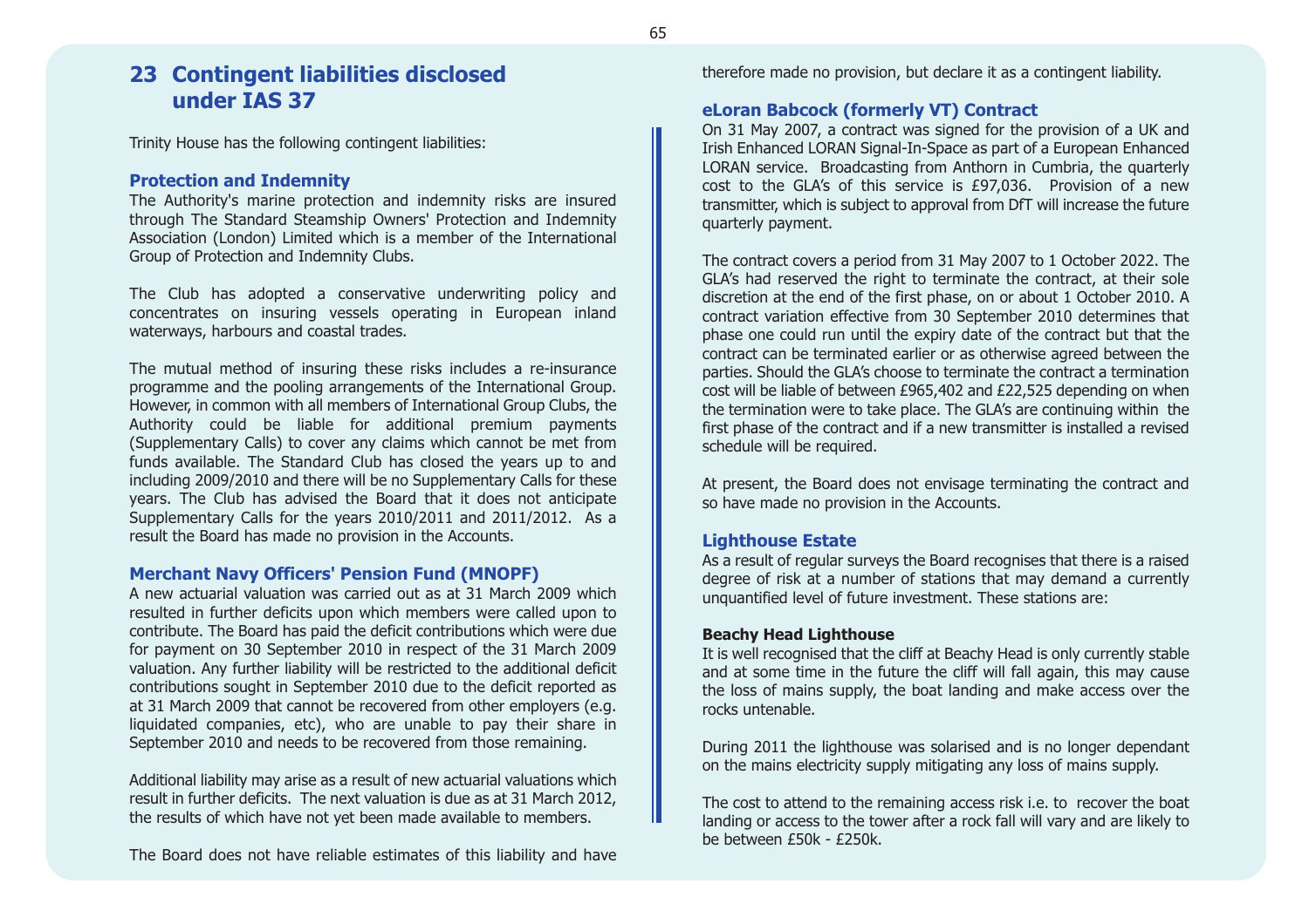## 23 Contingent liabilities disclosed under IAS 37

Trinity House has the following contingent liabilities:

### Protection and Indemnity

The Authority's marine protection and indemnity risks are insured through The Standard Steamship Owners' Protection and Indemnity Association (London) Limited which is a member of the International Group of Protection and Indemnity Clubs.

The Club has adopted a conservative underwriting policy and concentrates on insuring vessels operating in European inland waterways, harbours and coastal trades.

The mutual method of insuring these risks includes a re-insurance programme and the pooling arrangements of the International Group. However, in common with all members of International Group Clubs, the Authority could be liable for additional premium payments (Supplementary Calls) to cover any claims which cannot be met from funds available. The Standard Club has closed the years up to and including 2009/2010 and there will be no Supplementary Calls for these years. The Club has advised the Board that it does not anticipate Supplementary Calls for the years 2010/2011 and 2011/2012. As a result the Board has made no provision in the Accounts.

### Merchant Navy Officers' Pension Fund (MNOPF)

A new actuarial valuation was carried out as at 31 March 2009 which resulted in further deficits upon which members were called upon to contribute. The Board has paid the deficit contributions which were due for payment on 30 September 2010 in respect of the 31 March 2009 valuation. Any further liability will be restricted to the additional deficit contributions sought in September 2010 due to the deficit reported as at 31 March 2009 that cannot be recovered from other employers (e.g. liquidated companies, etc), who are unable to pay their share in September 2010 and needs to be recovered from those remaining.

Additional liability may arise as a result of new actuarial valuations which result in further deficits. The next valuation is due as at 31 March 2012, the results of which have not yet been made available to members.

The Board does not have reliable estimates of this liability and have therefore made no provision, but declare it as a contingent liability.

### eLoran Babcock (formerly VT) Contract

On 31 May 2007, a contract was signed for the provision of a UK and Irish Enhanced LORAN Signal-In-Space as part of a European Enhanced LORAN service. Broadcasting from Anthorn in Cumbria, the quarterly cost to the GLA's of this service is £97,036. Provision of a new transmitter, which is subject to approval from DfT will increase the future quarterly payment.

The contract covers a period from 31 May 2007 to 1 October 2022. The GLA's had reserved the right to terminate the contract, at their sole discretion at the end of the first phase, on or about 1 October 2010. A contract variation effective from 30 September 2010 determines that phase one could run until the expiry date of the contract but that the contract can be terminated earlier or as otherwise agreed between the parties. Should the GLA's choose to terminate the contract a termination cost will be liable of between £965,402 and £22,525 depending on when the termination were to take place. The GLA's are continuing within the first phase of the contract and if a new transmitter is installed a revised schedule will be required.

At present, the Board does not envisage terminating the contract and so have made no provision in the Accounts.

### Lighthouse Estate

As a result of regular surveys the Board recognises that there is a raised degree of risk at a number of stations that may demand a currently unquantified level of future investment. These stations are:

**Beachy Head Lighthouse**

It is well recognised that the cliff at Beachy Head is only currently stable and at some time in the future the cliff will fall again, this may cause the loss of mains supply, the boat landing and make access over the rocks untenable.

During 2011 the lighthouse was solarised and is no longer dependant on the mains electricity supply mitigating any loss of mains supply.

The cost to attend to the remaining access risk i.e. to recover the boat landing or access to the tower after a rock fall will vary and are likely to be between £50k - £250k.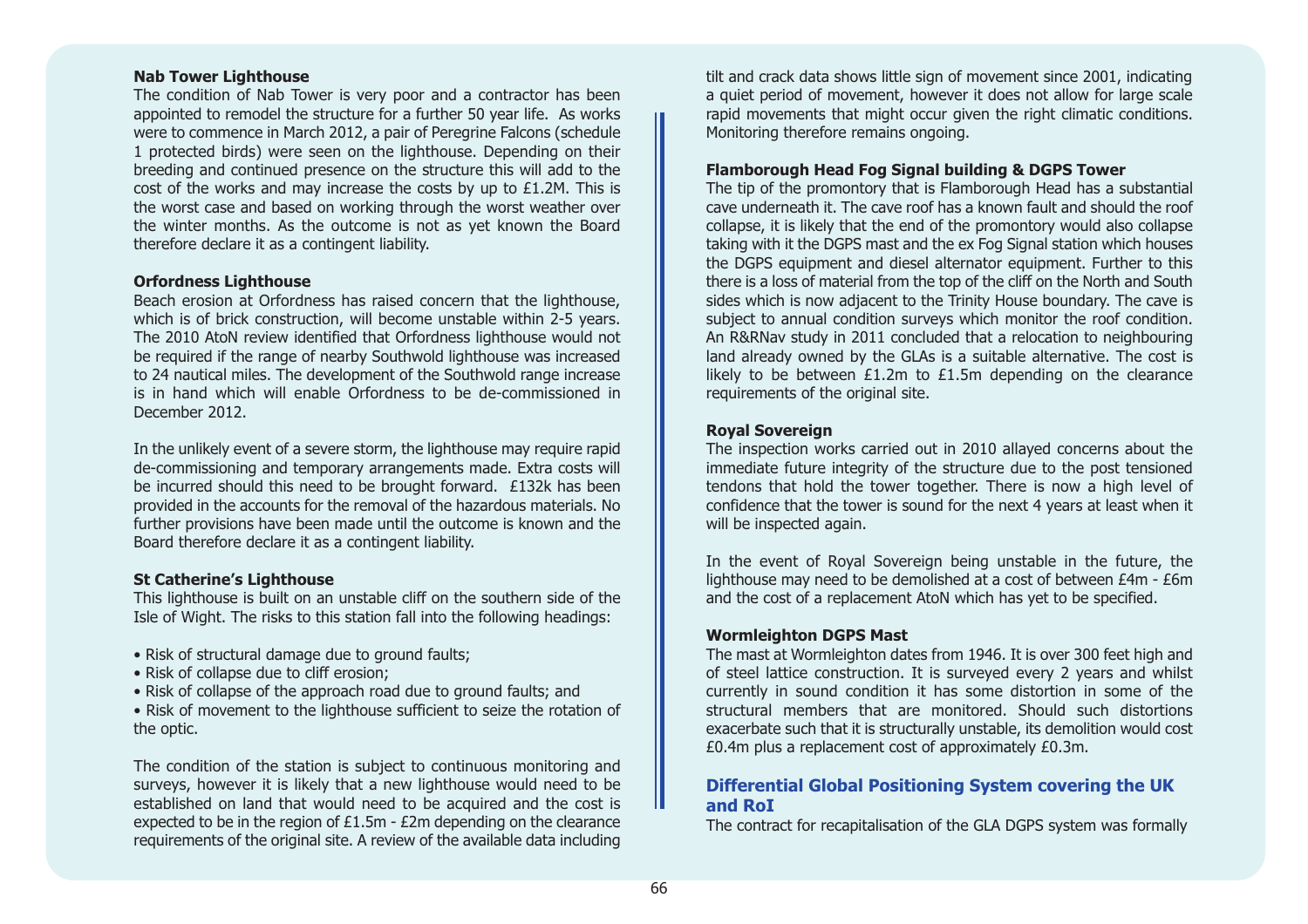**Nab Tower Lighthouse**

The condition of Nab Tower is very poor and a contractor has been appointed to remodel the structure for a further 50 year life. As works were to commence in March 2012, a pair of Peregrine Falcons (schedule 1 protected birds) were seen on the lighthouse. Depending on their breeding and continued presence on the structure this will add to the cost of the works and may increase the costs by up to £1.2M. This is the worst case and based on working through the worst weather over the winter months. As the outcome is not as yet known the Board therefore declare it as a contingent liability.

**Orfordness Lighthouse**

Beach erosion at Orfordness has raised concern that the lighthouse, which is of brick construction, will become unstable within 2-5 years. The 2010 AtoN review identified that Orfordness lighthouse would not be required if the range of nearby Southwold lighthouse was increased to 24 nautical miles. The development of the Southwold range increase is in hand which will enable Orfordness to be de-commissioned in December 2012.

In the unlikely event of a severe storm, the lighthouse may require rapid de-commissioning and temporary arrangements made. Extra costs will be incurred should this need to be brought forward. £132k has been provided in the accounts for the removal of the hazardous materials. No further provisions have been made until the outcome is known and the Board therefore declare it as a contingent liability.

**St Catherine's Lighthouse**

This lighthouse is built on an unstable cliff on the southern side of the Isle of Wight. The risks to this station fall into the following headings:

- Risk of structural damage due to ground faults;
- Risk of collapse due to cliff erosion;
- Risk of collapse of the approach road due to ground faults; and
- Risk of movement to the lighthouse sufficient to seize the rotation of the optic.

The condition of the station is subject to continuous monitoring and surveys, however it is likely that a new lighthouse would need to be established on land that would need to be acquired and the cost is expected to be in the region of £1.5m - £2m depending on the clearance requirements of the original site. A review of the available data including tilt and crack data shows little sign of movement since 2001, indicating a quiet period of movement, however it does not allow for large scale rapid movements that might occur given the right climatic conditions. Monitoring therefore remains ongoing.

**Flamborough Head Fog Signal building & DGPS Tower**

The tip of the promontory that is Flamborough Head has a substantial cave underneath it. The cave roof has a known fault and should the roof collapse, it is likely that the end of the promontory would also collapse taking with it the DGPS mast and the ex Fog Signal station which houses the DGPS equipment and diesel alternator equipment. Further to this there is a loss of material from the top of the cliff on the North and South sides which is now adjacent to the Trinity House boundary. The cave is subject to annual condition surveys which monitor the roof condition. An R&RNav study in 2011 concluded that a relocation to neighbouring land already owned by the GLAs is a suitable alternative. The cost is likely to be between £1.2m to £1.5m depending on the clearance requirements of the original site.

**Royal Sovereign**

The inspection works carried out in 2010 allayed concerns about the immediate future integrity of the structure due to the post tensioned tendons that hold the tower together. There is now a high level of confidence that the tower is sound for the next 4 years at least when it will be inspected again.

In the event of Royal Sovereign being unstable in the future, the lighthouse may need to be demolished at a cost of between £4m - £6m and the cost of a replacement AtoN which has yet to be specified.

**Wormleighton DGPS Mast**

The mast at Wormleighton dates from 1946. It is over 300 feet high and of steel lattice construction. It is surveyed every 2 years and whilst currently in sound condition it has some distortion in some of the structural members that are monitored. Should such distortions exacerbate such that it is structurally unstable, its demolition would cost £0.4m plus a replacement cost of approximately £0.3m.

### Differential Global Positioning System covering the UK and RoI

The contract for recapitalisation of the GLA DGPS system was formally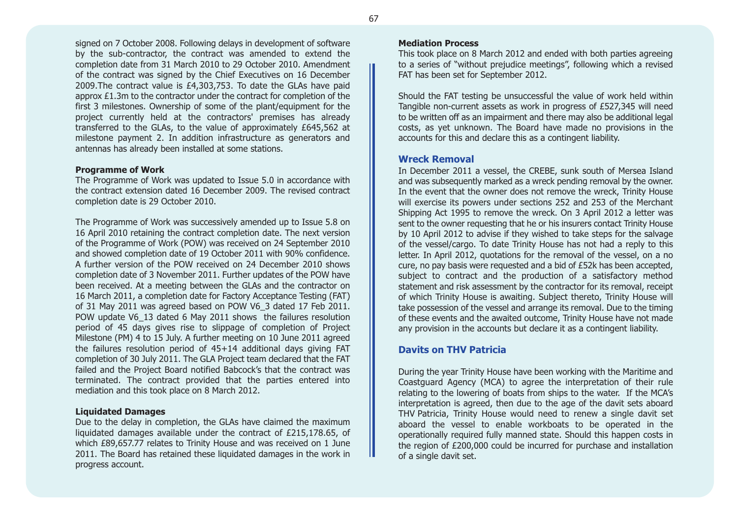signed on 7 October 2008. Following delays in development of software by the sub-contractor, the contract was amended to extend the completion date from 31 March 2010 to 29 October 2010. Amendment of the contract was signed by the Chief Executives on 16 December 2009.The contract value is £4,303,753. To date the GLAs have paid approx £1.3m to the contractor under the contract for completion of the first 3 milestones. Ownership of some of the plant/equipment for the project currently held at the contractors' premises has already transferred to the GLAs, to the value of approximately £645,562 at milestone payment 2. In addition infrastructure as generators and antennas has already been installed at some stations.

**Programme of Work**

The Programme of Work was updated to Issue 5.0 in accordance with the contract extension dated 16 December 2009. The revised contract completion date is 29 October 2010.

The Programme of Work was successively amended up to Issue 5.8 on 16 April 2010 retaining the contract completion date. The next version of the Programme of Work (POW) was received on 24 September 2010 and showed completion date of 19 October 2011 with 90% confidence. A further version of the POW received on 24 December 2010 shows completion date of 3 November 2011. Further updates of the POW have been received. At a meeting between the GLAs and the contractor on 16 March 2011, a completion date for Factory Acceptance Testing (FAT) of 31 May 2011 was agreed based on POW V6_3 dated 17 Feb 2011. POW update V6_13 dated 6 May 2011 shows the failures resolution period of 45 days gives rise to slippage of completion of Project Milestone (PM) 4 to 15 July. A further meeting on 10 June 2011 agreed the failures resolution period of 45+14 additional days giving FAT completion of 30 July 2011. The GLA Project team declared that the FAT failed and the Project Board notified Babcock's that the contract was terminated. The contract provided that the parties entered into mediation and this took place on 8 March 2012.

**Liquidated Damages**

Due to the delay in completion, the GLAs have claimed the maximum liquidated damages available under the contract of £215,178.65, of which £89,657.77 relates to Trinity House and was received on 1 June 2011. The Board has retained these liquidated damages in the work in progress account.

**Mediation Process**

This took place on 8 March 2012 and ended with both parties agreeing to a series of "without prejudice meetings", following which a revised FAT has been set for September 2012.

Should the FAT testing be unsuccessful the value of work held within Tangible non-current assets as work in progress of £527,345 will need to be written off as an impairment and there may also be additional legal costs, as yet unknown. The Board have made no provisions in the accounts for this and declare this as a contingent liability.

## Wreck Removal

In December 2011 a vessel, the CREBE, sunk south of Mersea Island and was subsequently marked as a wreck pending removal by the owner. In the event that the owner does not remove the wreck, Trinity House will exercise its powers under sections 252 and 253 of the Merchant Shipping Act 1995 to remove the wreck. On 3 April 2012 a letter was sent to the owner requesting that he or his insurers contact Trinity House by 10 April 2012 to advise if they wished to take steps for the salvage of the vessel/cargo. To date Trinity House has not had a reply to this letter. In April 2012, quotations for the removal of the vessel, on a no cure, no pay basis were requested and a bid of £52k has been accepted, subject to contract and the production of a satisfactory method statement and risk assessment by the contractor for its removal, receipt of which Trinity House is awaiting. Subject thereto, Trinity House will take possession of the vessel and arrange its removal. Due to the timing of these events and the awaited outcome, Trinity House have not made any provision in the accounts but declare it as a contingent liability.

## Davits on THV Patricia

During the year Trinity House have been working with the Maritime and Coastguard Agency (MCA) to agree the interpretation of their rule relating to the lowering of boats from ships to the water. If the MCA's interpretation is agreed, then due to the age of the davit sets aboard THV Patricia, Trinity House would need to renew a single davit set aboard the vessel to enable workboats to be operated in the operationally required fully manned state. Should this happen costs in the region of £200,000 could be incurred for purchase and installation of a single davit set.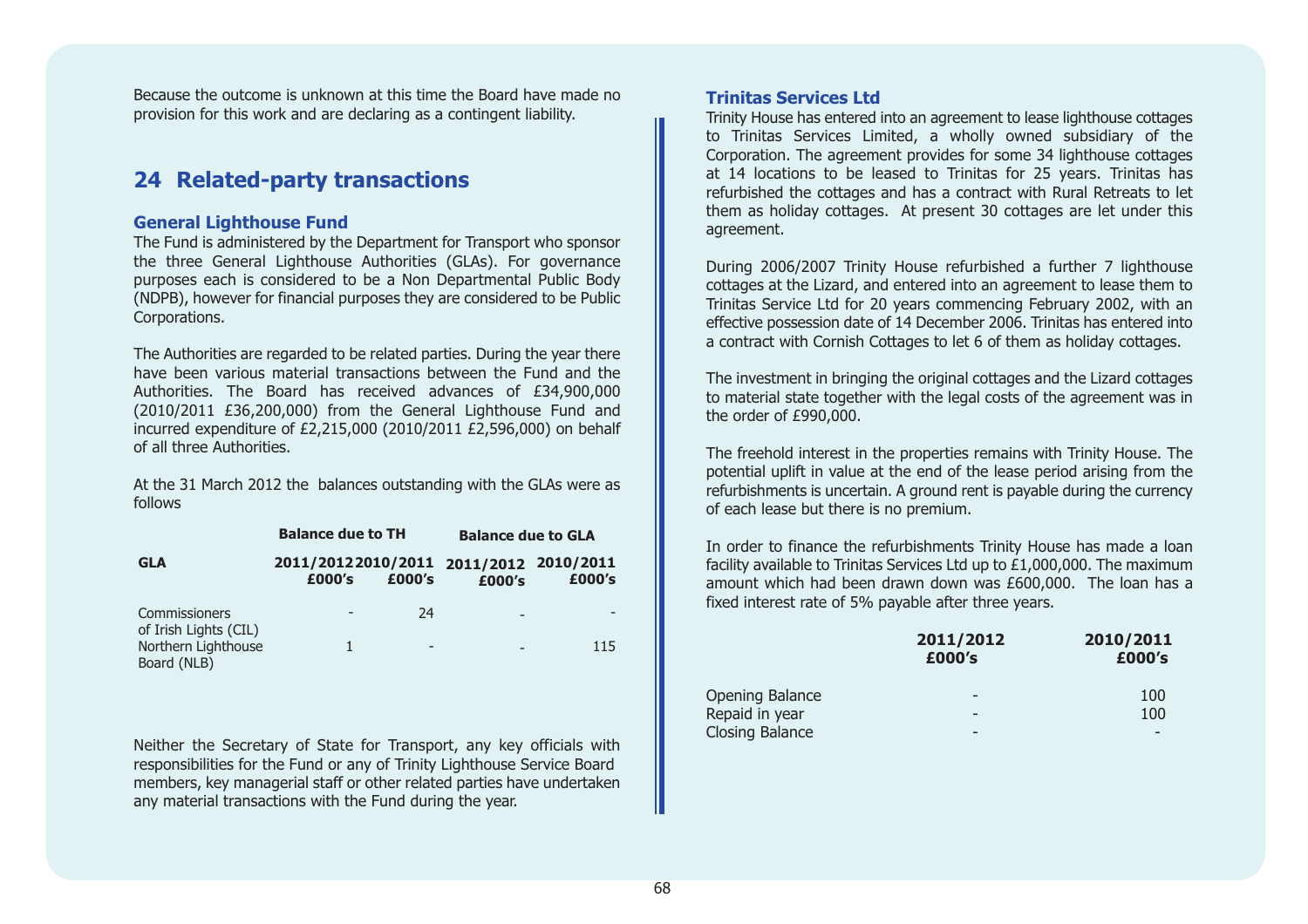Because the outcome is unknown at this time the Board have made no provision for this work and are declaring as a contingent liability.

## 24 Related-party transactions

### General Lighthouse Fund

The Fund is administered by the Department for Transport who sponsor the three General Lighthouse Authorities (GLAs). For governance purposes each is considered to be a Non Departmental Public Body (NDPB), however for financial purposes they are considered to be Public Corporations.

The Authorities are regarded to be related parties. During the year there have been various material transactions between the Fund and the Authorities. The Board has received advances of £34,900,000 (2010/2011 £36,200,000) from the General Lighthouse Fund and incurred expenditure of £2,215,000 (2010/2011 £2,596,000) on behalf of all three Authorities.

At the 31 March 2012 the balances outstanding with the GLAs were as follows

| | Balance due to TH | | Balance due to GLA | |
|---|---|---|---|---|
| **GLA** | **2011/2012 £000's** | **2010/2011 £000's** | **2011/2012 £000's** | **2010/2011 £000's** |
| Commissioners of Irish Lights (CIL) | - | 24 | - | - |
| Northern Lighthouse Board (NLB) | 1 | - | - | 115 |

Neither the Secretary of State for Transport, any key officials with responsibilities for the Fund or any of Trinity Lighthouse Service Board members, key managerial staff or other related parties have undertaken any material transactions with the Fund during the year.

### Trinitas Services Ltd

Trinity House has entered into an agreement to lease lighthouse cottages to Trinitas Services Limited, a wholly owned subsidiary of the Corporation. The agreement provides for some 34 lighthouse cottages at 14 locations to be leased to Trinitas for 25 years. Trinitas has refurbished the cottages and has a contract with Rural Retreats to let them as holiday cottages. At present 30 cottages are let under this agreement.

During 2006/2007 Trinity House refurbished a further 7 lighthouse cottages at the Lizard, and entered into an agreement to lease them to Trinitas Service Ltd for 20 years commencing February 2002, with an effective possession date of 14 December 2006. Trinitas has entered into a contract with Cornish Cottages to let 6 of them as holiday cottages.

The investment in bringing the original cottages and the Lizard cottages to material state together with the legal costs of the agreement was in the order of £990,000.

The freehold interest in the properties remains with Trinity House. The potential uplift in value at the end of the lease period arising from the refurbishments is uncertain. A ground rent is payable during the currency of each lease but there is no premium.

In order to finance the refurbishments Trinity House has made a loan facility available to Trinitas Services Ltd up to £1,000,000. The maximum amount which had been drawn down was £600,000. The loan has a fixed interest rate of 5% payable after three years.

| | 2011/2012 £000's | 2010/2011 £000's |
|---|---|---|
| Opening Balance | - | 100 |
| Repaid in year | - | 100 |
| Closing Balance | - | - |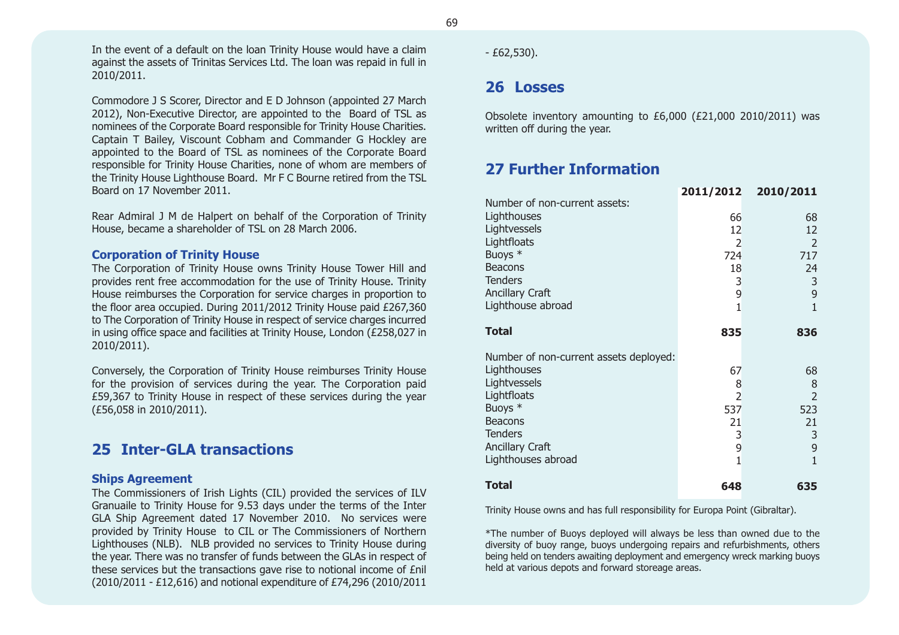In the event of a default on the loan Trinity House would have a claim against the assets of Trinitas Services Ltd. The loan was repaid in full in 2010/2011.

Commodore J S Scorer, Director and E D Johnson (appointed 27 March 2012), Non-Executive Director, are appointed to the Board of TSL as nominees of the Corporate Board responsible for Trinity House Charities. Captain T Bailey, Viscount Cobham and Commander G Hockley are appointed to the Board of TSL as nominees of the Corporate Board responsible for Trinity House Charities, none of whom are members of the Trinity House Lighthouse Board. Mr F C Bourne retired from the TSL Board on 17 November 2011.

Rear Admiral J M de Halpert on behalf of the Corporation of Trinity House, became a shareholder of TSL on 28 March 2006.

### Corporation of Trinity House

The Corporation of Trinity House owns Trinity House Tower Hill and provides rent free accommodation for the use of Trinity House. Trinity House reimburses the Corporation for service charges in proportion to the floor area occupied. During 2011/2012 Trinity House paid £267,360 to The Corporation of Trinity House in respect of service charges incurred in using office space and facilities at Trinity House, London (£258,027 in 2010/2011).

Conversely, the Corporation of Trinity House reimburses Trinity House for the provision of services during the year. The Corporation paid £59,367 to Trinity House in respect of these services during the year (£56,058 in 2010/2011).

## 25 Inter-GLA transactions

### Ships Agreement

The Commissioners of Irish Lights (CIL) provided the services of ILV Granuaile to Trinity House for 9.53 days under the terms of the Inter GLA Ship Agreement dated 17 November 2010. No services were provided by Trinity House to CIL or The Commissioners of Northern Lighthouses (NLB). NLB provided no services to Trinity House during the year. There was no transfer of funds between the GLAs in respect of these services but the transactions gave rise to notional income of £nil (2010/2011 - £12,616) and notional expenditure of £74,296 (2010/2011 - £62,530).

## 26 Losses

Obsolete inventory amounting to £6,000 (£21,000 2010/2011) was written off during the year.

## 27 Further Information

| | **2011/2012** | **2010/2011** |
|---|---|---|
| Number of non-current assets: | | |
| Lighthouses | 66 | 68 |
| Lightvessels | 12 | 12 |
| Lightfloats | 2 | 2 |
| Buoys * | 724 | 717 |
| Beacons | 18 | 24 |
| Tenders | 3 | 3 |
| Ancillary Craft | 9 | 9 |
| Lighthouse abroad | 1 | 1 |
| **Total** | **835** | **836** |
| Number of non-current assets deployed: | | |
| Lighthouses | 67 | 68 |
| Lightvessels | 8 | 8 |
| Lightfloats | 2 | 2 |
| Buoys * | 537 | 523 |
| Beacons | 21 | 21 |
| Tenders | 3 | 3 |
| Ancillary Craft | 9 | 9 |
| Lighthouses abroad | 1 | 1 |
| **Total** | **648** | **635** |

Trinity House owns and has full responsibility for Europa Point (Gibraltar).

*The number of Buoys deployed will always be less than owned due to the diversity of buoy range, buoys undergoing repairs and refurbishments, others being held on tenders awaiting deployment and emergency wreck marking buoys held at various depots and forward storeage areas.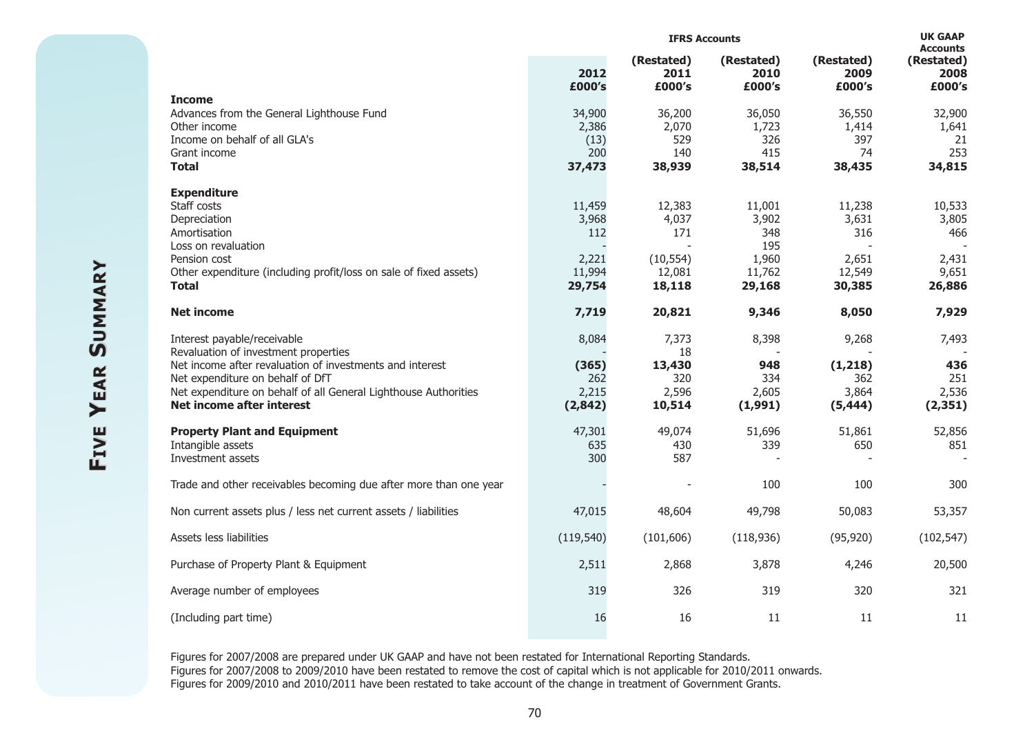# Five Year Summary

| | | IFRS Accounts | | | UK GAAP Accounts |
|---|---|---|---|---|---|
| | 2012 | (Restated) 2011 | (Restated) 2010 | (Restated) 2009 | (Restated) 2008 |
| | £000's | £000's | £000's | £000's | £000's |
| **Income** | | | | | |
| Advances from the General Lighthouse Fund | 34,900 | 36,200 | 36,050 | 36,550 | 32,900 |
| Other income | 2,386 | 2,070 | 1,723 | 1,414 | 1,641 |
| Income on behalf of all GLA's | (13) | 529 | 326 | 397 | 21 |
| Grant income | 200 | 140 | 415 | 74 | 253 |
| **Total** | **37,473** | **38,939** | **38,514** | **38,435** | **34,815** |
| **Expenditure** | | | | | |
| Staff costs | 11,459 | 12,383 | 11,001 | 11,238 | 10,533 |
| Depreciation | 3,968 | 4,037 | 3,902 | 3,631 | 3,805 |
| Amortisation | 112 | 171 | 348 | 316 | 466 |
| Loss on revaluation | - | - | 195 | - | - |
| Pension cost | 2,221 | (10,554) | 1,960 | 2,651 | 2,431 |
| Other expenditure (including profit/loss on sale of fixed assets) | 11,994 | 12,081 | 11,762 | 12,549 | 9,651 |
| **Total** | **29,754** | **18,118** | **29,168** | **30,385** | **26,886** |
| **Net income** | **7,719** | **20,821** | **9,346** | **8,050** | **7,929** |
| Interest payable/receivable | 8,084 | 7,373 | 8,398 | 9,268 | 7,493 |
| Revaluation of investment properties | - | 18 | - | - | - |
| Net income after revaluation of investments and interest | **(365)** | **13,430** | **948** | **(1,218)** | **436** |
| Net expenditure on behalf of DfT | 262 | 320 | 334 | 362 | 251 |
| Net expenditure on behalf of all General Lighthouse Authorities | 2,215 | 2,596 | 2,605 | 3,864 | 2,536 |
| **Net income after interest** | **(2,842)** | **10,514** | **(1,991)** | **(5,444)** | **(2,351)** |
| **Property Plant and Equipment** | 47,301 | 49,074 | 51,696 | 51,861 | 52,856 |
| Intangible assets | 635 | 430 | 339 | 650 | 851 |
| Investment assets | 300 | 587 | - | - | - |
| Trade and other receivables becoming due after more than one year | - | - | 100 | 100 | 300 |
| Non current assets plus / less net current assets / liabilities | 47,015 | 48,604 | 49,798 | 50,083 | 53,357 |
| Assets less liabilities | (119,540) | (101,606) | (118,936) | (95,920) | (102,547) |
| Purchase of Property Plant & Equipment | 2,511 | 2,868 | 3,878 | 4,246 | 20,500 |
| Average number of employees | 319 | 326 | 319 | 320 | 321 |
| (Including part time) | 16 | 16 | 11 | 11 | 11 |

Figures for 2007/2008 are prepared under UK GAAP and have not been restated for International Reporting Standards.
Figures for 2007/2008 to 2009/2010 have been restated to remove the cost of capital which is not applicable for 2010/2011 onwards.
Figures for 2009/2010 and 2010/2011 have been restated to take account of the change in treatment of Government Grants.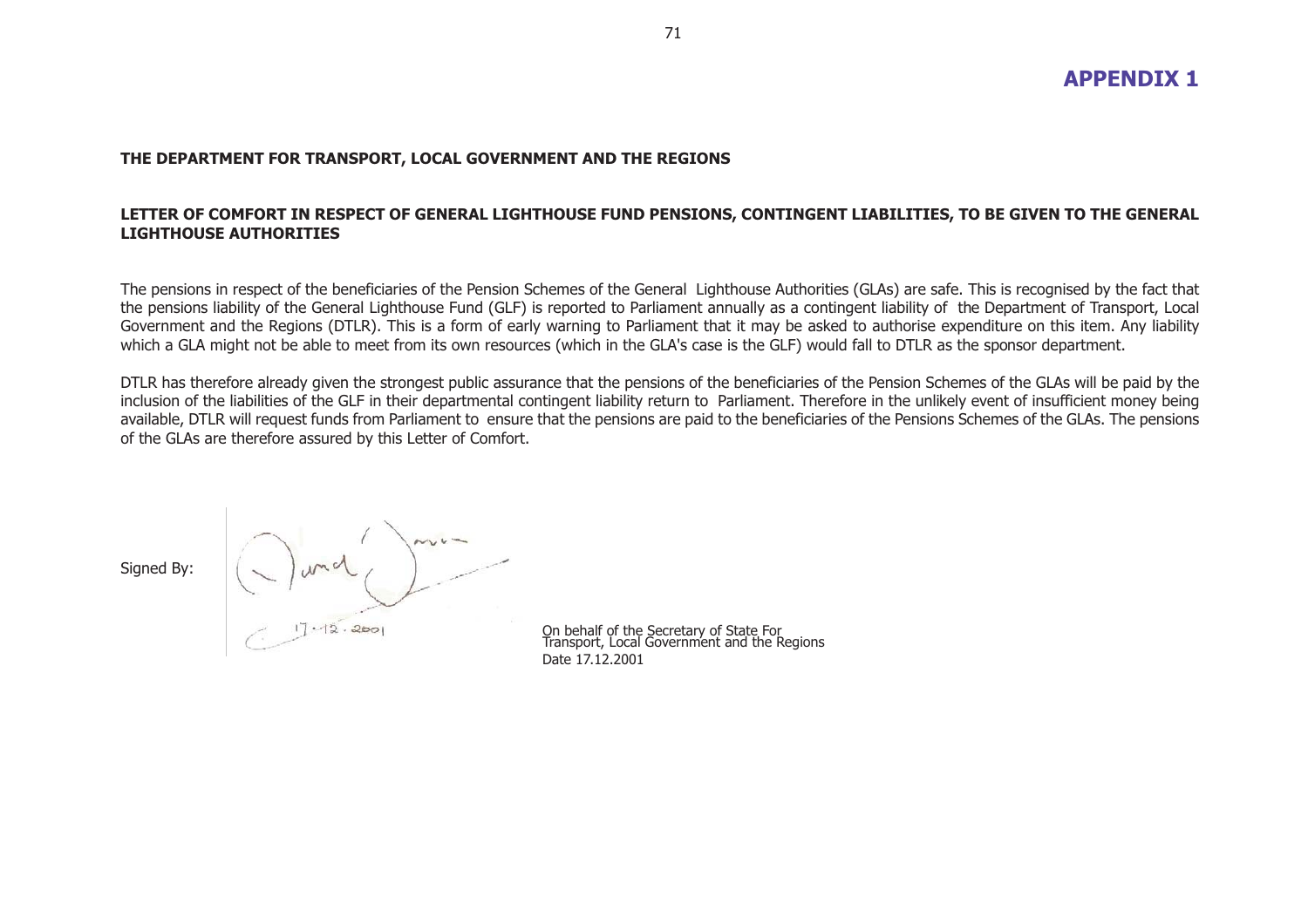# APPENDIX 1

**THE DEPARTMENT FOR TRANSPORT, LOCAL GOVERNMENT AND THE REGIONS**

**LETTER OF COMFORT IN RESPECT OF GENERAL LIGHTHOUSE FUND PENSIONS, CONTINGENT LIABILITIES, TO BE GIVEN TO THE GENERAL LIGHTHOUSE AUTHORITIES**

The pensions in respect of the beneficiaries of the Pension Schemes of the General Lighthouse Authorities (GLAs) are safe. This is recognised by the fact that the pensions liability of the General Lighthouse Fund (GLF) is reported to Parliament annually as a contingent liability of the Department of Transport, Local Government and the Regions (DTLR). This is a form of early warning to Parliament that it may be asked to authorise expenditure on this item. Any liability which a GLA might not be able to meet from its own resources (which in the GLA's case is the GLF) would fall to DTLR as the sponsor department.

DTLR has therefore already given the strongest public assurance that the pensions of the beneficiaries of the Pension Schemes of the GLAs will be paid by the inclusion of the liabilities of the GLF in their departmental contingent liability return to Parliament. Therefore in the unlikely event of insufficient money being available, DTLR will request funds from Parliament to ensure that the pensions are paid to the beneficiaries of the Pensions Schemes of the GLAs. The pensions of the GLAs are therefore assured by this Letter of Comfort.

Signed By: 17.12.2001

On behalf of the Secretary of State For Transport, Local Government and the Regions

Date 17.12.2001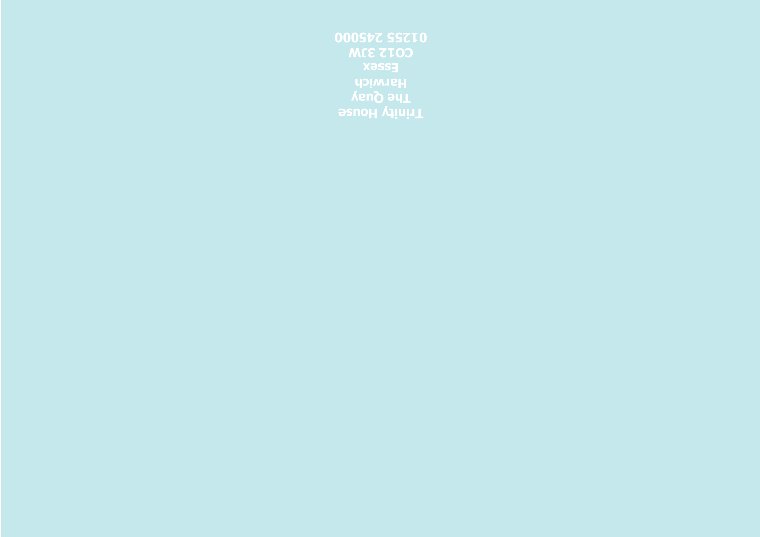Trinity House
The Quay
Harwich
Essex
CO12 3JW
01255 245000